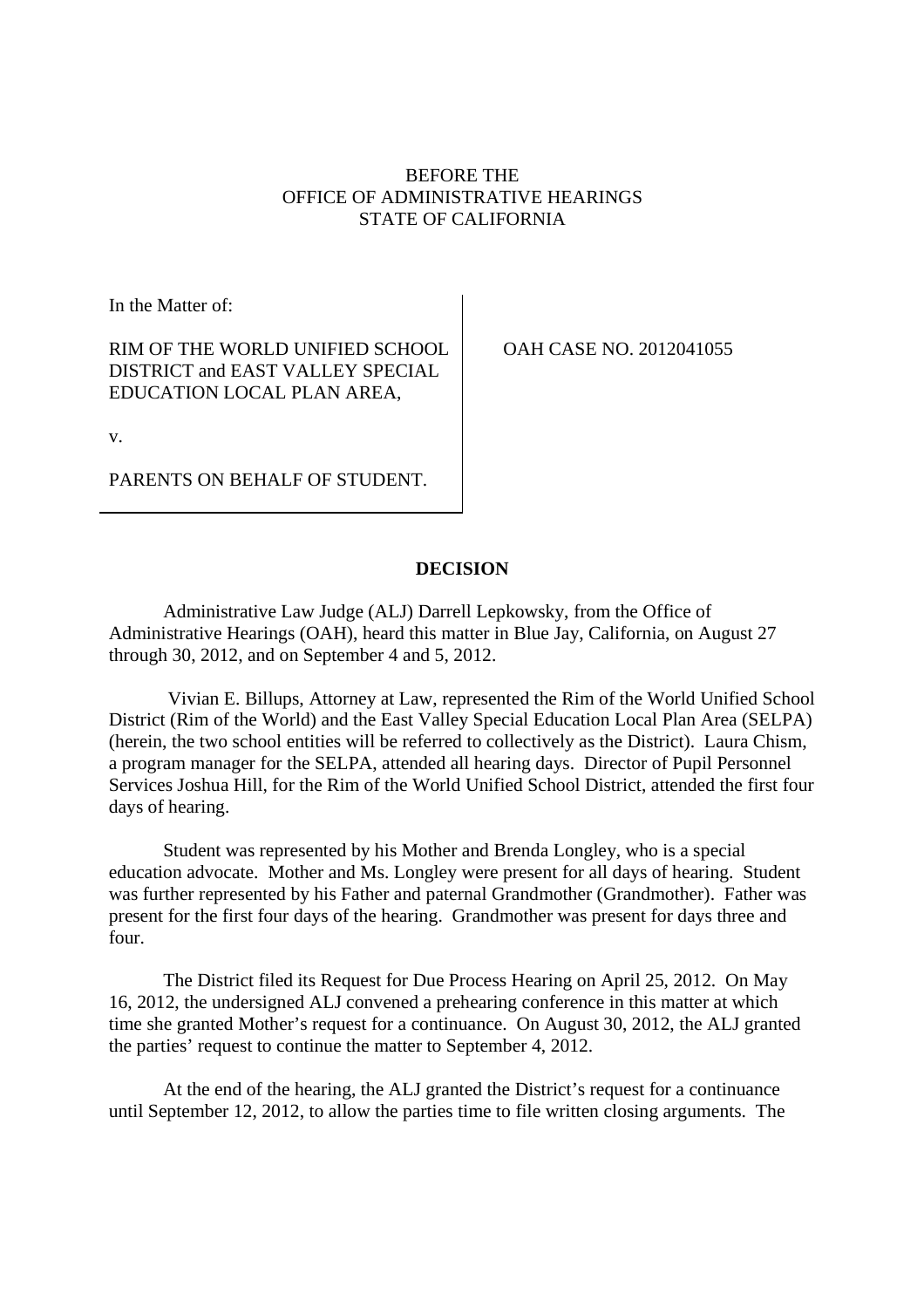BEFORE THE
OFFICE OF ADMINISTRATIVE HEARINGS
STATE OF CALIFORNIA

| In the Matter of: | |
|---|---|
| RIM OF THE WORLD UNIFIED SCHOOL DISTRICT and EAST VALLEY SPECIAL EDUCATION LOCAL PLAN AREA, | OAH CASE NO. 2012041055 |
| v. | |
| PARENTS ON BEHALF OF STUDENT. | |

**DECISION**

Administrative Law Judge (ALJ) Darrell Lepkowsky, from the Office of Administrative Hearings (OAH), heard this matter in Blue Jay, California, on August 27 through 30, 2012, and on September 4 and 5, 2012.

Vivian E. Billups, Attorney at Law, represented the Rim of the World Unified School District (Rim of the World) and the East Valley Special Education Local Plan Area (SELPA) (herein, the two school entities will be referred to collectively as the District). Laura Chism, a program manager for the SELPA, attended all hearing days. Director of Pupil Personnel Services Joshua Hill, for the Rim of the World Unified School District, attended the first four days of hearing.

Student was represented by his Mother and Brenda Longley, who is a special education advocate. Mother and Ms. Longley were present for all days of hearing. Student was further represented by his Father and paternal Grandmother (Grandmother). Father was present for the first four days of the hearing. Grandmother was present for days three and four.

The District filed its Request for Due Process Hearing on April 25, 2012. On May 16, 2012, the undersigned ALJ convened a prehearing conference in this matter at which time she granted Mother's request for a continuance. On August 30, 2012, the ALJ granted the parties' request to continue the matter to September 4, 2012.

At the end of the hearing, the ALJ granted the District's request for a continuance until September 12, 2012, to allow the parties time to file written closing arguments. The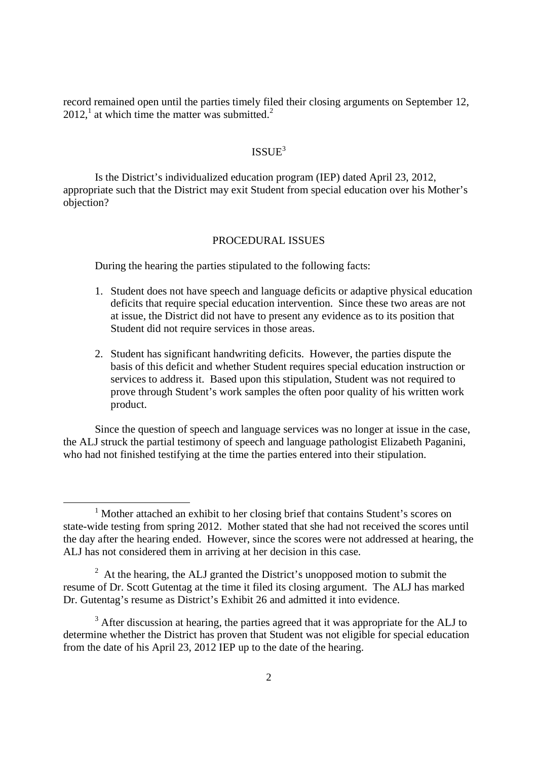record remained open until the parties timely filed their closing arguments on September 12, 2012,[1] at which time the matter was submitted.[2]

## ISSUE[3]

Is the District's individualized education program (IEP) dated April 23, 2012, appropriate such that the District may exit Student from special education over his Mother's objection?

## PROCEDURAL ISSUES

During the hearing the parties stipulated to the following facts:

1. Student does not have speech and language deficits or adaptive physical education deficits that require special education intervention. Since these two areas are not at issue, the District did not have to present any evidence as to its position that Student did not require services in those areas.

2. Student has significant handwriting deficits. However, the parties dispute the basis of this deficit and whether Student requires special education instruction or services to address it. Based upon this stipulation, Student was not required to prove through Student's work samples the often poor quality of his written work product.

Since the question of speech and language services was no longer at issue in the case, the ALJ struck the partial testimony of speech and language pathologist Elizabeth Paganini, who had not finished testifying at the time the parties entered into their stipulation.

---

[1] Mother attached an exhibit to her closing brief that contains Student's scores on state-wide testing from spring 2012. Mother stated that she had not received the scores until the day after the hearing ended. However, since the scores were not addressed at hearing, the ALJ has not considered them in arriving at her decision in this case.

[2] At the hearing, the ALJ granted the District's unopposed motion to submit the resume of Dr. Scott Gutentag at the time it filed its closing argument. The ALJ has marked Dr. Gutentag's resume as District's Exhibit 26 and admitted it into evidence.

[3] After discussion at hearing, the parties agreed that it was appropriate for the ALJ to determine whether the District has proven that Student was not eligible for special education from the date of his April 23, 2012 IEP up to the date of the hearing.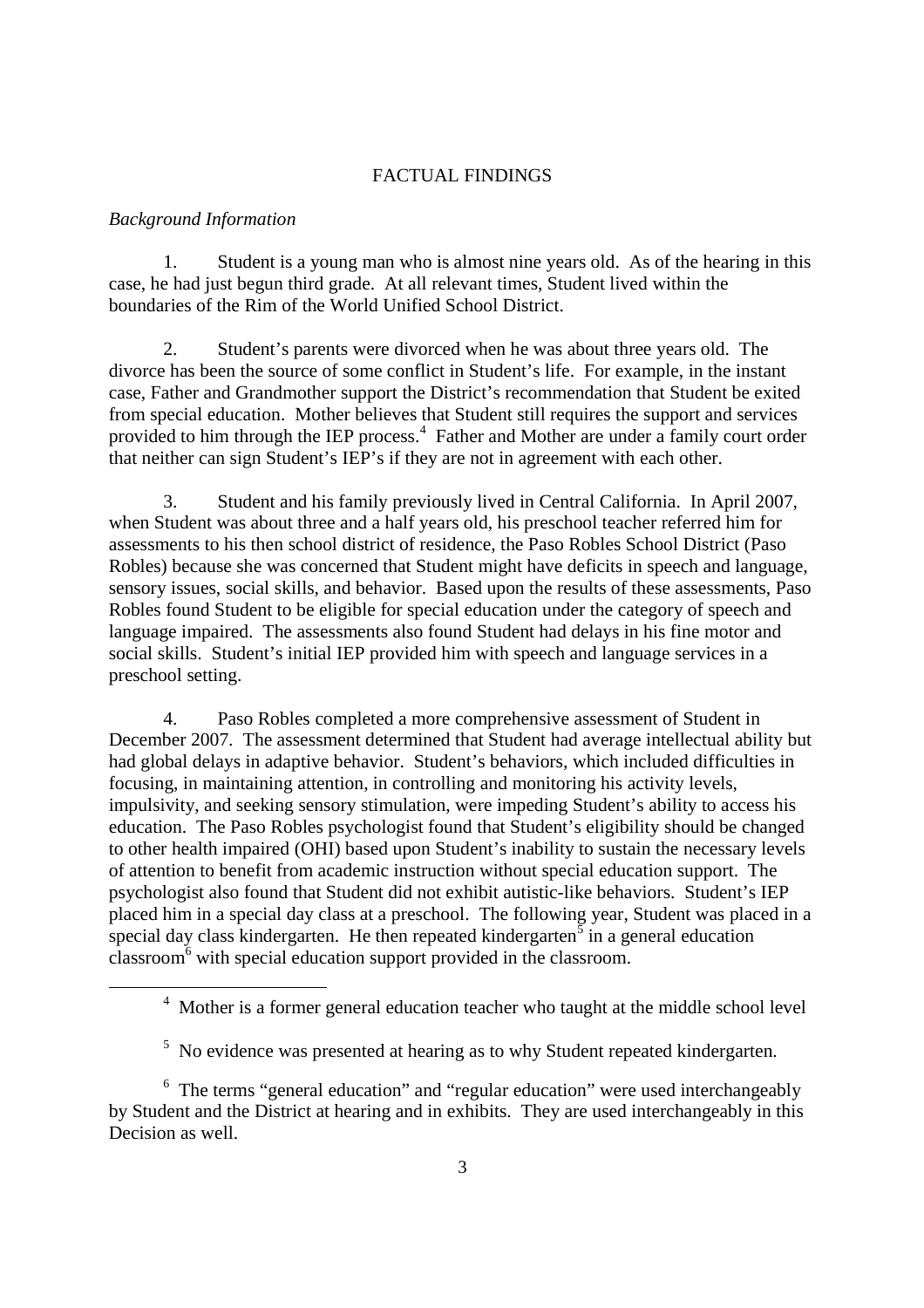## FACTUAL FINDINGS

### *Background Information*

1. Student is a young man who is almost nine years old. As of the hearing in this case, he had just begun third grade. At all relevant times, Student lived within the boundaries of the Rim of the World Unified School District.

2. Student's parents were divorced when he was about three years old. The divorce has been the source of some conflict in Student's life. For example, in the instant case, Father and Grandmother support the District's recommendation that Student be exited from special education. Mother believes that Student still requires the support and services provided to him through the IEP process.[4] Father and Mother are under a family court order that neither can sign Student's IEP's if they are not in agreement with each other.

3. Student and his family previously lived in Central California. In April 2007, when Student was about three and a half years old, his preschool teacher referred him for assessments to his then school district of residence, the Paso Robles School District (Paso Robles) because she was concerned that Student might have deficits in speech and language, sensory issues, social skills, and behavior. Based upon the results of these assessments, Paso Robles found Student to be eligible for special education under the category of speech and language impaired. The assessments also found Student had delays in his fine motor and social skills. Student's initial IEP provided him with speech and language services in a preschool setting.

4. Paso Robles completed a more comprehensive assessment of Student in December 2007. The assessment determined that Student had average intellectual ability but had global delays in adaptive behavior. Student's behaviors, which included difficulties in focusing, in maintaining attention, in controlling and monitoring his activity levels, impulsivity, and seeking sensory stimulation, were impeding Student's ability to access his education. The Paso Robles psychologist found that Student's eligibility should be changed to other health impaired (OHI) based upon Student's inability to sustain the necessary levels of attention to benefit from academic instruction without special education support. The psychologist also found that Student did not exhibit autistic-like behaviors. Student's IEP placed him in a special day class at a preschool. The following year, Student was placed in a special day class kindergarten. He then repeated kindergarten[5] in a general education classroom[6] with special education support provided in the classroom.

---

[4] Mother is a former general education teacher who taught at the middle school level

[5] No evidence was presented at hearing as to why Student repeated kindergarten.

[6] The terms "general education" and "regular education" were used interchangeably by Student and the District at hearing and in exhibits. They are used interchangeably in this Decision as well.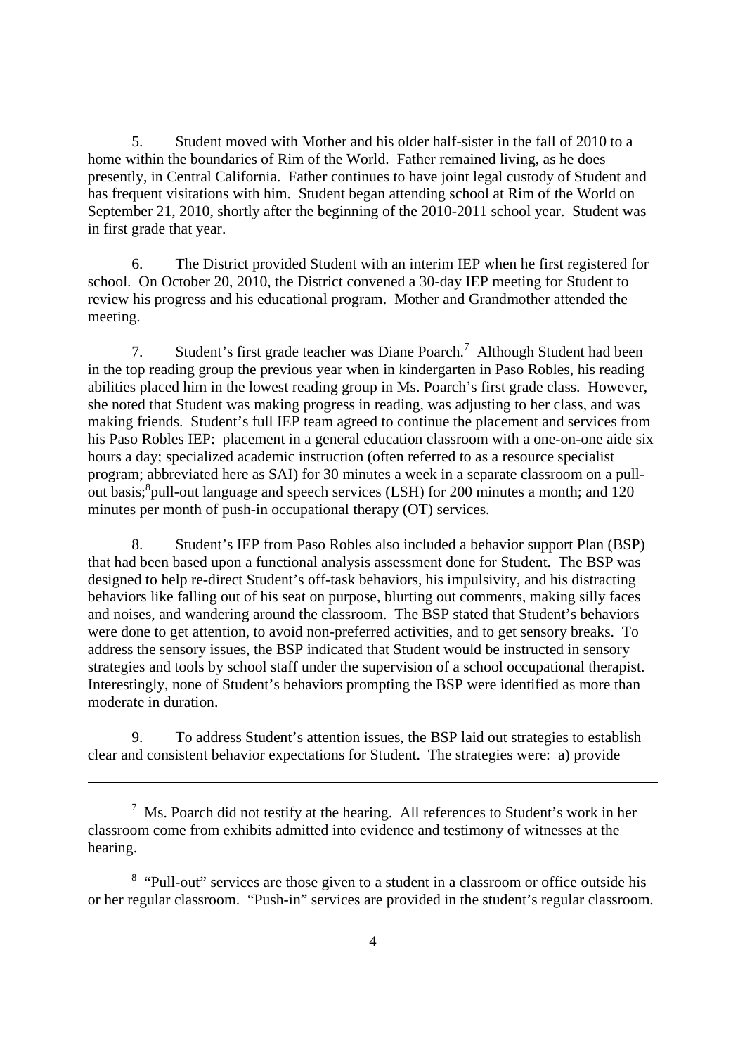5. Student moved with Mother and his older half-sister in the fall of 2010 to a home within the boundaries of Rim of the World. Father remained living, as he does presently, in Central California. Father continues to have joint legal custody of Student and has frequent visitations with him. Student began attending school at Rim of the World on September 21, 2010, shortly after the beginning of the 2010-2011 school year. Student was in first grade that year.

6. The District provided Student with an interim IEP when he first registered for school. On October 20, 2010, the District convened a 30-day IEP meeting for Student to review his progress and his educational program. Mother and Grandmother attended the meeting.

7. Student's first grade teacher was Diane Poarch.[7] Although Student had been in the top reading group the previous year when in kindergarten in Paso Robles, his reading abilities placed him in the lowest reading group in Ms. Poarch's first grade class. However, she noted that Student was making progress in reading, was adjusting to her class, and was making friends. Student's full IEP team agreed to continue the placement and services from his Paso Robles IEP: placement in a general education classroom with a one-on-one aide six hours a day; specialized academic instruction (often referred to as a resource specialist program; abbreviated here as SAI) for 30 minutes a week in a separate classroom on a pull-out basis;[8] pull-out language and speech services (LSH) for 200 minutes a month; and 120 minutes per month of push-in occupational therapy (OT) services.

8. Student's IEP from Paso Robles also included a behavior support Plan (BSP) that had been based upon a functional analysis assessment done for Student. The BSP was designed to help re-direct Student's off-task behaviors, his impulsivity, and his distracting behaviors like falling out of his seat on purpose, blurting out comments, making silly faces and noises, and wandering around the classroom. The BSP stated that Student's behaviors were done to get attention, to avoid non-preferred activities, and to get sensory breaks. To address the sensory issues, the BSP indicated that Student would be instructed in sensory strategies and tools by school staff under the supervision of a school occupational therapist. Interestingly, none of Student's behaviors prompting the BSP were identified as more than moderate in duration.

9. To address Student's attention issues, the BSP laid out strategies to establish clear and consistent behavior expectations for Student. The strategies were: a) provide

---

[7] Ms. Poarch did not testify at the hearing. All references to Student's work in her classroom come from exhibits admitted into evidence and testimony of witnesses at the hearing.

[8] "Pull-out" services are those given to a student in a classroom or office outside his or her regular classroom. "Push-in" services are provided in the student's regular classroom.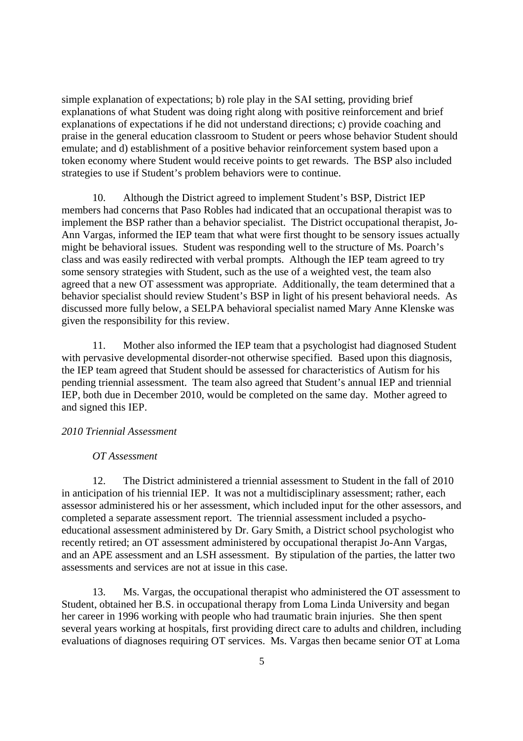simple explanation of expectations; b) role play in the SAI setting, providing brief explanations of what Student was doing right along with positive reinforcement and brief explanations of expectations if he did not understand directions; c) provide coaching and praise in the general education classroom to Student or peers whose behavior Student should emulate; and d) establishment of a positive behavior reinforcement system based upon a token economy where Student would receive points to get rewards. The BSP also included strategies to use if Student's problem behaviors were to continue.

10. Although the District agreed to implement Student's BSP, District IEP members had concerns that Paso Robles had indicated that an occupational therapist was to implement the BSP rather than a behavior specialist. The District occupational therapist, Jo-Ann Vargas, informed the IEP team that what were first thought to be sensory issues actually might be behavioral issues. Student was responding well to the structure of Ms. Poarch's class and was easily redirected with verbal prompts. Although the IEP team agreed to try some sensory strategies with Student, such as the use of a weighted vest, the team also agreed that a new OT assessment was appropriate. Additionally, the team determined that a behavior specialist should review Student's BSP in light of his present behavioral needs. As discussed more fully below, a SELPA behavioral specialist named Mary Anne Klenske was given the responsibility for this review.

11. Mother also informed the IEP team that a psychologist had diagnosed Student with pervasive developmental disorder-not otherwise specified. Based upon this diagnosis, the IEP team agreed that Student should be assessed for characteristics of Autism for his pending triennial assessment. The team also agreed that Student's annual IEP and triennial IEP, both due in December 2010, would be completed on the same day. Mother agreed to and signed this IEP.

*2010 Triennial Assessment*

*OT Assessment*

12. The District administered a triennial assessment to Student in the fall of 2010 in anticipation of his triennial IEP. It was not a multidisciplinary assessment; rather, each assessor administered his or her assessment, which included input for the other assessors, and completed a separate assessment report. The triennial assessment included a psycho-educational assessment administered by Dr. Gary Smith, a District school psychologist who recently retired; an OT assessment administered by occupational therapist Jo-Ann Vargas, and an APE assessment and an LSH assessment. By stipulation of the parties, the latter two assessments and services are not at issue in this case.

13. Ms. Vargas, the occupational therapist who administered the OT assessment to Student, obtained her B.S. in occupational therapy from Loma Linda University and began her career in 1996 working with people who had traumatic brain injuries. She then spent several years working at hospitals, first providing direct care to adults and children, including evaluations of diagnoses requiring OT services. Ms. Vargas then became senior OT at Loma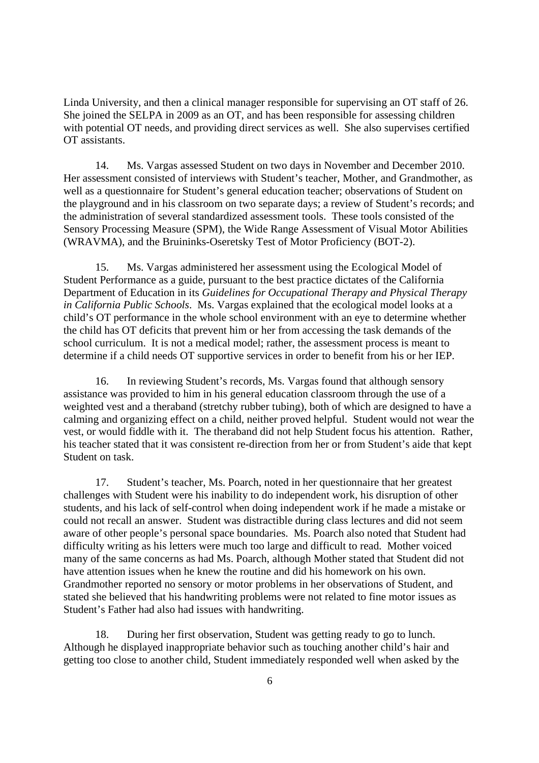Linda University, and then a clinical manager responsible for supervising an OT staff of 26. She joined the SELPA in 2009 as an OT, and has been responsible for assessing children with potential OT needs, and providing direct services as well. She also supervises certified OT assistants.

14. Ms. Vargas assessed Student on two days in November and December 2010. Her assessment consisted of interviews with Student's teacher, Mother, and Grandmother, as well as a questionnaire for Student's general education teacher; observations of Student on the playground and in his classroom on two separate days; a review of Student's records; and the administration of several standardized assessment tools. These tools consisted of the Sensory Processing Measure (SPM), the Wide Range Assessment of Visual Motor Abilities (WRAVMA), and the Bruininks-Oseretsky Test of Motor Proficiency (BOT-2).

15. Ms. Vargas administered her assessment using the Ecological Model of Student Performance as a guide, pursuant to the best practice dictates of the California Department of Education in its *Guidelines for Occupational Therapy and Physical Therapy in California Public Schools*. Ms. Vargas explained that the ecological model looks at a child's OT performance in the whole school environment with an eye to determine whether the child has OT deficits that prevent him or her from accessing the task demands of the school curriculum. It is not a medical model; rather, the assessment process is meant to determine if a child needs OT supportive services in order to benefit from his or her IEP.

16. In reviewing Student's records, Ms. Vargas found that although sensory assistance was provided to him in his general education classroom through the use of a weighted vest and a theraband (stretchy rubber tubing), both of which are designed to have a calming and organizing effect on a child, neither proved helpful. Student would not wear the vest, or would fiddle with it. The theraband did not help Student focus his attention. Rather, his teacher stated that it was consistent re-direction from her or from Student's aide that kept Student on task.

17. Student's teacher, Ms. Poarch, noted in her questionnaire that her greatest challenges with Student were his inability to do independent work, his disruption of other students, and his lack of self-control when doing independent work if he made a mistake or could not recall an answer. Student was distractible during class lectures and did not seem aware of other people's personal space boundaries. Ms. Poarch also noted that Student had difficulty writing as his letters were much too large and difficult to read. Mother voiced many of the same concerns as had Ms. Poarch, although Mother stated that Student did not have attention issues when he knew the routine and did his homework on his own. Grandmother reported no sensory or motor problems in her observations of Student, and stated she believed that his handwriting problems were not related to fine motor issues as Student's Father had also had issues with handwriting.

18. During her first observation, Student was getting ready to go to lunch. Although he displayed inappropriate behavior such as touching another child's hair and getting too close to another child, Student immediately responded well when asked by the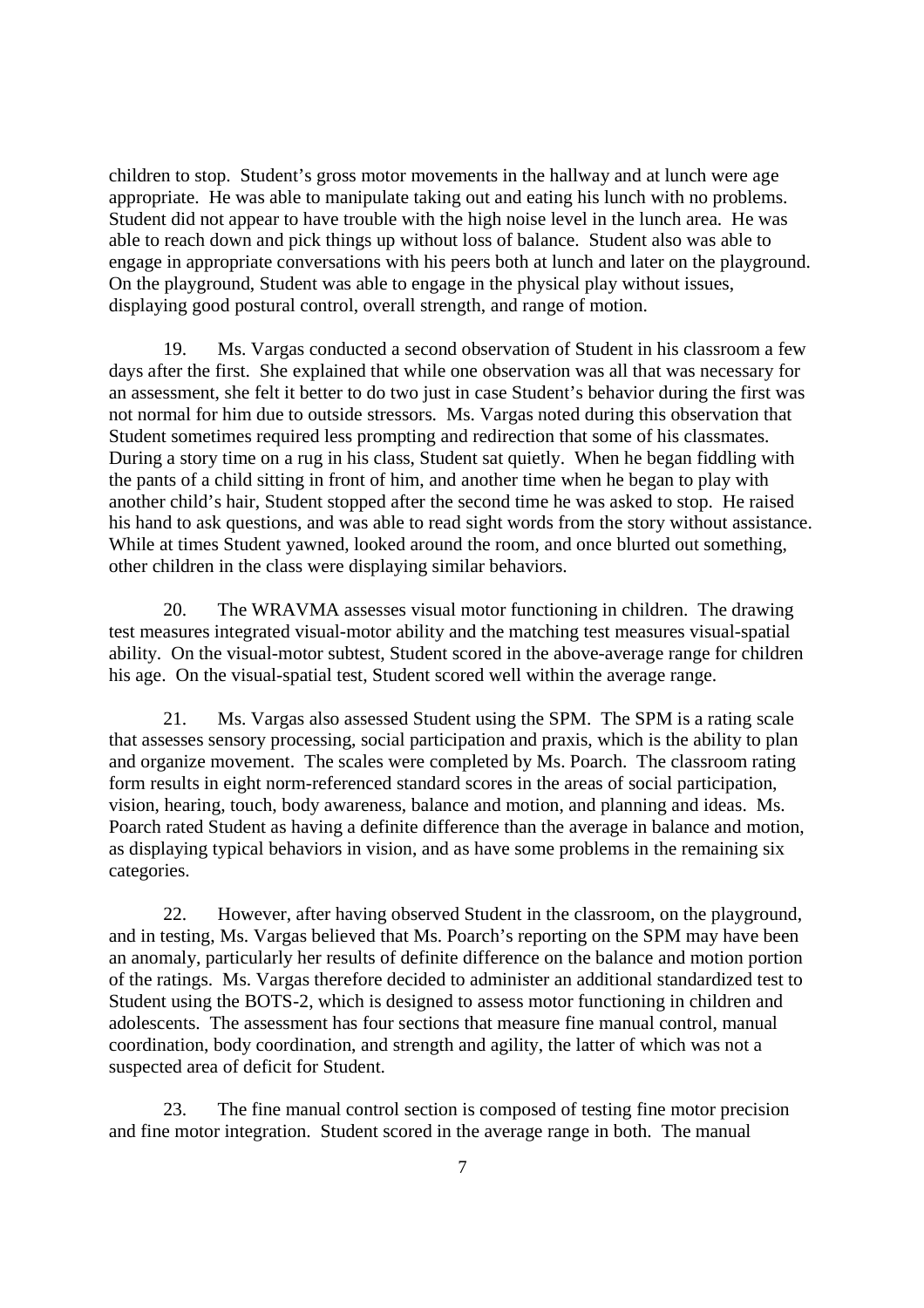children to stop. Student's gross motor movements in the hallway and at lunch were age appropriate. He was able to manipulate taking out and eating his lunch with no problems. Student did not appear to have trouble with the high noise level in the lunch area. He was able to reach down and pick things up without loss of balance. Student also was able to engage in appropriate conversations with his peers both at lunch and later on the playground. On the playground, Student was able to engage in the physical play without issues, displaying good postural control, overall strength, and range of motion.

19. Ms. Vargas conducted a second observation of Student in his classroom a few days after the first. She explained that while one observation was all that was necessary for an assessment, she felt it better to do two just in case Student's behavior during the first was not normal for him due to outside stressors. Ms. Vargas noted during this observation that Student sometimes required less prompting and redirection that some of his classmates. During a story time on a rug in his class, Student sat quietly. When he began fiddling with the pants of a child sitting in front of him, and another time when he began to play with another child's hair, Student stopped after the second time he was asked to stop. He raised his hand to ask questions, and was able to read sight words from the story without assistance. While at times Student yawned, looked around the room, and once blurted out something, other children in the class were displaying similar behaviors.

20. The WRAVMA assesses visual motor functioning in children. The drawing test measures integrated visual-motor ability and the matching test measures visual-spatial ability. On the visual-motor subtest, Student scored in the above-average range for children his age. On the visual-spatial test, Student scored well within the average range.

21. Ms. Vargas also assessed Student using the SPM. The SPM is a rating scale that assesses sensory processing, social participation and praxis, which is the ability to plan and organize movement. The scales were completed by Ms. Poarch. The classroom rating form results in eight norm-referenced standard scores in the areas of social participation, vision, hearing, touch, body awareness, balance and motion, and planning and ideas. Ms. Poarch rated Student as having a definite difference than the average in balance and motion, as displaying typical behaviors in vision, and as have some problems in the remaining six categories.

22. However, after having observed Student in the classroom, on the playground, and in testing, Ms. Vargas believed that Ms. Poarch's reporting on the SPM may have been an anomaly, particularly her results of definite difference on the balance and motion portion of the ratings. Ms. Vargas therefore decided to administer an additional standardized test to Student using the BOTS-2, which is designed to assess motor functioning in children and adolescents. The assessment has four sections that measure fine manual control, manual coordination, body coordination, and strength and agility, the latter of which was not a suspected area of deficit for Student.

23. The fine manual control section is composed of testing fine motor precision and fine motor integration. Student scored in the average range in both. The manual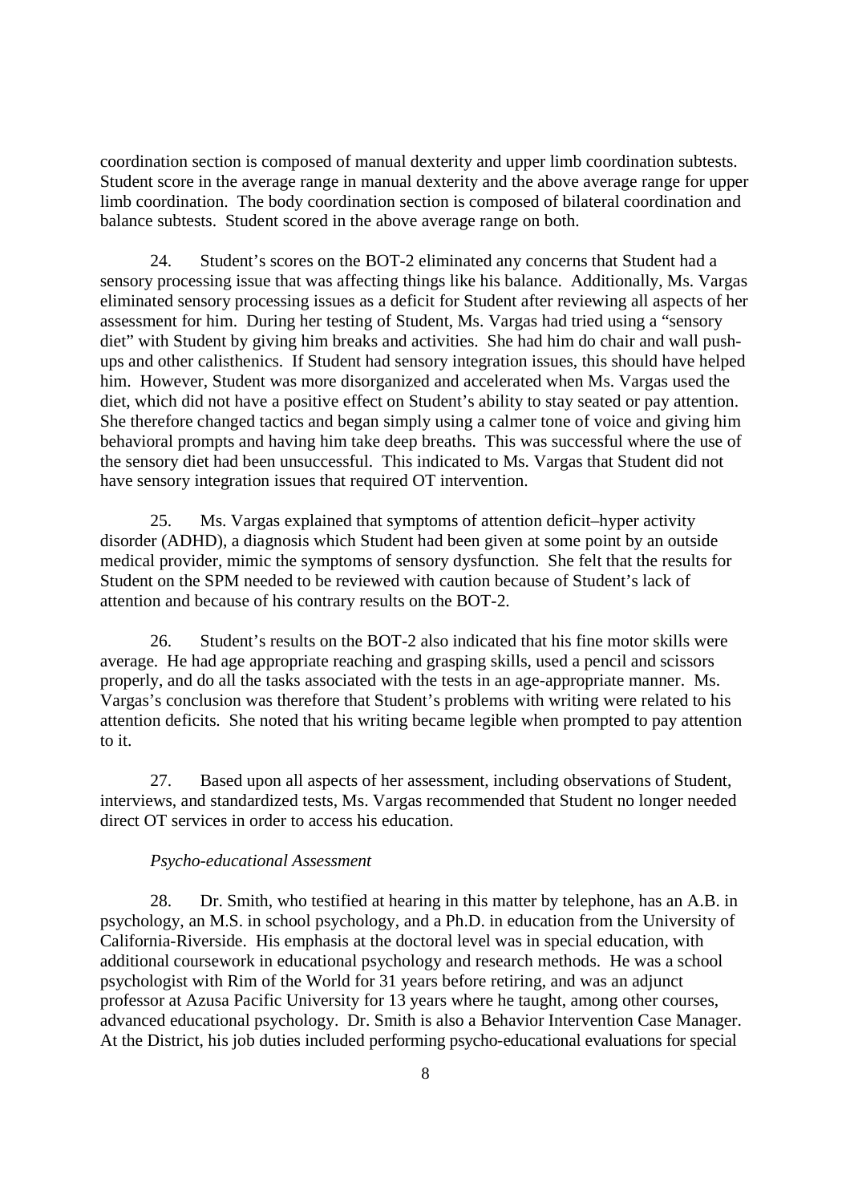coordination section is composed of manual dexterity and upper limb coordination subtests. Student score in the average range in manual dexterity and the above average range for upper limb coordination. The body coordination section is composed of bilateral coordination and balance subtests. Student scored in the above average range on both.

24. Student's scores on the BOT-2 eliminated any concerns that Student had a sensory processing issue that was affecting things like his balance. Additionally, Ms. Vargas eliminated sensory processing issues as a deficit for Student after reviewing all aspects of her assessment for him. During her testing of Student, Ms. Vargas had tried using a "sensory diet" with Student by giving him breaks and activities. She had him do chair and wall push-ups and other calisthenics. If Student had sensory integration issues, this should have helped him. However, Student was more disorganized and accelerated when Ms. Vargas used the diet, which did not have a positive effect on Student's ability to stay seated or pay attention. She therefore changed tactics and began simply using a calmer tone of voice and giving him behavioral prompts and having him take deep breaths. This was successful where the use of the sensory diet had been unsuccessful. This indicated to Ms. Vargas that Student did not have sensory integration issues that required OT intervention.

25. Ms. Vargas explained that symptoms of attention deficit–hyper activity disorder (ADHD), a diagnosis which Student had been given at some point by an outside medical provider, mimic the symptoms of sensory dysfunction. She felt that the results for Student on the SPM needed to be reviewed with caution because of Student's lack of attention and because of his contrary results on the BOT-2.

26. Student's results on the BOT-2 also indicated that his fine motor skills were average. He had age appropriate reaching and grasping skills, used a pencil and scissors properly, and do all the tasks associated with the tests in an age-appropriate manner. Ms. Vargas's conclusion was therefore that Student's problems with writing were related to his attention deficits. She noted that his writing became legible when prompted to pay attention to it.

27. Based upon all aspects of her assessment, including observations of Student, interviews, and standardized tests, Ms. Vargas recommended that Student no longer needed direct OT services in order to access his education.

*Psycho-educational Assessment*

28. Dr. Smith, who testified at hearing in this matter by telephone, has an A.B. in psychology, an M.S. in school psychology, and a Ph.D. in education from the University of California-Riverside. His emphasis at the doctoral level was in special education, with additional coursework in educational psychology and research methods. He was a school psychologist with Rim of the World for 31 years before retiring, and was an adjunct professor at Azusa Pacific University for 13 years where he taught, among other courses, advanced educational psychology. Dr. Smith is also a Behavior Intervention Case Manager. At the District, his job duties included performing psycho-educational evaluations for special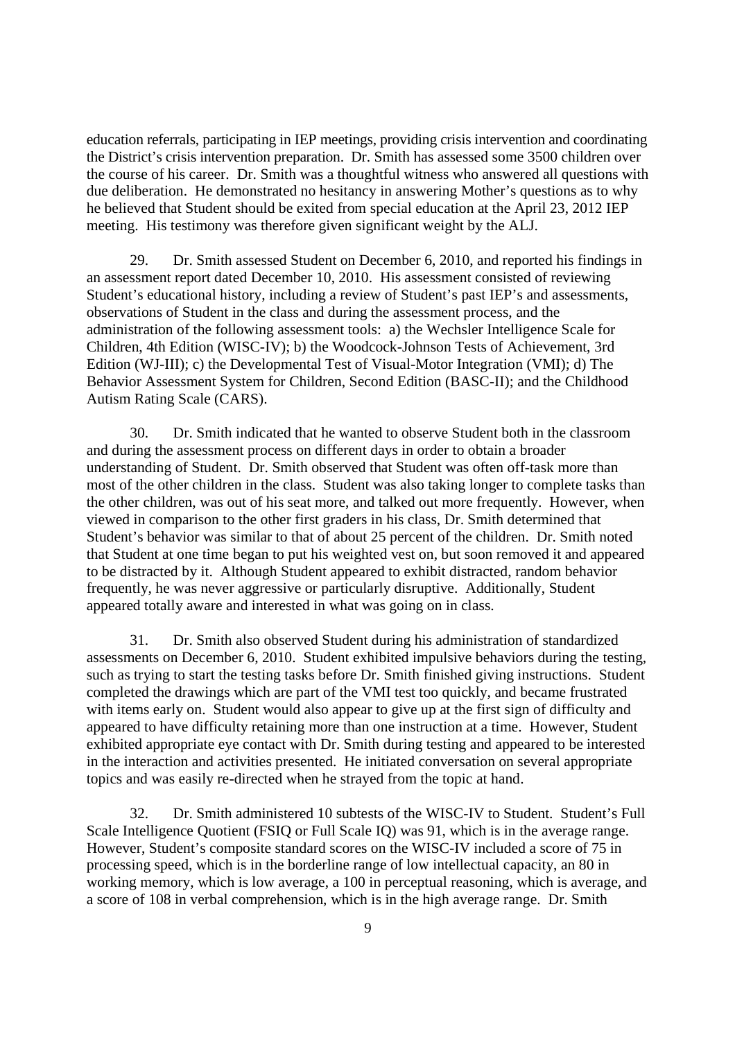education referrals, participating in IEP meetings, providing crisis intervention and coordinating the District's crisis intervention preparation. Dr. Smith has assessed some 3500 children over the course of his career. Dr. Smith was a thoughtful witness who answered all questions with due deliberation. He demonstrated no hesitancy in answering Mother's questions as to why he believed that Student should be exited from special education at the April 23, 2012 IEP meeting. His testimony was therefore given significant weight by the ALJ.

29. Dr. Smith assessed Student on December 6, 2010, and reported his findings in an assessment report dated December 10, 2010. His assessment consisted of reviewing Student's educational history, including a review of Student's past IEP's and assessments, observations of Student in the class and during the assessment process, and the administration of the following assessment tools: a) the Wechsler Intelligence Scale for Children, 4th Edition (WISC-IV); b) the Woodcock-Johnson Tests of Achievement, 3rd Edition (WJ-III); c) the Developmental Test of Visual-Motor Integration (VMI); d) The Behavior Assessment System for Children, Second Edition (BASC-II); and the Childhood Autism Rating Scale (CARS).

30. Dr. Smith indicated that he wanted to observe Student both in the classroom and during the assessment process on different days in order to obtain a broader understanding of Student. Dr. Smith observed that Student was often off-task more than most of the other children in the class. Student was also taking longer to complete tasks than the other children, was out of his seat more, and talked out more frequently. However, when viewed in comparison to the other first graders in his class, Dr. Smith determined that Student's behavior was similar to that of about 25 percent of the children. Dr. Smith noted that Student at one time began to put his weighted vest on, but soon removed it and appeared to be distracted by it. Although Student appeared to exhibit distracted, random behavior frequently, he was never aggressive or particularly disruptive. Additionally, Student appeared totally aware and interested in what was going on in class.

31. Dr. Smith also observed Student during his administration of standardized assessments on December 6, 2010. Student exhibited impulsive behaviors during the testing, such as trying to start the testing tasks before Dr. Smith finished giving instructions. Student completed the drawings which are part of the VMI test too quickly, and became frustrated with items early on. Student would also appear to give up at the first sign of difficulty and appeared to have difficulty retaining more than one instruction at a time. However, Student exhibited appropriate eye contact with Dr. Smith during testing and appeared to be interested in the interaction and activities presented. He initiated conversation on several appropriate topics and was easily re-directed when he strayed from the topic at hand.

32. Dr. Smith administered 10 subtests of the WISC-IV to Student. Student's Full Scale Intelligence Quotient (FSIQ or Full Scale IQ) was 91, which is in the average range. However, Student's composite standard scores on the WISC-IV included a score of 75 in processing speed, which is in the borderline range of low intellectual capacity, an 80 in working memory, which is low average, a 100 in perceptual reasoning, which is average, and a score of 108 in verbal comprehension, which is in the high average range. Dr. Smith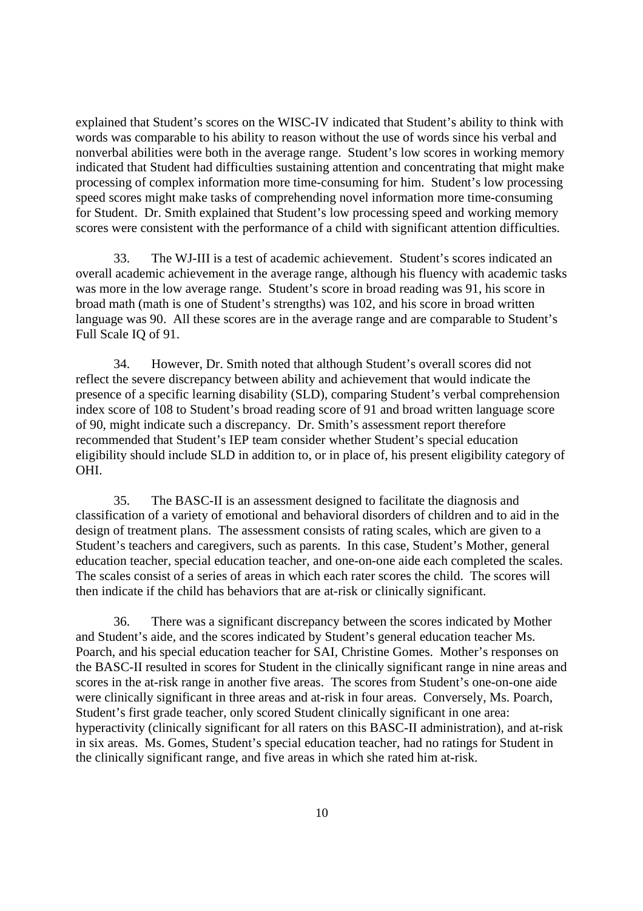explained that Student's scores on the WISC-IV indicated that Student's ability to think with words was comparable to his ability to reason without the use of words since his verbal and nonverbal abilities were both in the average range. Student's low scores in working memory indicated that Student had difficulties sustaining attention and concentrating that might make processing of complex information more time-consuming for him. Student's low processing speed scores might make tasks of comprehending novel information more time-consuming for Student. Dr. Smith explained that Student's low processing speed and working memory scores were consistent with the performance of a child with significant attention difficulties.

33. The WJ-III is a test of academic achievement. Student's scores indicated an overall academic achievement in the average range, although his fluency with academic tasks was more in the low average range. Student's score in broad reading was 91, his score in broad math (math is one of Student's strengths) was 102, and his score in broad written language was 90. All these scores are in the average range and are comparable to Student's Full Scale IQ of 91.

34. However, Dr. Smith noted that although Student's overall scores did not reflect the severe discrepancy between ability and achievement that would indicate the presence of a specific learning disability (SLD), comparing Student's verbal comprehension index score of 108 to Student's broad reading score of 91 and broad written language score of 90, might indicate such a discrepancy. Dr. Smith's assessment report therefore recommended that Student's IEP team consider whether Student's special education eligibility should include SLD in addition to, or in place of, his present eligibility category of OHI.

35. The BASC-II is an assessment designed to facilitate the diagnosis and classification of a variety of emotional and behavioral disorders of children and to aid in the design of treatment plans. The assessment consists of rating scales, which are given to a Student's teachers and caregivers, such as parents. In this case, Student's Mother, general education teacher, special education teacher, and one-on-one aide each completed the scales. The scales consist of a series of areas in which each rater scores the child. The scores will then indicate if the child has behaviors that are at-risk or clinically significant.

36. There was a significant discrepancy between the scores indicated by Mother and Student's aide, and the scores indicated by Student's general education teacher Ms. Poarch, and his special education teacher for SAI, Christine Gomes. Mother's responses on the BASC-II resulted in scores for Student in the clinically significant range in nine areas and scores in the at-risk range in another five areas. The scores from Student's one-on-one aide were clinically significant in three areas and at-risk in four areas. Conversely, Ms. Poarch, Student's first grade teacher, only scored Student clinically significant in one area: hyperactivity (clinically significant for all raters on this BASC-II administration), and at-risk in six areas. Ms. Gomes, Student's special education teacher, had no ratings for Student in the clinically significant range, and five areas in which she rated him at-risk.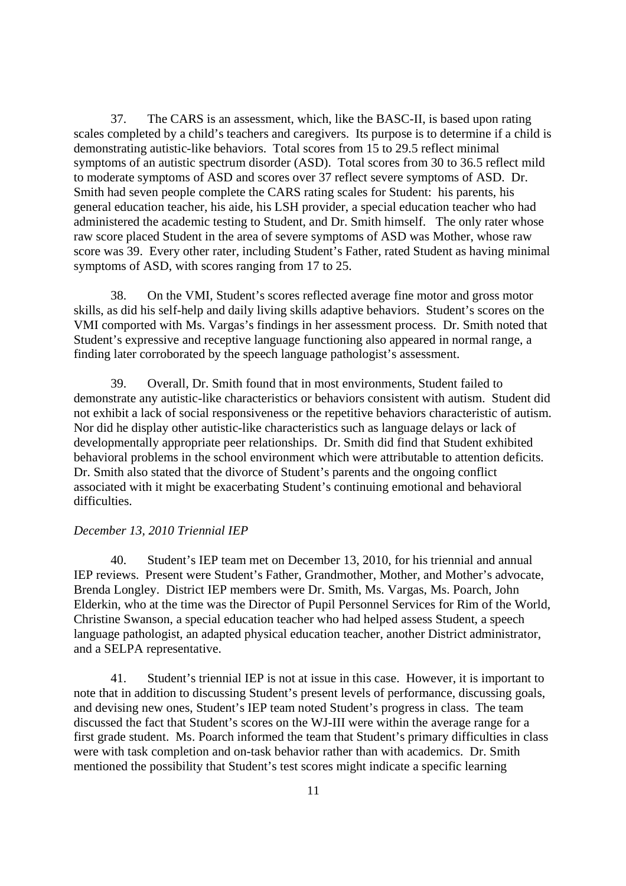37. The CARS is an assessment, which, like the BASC-II, is based upon rating scales completed by a child's teachers and caregivers. Its purpose is to determine if a child is demonstrating autistic-like behaviors. Total scores from 15 to 29.5 reflect minimal symptoms of an autistic spectrum disorder (ASD). Total scores from 30 to 36.5 reflect mild to moderate symptoms of ASD and scores over 37 reflect severe symptoms of ASD. Dr. Smith had seven people complete the CARS rating scales for Student: his parents, his general education teacher, his aide, his LSH provider, a special education teacher who had administered the academic testing to Student, and Dr. Smith himself. The only rater whose raw score placed Student in the area of severe symptoms of ASD was Mother, whose raw score was 39. Every other rater, including Student's Father, rated Student as having minimal symptoms of ASD, with scores ranging from 17 to 25.

38. On the VMI, Student's scores reflected average fine motor and gross motor skills, as did his self-help and daily living skills adaptive behaviors. Student's scores on the VMI comported with Ms. Vargas's findings in her assessment process. Dr. Smith noted that Student's expressive and receptive language functioning also appeared in normal range, a finding later corroborated by the speech language pathologist's assessment.

39. Overall, Dr. Smith found that in most environments, Student failed to demonstrate any autistic-like characteristics or behaviors consistent with autism. Student did not exhibit a lack of social responsiveness or the repetitive behaviors characteristic of autism. Nor did he display other autistic-like characteristics such as language delays or lack of developmentally appropriate peer relationships. Dr. Smith did find that Student exhibited behavioral problems in the school environment which were attributable to attention deficits. Dr. Smith also stated that the divorce of Student's parents and the ongoing conflict associated with it might be exacerbating Student's continuing emotional and behavioral difficulties.

*December 13, 2010 Triennial IEP*

40. Student's IEP team met on December 13, 2010, for his triennial and annual IEP reviews. Present were Student's Father, Grandmother, Mother, and Mother's advocate, Brenda Longley. District IEP members were Dr. Smith, Ms. Vargas, Ms. Poarch, John Elderkin, who at the time was the Director of Pupil Personnel Services for Rim of the World, Christine Swanson, a special education teacher who had helped assess Student, a speech language pathologist, an adapted physical education teacher, another District administrator, and a SELPA representative.

41. Student's triennial IEP is not at issue in this case. However, it is important to note that in addition to discussing Student's present levels of performance, discussing goals, and devising new ones, Student's IEP team noted Student's progress in class. The team discussed the fact that Student's scores on the WJ-III were within the average range for a first grade student. Ms. Poarch informed the team that Student's primary difficulties in class were with task completion and on-task behavior rather than with academics. Dr. Smith mentioned the possibility that Student's test scores might indicate a specific learning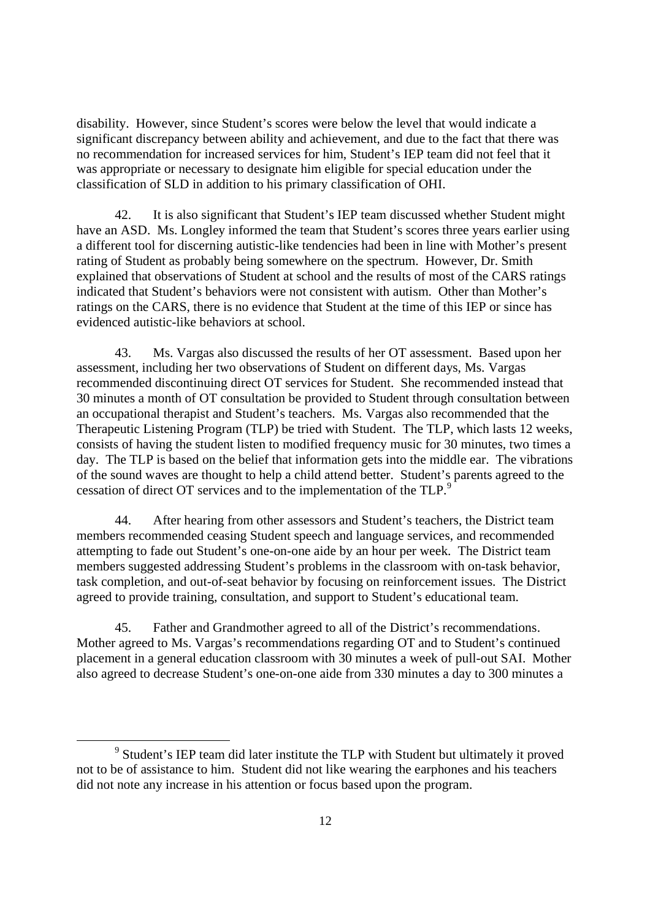disability. However, since Student's scores were below the level that would indicate a significant discrepancy between ability and achievement, and due to the fact that there was no recommendation for increased services for him, Student's IEP team did not feel that it was appropriate or necessary to designate him eligible for special education under the classification of SLD in addition to his primary classification of OHI.

42. It is also significant that Student's IEP team discussed whether Student might have an ASD. Ms. Longley informed the team that Student's scores three years earlier using a different tool for discerning autistic-like tendencies had been in line with Mother's present rating of Student as probably being somewhere on the spectrum. However, Dr. Smith explained that observations of Student at school and the results of most of the CARS ratings indicated that Student's behaviors were not consistent with autism. Other than Mother's ratings on the CARS, there is no evidence that Student at the time of this IEP or since has evidenced autistic-like behaviors at school.

43. Ms. Vargas also discussed the results of her OT assessment. Based upon her assessment, including her two observations of Student on different days, Ms. Vargas recommended discontinuing direct OT services for Student. She recommended instead that 30 minutes a month of OT consultation be provided to Student through consultation between an occupational therapist and Student's teachers. Ms. Vargas also recommended that the Therapeutic Listening Program (TLP) be tried with Student. The TLP, which lasts 12 weeks, consists of having the student listen to modified frequency music for 30 minutes, two times a day. The TLP is based on the belief that information gets into the middle ear. The vibrations of the sound waves are thought to help a child attend better. Student's parents agreed to the cessation of direct OT services and to the implementation of the TLP.[9]

44. After hearing from other assessors and Student's teachers, the District team members recommended ceasing Student speech and language services, and recommended attempting to fade out Student's one-on-one aide by an hour per week. The District team members suggested addressing Student's problems in the classroom with on-task behavior, task completion, and out-of-seat behavior by focusing on reinforcement issues. The District agreed to provide training, consultation, and support to Student's educational team.

45. Father and Grandmother agreed to all of the District's recommendations. Mother agreed to Ms. Vargas's recommendations regarding OT and to Student's continued placement in a general education classroom with 30 minutes a week of pull-out SAI. Mother also agreed to decrease Student's one-on-one aide from 330 minutes a day to 300 minutes a

---

[9] Student's IEP team did later institute the TLP with Student but ultimately it proved not to be of assistance to him. Student did not like wearing the earphones and his teachers did not note any increase in his attention or focus based upon the program.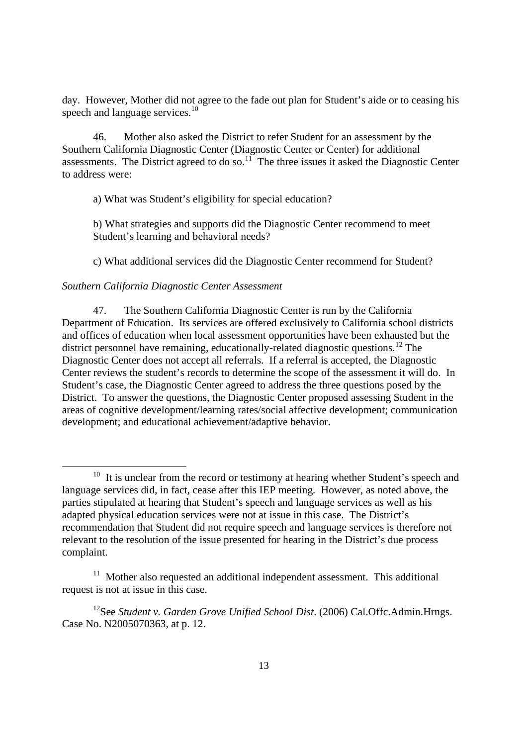day. However, Mother did not agree to the fade out plan for Student's aide or to ceasing his speech and language services.[10]

46. Mother also asked the District to refer Student for an assessment by the Southern California Diagnostic Center (Diagnostic Center or Center) for additional assessments. The District agreed to do so.[11] The three issues it asked the Diagnostic Center to address were:

a) What was Student's eligibility for special education?

b) What strategies and supports did the Diagnostic Center recommend to meet Student's learning and behavioral needs?

c) What additional services did the Diagnostic Center recommend for Student?

*Southern California Diagnostic Center Assessment*

47. The Southern California Diagnostic Center is run by the California Department of Education. Its services are offered exclusively to California school districts and offices of education when local assessment opportunities have been exhausted but the district personnel have remaining, educationally-related diagnostic questions.[12] The Diagnostic Center does not accept all referrals. If a referral is accepted, the Diagnostic Center reviews the student's records to determine the scope of the assessment it will do. In Student's case, the Diagnostic Center agreed to address the three questions posed by the District. To answer the questions, the Diagnostic Center proposed assessing Student in the areas of cognitive development/learning rates/social affective development; communication development; and educational achievement/adaptive behavior.

---

[10] It is unclear from the record or testimony at hearing whether Student's speech and language services did, in fact, cease after this IEP meeting. However, as noted above, the parties stipulated at hearing that Student's speech and language services as well as his adapted physical education services were not at issue in this case. The District's recommendation that Student did not require speech and language services is therefore not relevant to the resolution of the issue presented for hearing in the District's due process complaint.

[11] Mother also requested an additional independent assessment. This additional request is not at issue in this case.

[12] See *Student v. Garden Grove Unified School Dist*. (2006) Cal.Offc.Admin.Hrngs. Case No. N2005070363, at p. 12.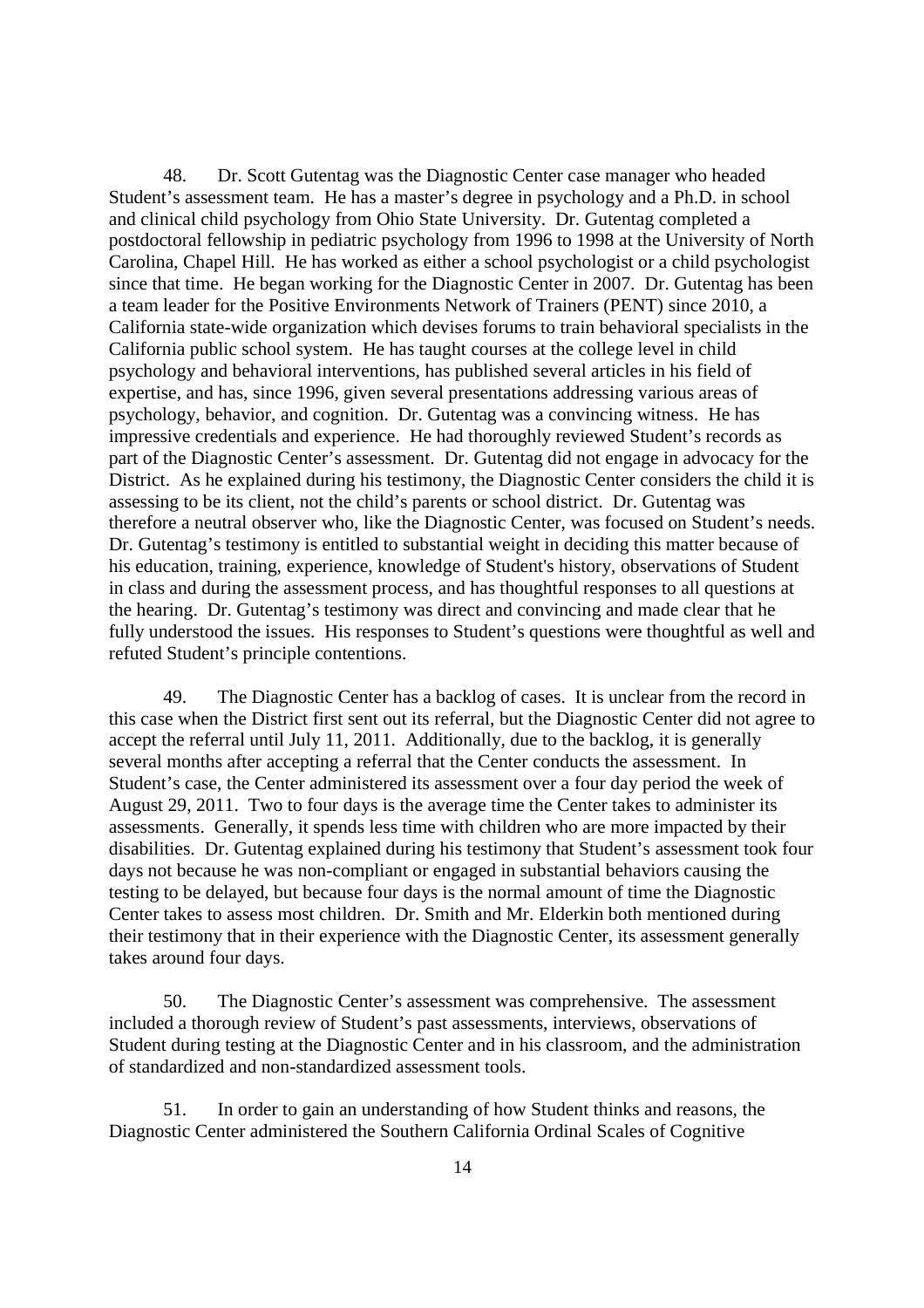48. Dr. Scott Gutentag was the Diagnostic Center case manager who headed Student's assessment team. He has a master's degree in psychology and a Ph.D. in school and clinical child psychology from Ohio State University. Dr. Gutentag completed a postdoctoral fellowship in pediatric psychology from 1996 to 1998 at the University of North Carolina, Chapel Hill. He has worked as either a school psychologist or a child psychologist since that time. He began working for the Diagnostic Center in 2007. Dr. Gutentag has been a team leader for the Positive Environments Network of Trainers (PENT) since 2010, a California state-wide organization which devises forums to train behavioral specialists in the California public school system. He has taught courses at the college level in child psychology and behavioral interventions, has published several articles in his field of expertise, and has, since 1996, given several presentations addressing various areas of psychology, behavior, and cognition. Dr. Gutentag was a convincing witness. He has impressive credentials and experience. He had thoroughly reviewed Student's records as part of the Diagnostic Center's assessment. Dr. Gutentag did not engage in advocacy for the District. As he explained during his testimony, the Diagnostic Center considers the child it is assessing to be its client, not the child's parents or school district. Dr. Gutentag was therefore a neutral observer who, like the Diagnostic Center, was focused on Student's needs. Dr. Gutentag's testimony is entitled to substantial weight in deciding this matter because of his education, training, experience, knowledge of Student's history, observations of Student in class and during the assessment process, and has thoughtful responses to all questions at the hearing. Dr. Gutentag's testimony was direct and convincing and made clear that he fully understood the issues. His responses to Student's questions were thoughtful as well and refuted Student's principle contentions.

49. The Diagnostic Center has a backlog of cases. It is unclear from the record in this case when the District first sent out its referral, but the Diagnostic Center did not agree to accept the referral until July 11, 2011. Additionally, due to the backlog, it is generally several months after accepting a referral that the Center conducts the assessment. In Student's case, the Center administered its assessment over a four day period the week of August 29, 2011. Two to four days is the average time the Center takes to administer its assessments. Generally, it spends less time with children who are more impacted by their disabilities. Dr. Gutentag explained during his testimony that Student's assessment took four days not because he was non-compliant or engaged in substantial behaviors causing the testing to be delayed, but because four days is the normal amount of time the Diagnostic Center takes to assess most children. Dr. Smith and Mr. Elderkin both mentioned during their testimony that in their experience with the Diagnostic Center, its assessment generally takes around four days.

50. The Diagnostic Center's assessment was comprehensive. The assessment included a thorough review of Student's past assessments, interviews, observations of Student during testing at the Diagnostic Center and in his classroom, and the administration of standardized and non-standardized assessment tools.

51. In order to gain an understanding of how Student thinks and reasons, the Diagnostic Center administered the Southern California Ordinal Scales of Cognitive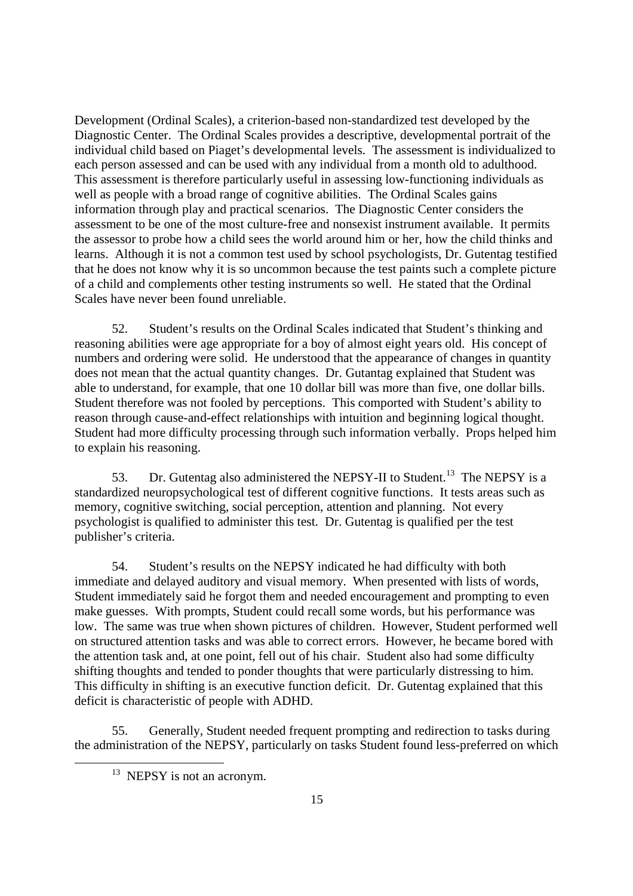Development (Ordinal Scales), a criterion-based non-standardized test developed by the Diagnostic Center. The Ordinal Scales provides a descriptive, developmental portrait of the individual child based on Piaget's developmental levels. The assessment is individualized to each person assessed and can be used with any individual from a month old to adulthood. This assessment is therefore particularly useful in assessing low-functioning individuals as well as people with a broad range of cognitive abilities. The Ordinal Scales gains information through play and practical scenarios. The Diagnostic Center considers the assessment to be one of the most culture-free and nonsexist instrument available. It permits the assessor to probe how a child sees the world around him or her, how the child thinks and learns. Although it is not a common test used by school psychologists, Dr. Gutentag testified that he does not know why it is so uncommon because the test paints such a complete picture of a child and complements other testing instruments so well. He stated that the Ordinal Scales have never been found unreliable.

52. Student's results on the Ordinal Scales indicated that Student's thinking and reasoning abilities were age appropriate for a boy of almost eight years old. His concept of numbers and ordering were solid. He understood that the appearance of changes in quantity does not mean that the actual quantity changes. Dr. Gutantag explained that Student was able to understand, for example, that one 10 dollar bill was more than five, one dollar bills. Student therefore was not fooled by perceptions. This comported with Student's ability to reason through cause-and-effect relationships with intuition and beginning logical thought. Student had more difficulty processing through such information verbally. Props helped him to explain his reasoning.

53. Dr. Gutentag also administered the NEPSY-II to Student.[13] The NEPSY is a standardized neuropsychological test of different cognitive functions. It tests areas such as memory, cognitive switching, social perception, attention and planning. Not every psychologist is qualified to administer this test. Dr. Gutentag is qualified per the test publisher's criteria.

54. Student's results on the NEPSY indicated he had difficulty with both immediate and delayed auditory and visual memory. When presented with lists of words, Student immediately said he forgot them and needed encouragement and prompting to even make guesses. With prompts, Student could recall some words, but his performance was low. The same was true when shown pictures of children. However, Student performed well on structured attention tasks and was able to correct errors. However, he became bored with the attention task and, at one point, fell out of his chair. Student also had some difficulty shifting thoughts and tended to ponder thoughts that were particularly distressing to him. This difficulty in shifting is an executive function deficit. Dr. Gutentag explained that this deficit is characteristic of people with ADHD.

55. Generally, Student needed frequent prompting and redirection to tasks during the administration of the NEPSY, particularly on tasks Student found less-preferred on which

[13] NEPSY is not an acronym.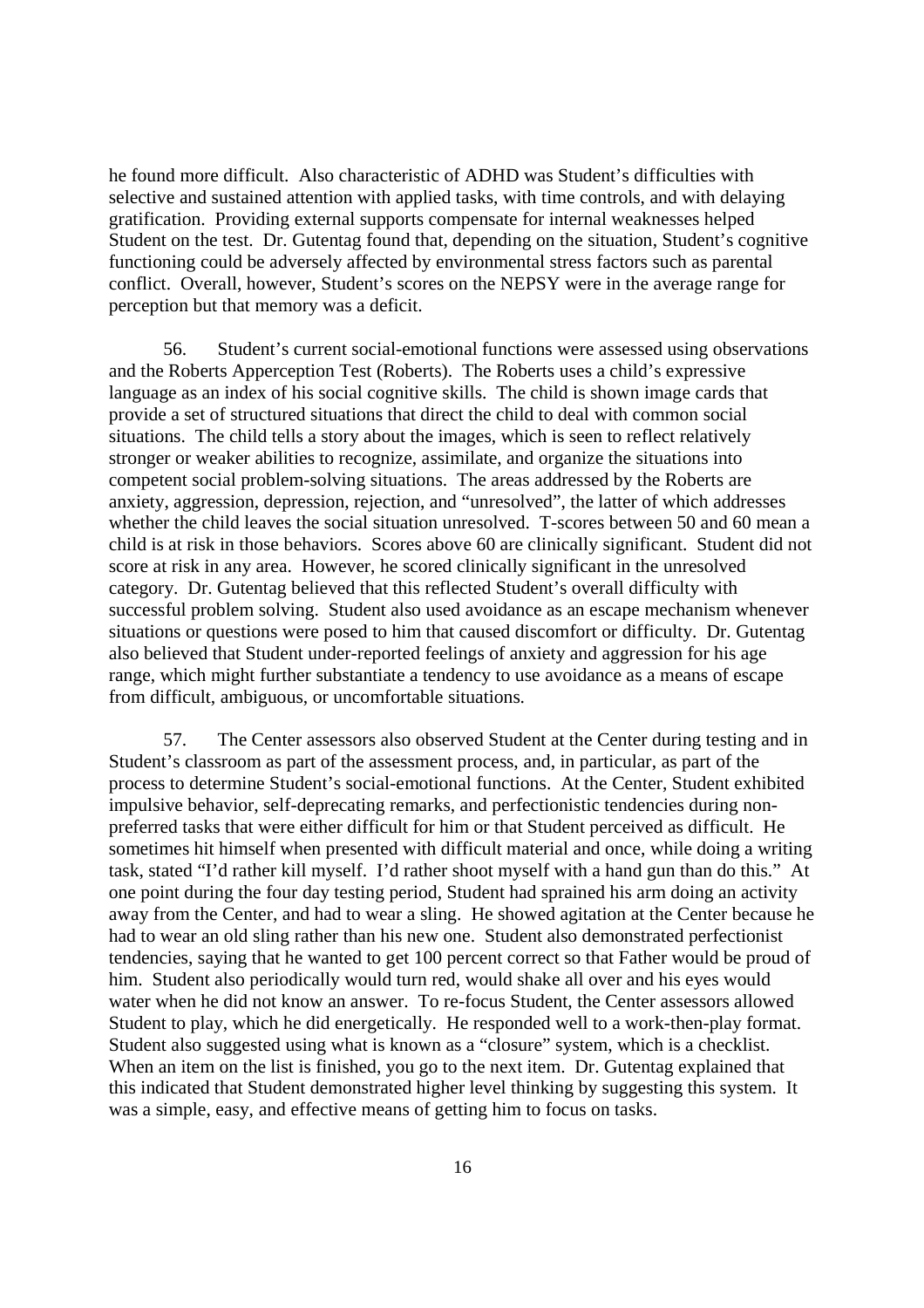he found more difficult. Also characteristic of ADHD was Student's difficulties with selective and sustained attention with applied tasks, with time controls, and with delaying gratification. Providing external supports compensate for internal weaknesses helped Student on the test. Dr. Gutentag found that, depending on the situation, Student's cognitive functioning could be adversely affected by environmental stress factors such as parental conflict. Overall, however, Student's scores on the NEPSY were in the average range for perception but that memory was a deficit.

56. Student's current social-emotional functions were assessed using observations and the Roberts Apperception Test (Roberts). The Roberts uses a child's expressive language as an index of his social cognitive skills. The child is shown image cards that provide a set of structured situations that direct the child to deal with common social situations. The child tells a story about the images, which is seen to reflect relatively stronger or weaker abilities to recognize, assimilate, and organize the situations into competent social problem-solving situations. The areas addressed by the Roberts are anxiety, aggression, depression, rejection, and "unresolved", the latter of which addresses whether the child leaves the social situation unresolved. T-scores between 50 and 60 mean a child is at risk in those behaviors. Scores above 60 are clinically significant. Student did not score at risk in any area. However, he scored clinically significant in the unresolved category. Dr. Gutentag believed that this reflected Student's overall difficulty with successful problem solving. Student also used avoidance as an escape mechanism whenever situations or questions were posed to him that caused discomfort or difficulty. Dr. Gutentag also believed that Student under-reported feelings of anxiety and aggression for his age range, which might further substantiate a tendency to use avoidance as a means of escape from difficult, ambiguous, or uncomfortable situations.

57. The Center assessors also observed Student at the Center during testing and in Student's classroom as part of the assessment process, and, in particular, as part of the process to determine Student's social-emotional functions. At the Center, Student exhibited impulsive behavior, self-deprecating remarks, and perfectionistic tendencies during non-preferred tasks that were either difficult for him or that Student perceived as difficult. He sometimes hit himself when presented with difficult material and once, while doing a writing task, stated "I'd rather kill myself. I'd rather shoot myself with a hand gun than do this." At one point during the four day testing period, Student had sprained his arm doing an activity away from the Center, and had to wear a sling. He showed agitation at the Center because he had to wear an old sling rather than his new one. Student also demonstrated perfectionist tendencies, saying that he wanted to get 100 percent correct so that Father would be proud of him. Student also periodically would turn red, would shake all over and his eyes would water when he did not know an answer. To re-focus Student, the Center assessors allowed Student to play, which he did energetically. He responded well to a work-then-play format. Student also suggested using what is known as a "closure" system, which is a checklist. When an item on the list is finished, you go to the next item. Dr. Gutentag explained that this indicated that Student demonstrated higher level thinking by suggesting this system. It was a simple, easy, and effective means of getting him to focus on tasks.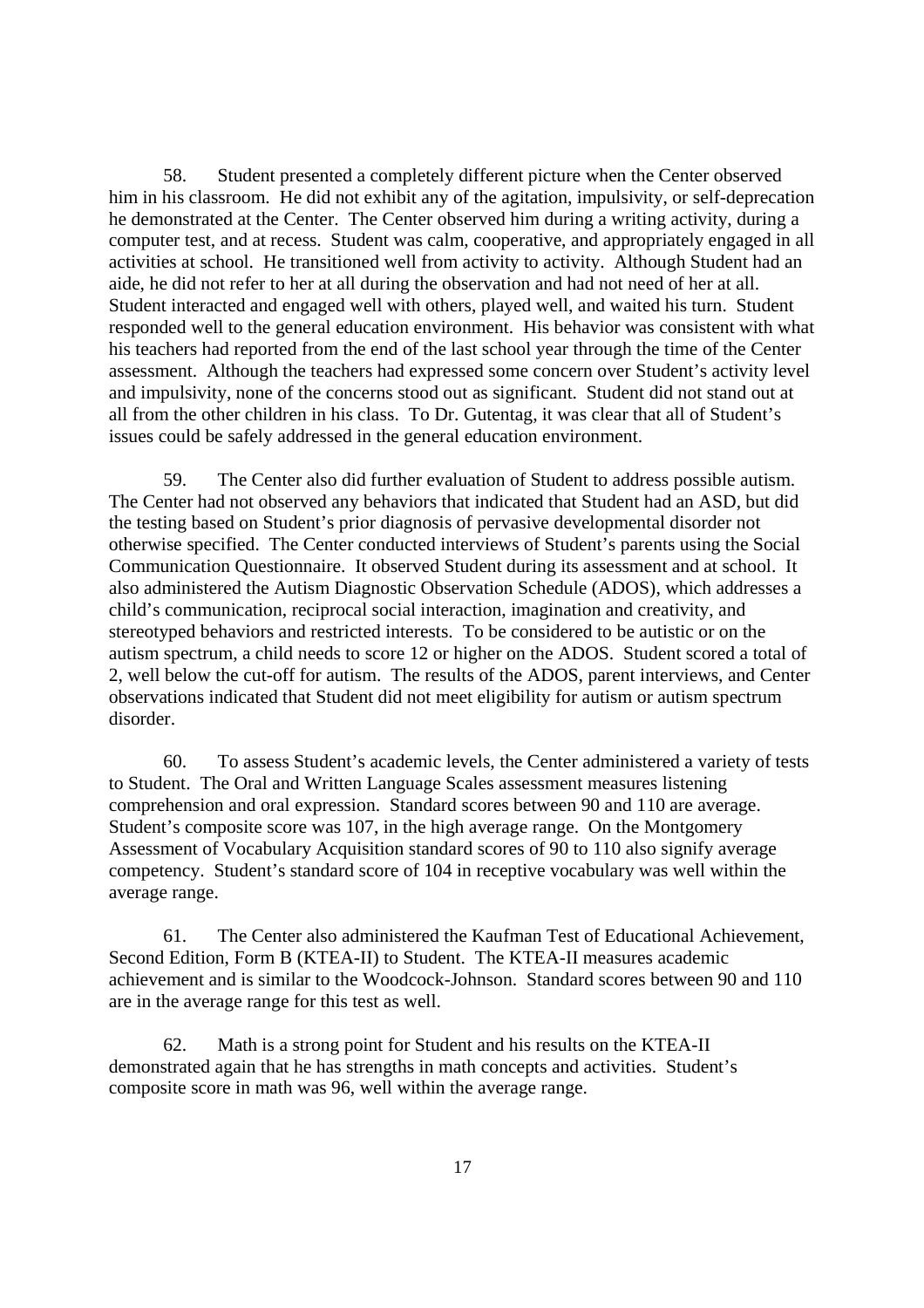58. Student presented a completely different picture when the Center observed him in his classroom. He did not exhibit any of the agitation, impulsivity, or self-deprecation he demonstrated at the Center. The Center observed him during a writing activity, during a computer test, and at recess. Student was calm, cooperative, and appropriately engaged in all activities at school. He transitioned well from activity to activity. Although Student had an aide, he did not refer to her at all during the observation and had not need of her at all. Student interacted and engaged well with others, played well, and waited his turn. Student responded well to the general education environment. His behavior was consistent with what his teachers had reported from the end of the last school year through the time of the Center assessment. Although the teachers had expressed some concern over Student's activity level and impulsivity, none of the concerns stood out as significant. Student did not stand out at all from the other children in his class. To Dr. Gutentag, it was clear that all of Student's issues could be safely addressed in the general education environment.

59. The Center also did further evaluation of Student to address possible autism. The Center had not observed any behaviors that indicated that Student had an ASD, but did the testing based on Student's prior diagnosis of pervasive developmental disorder not otherwise specified. The Center conducted interviews of Student's parents using the Social Communication Questionnaire. It observed Student during its assessment and at school. It also administered the Autism Diagnostic Observation Schedule (ADOS), which addresses a child's communication, reciprocal social interaction, imagination and creativity, and stereotyped behaviors and restricted interests. To be considered to be autistic or on the autism spectrum, a child needs to score 12 or higher on the ADOS. Student scored a total of 2, well below the cut-off for autism. The results of the ADOS, parent interviews, and Center observations indicated that Student did not meet eligibility for autism or autism spectrum disorder.

60. To assess Student's academic levels, the Center administered a variety of tests to Student. The Oral and Written Language Scales assessment measures listening comprehension and oral expression. Standard scores between 90 and 110 are average. Student's composite score was 107, in the high average range. On the Montgomery Assessment of Vocabulary Acquisition standard scores of 90 to 110 also signify average competency. Student's standard score of 104 in receptive vocabulary was well within the average range.

61. The Center also administered the Kaufman Test of Educational Achievement, Second Edition, Form B (KTEA-II) to Student. The KTEA-II measures academic achievement and is similar to the Woodcock-Johnson. Standard scores between 90 and 110 are in the average range for this test as well.

62. Math is a strong point for Student and his results on the KTEA-II demonstrated again that he has strengths in math concepts and activities. Student's composite score in math was 96, well within the average range.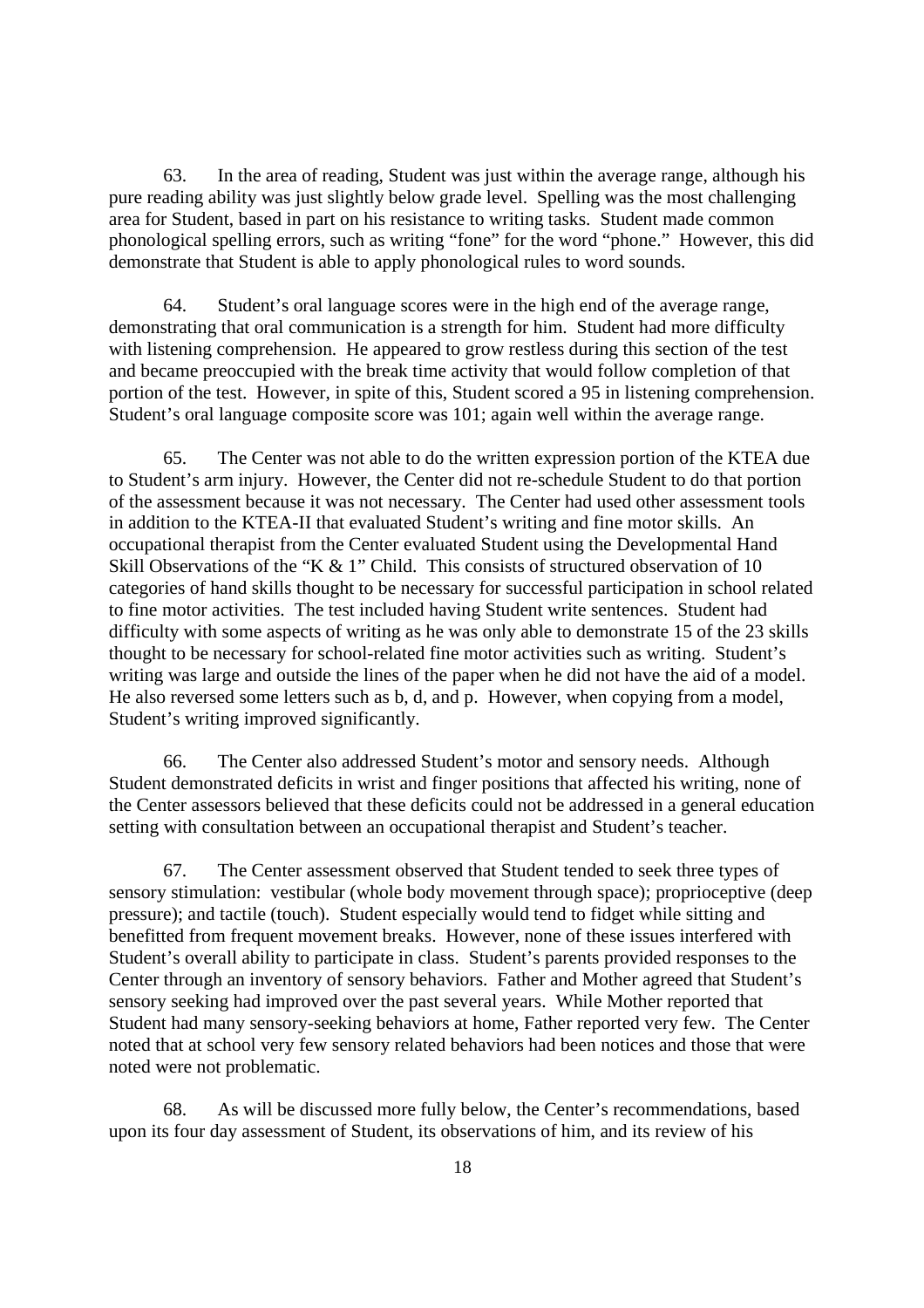63. In the area of reading, Student was just within the average range, although his pure reading ability was just slightly below grade level. Spelling was the most challenging area for Student, based in part on his resistance to writing tasks. Student made common phonological spelling errors, such as writing "fone" for the word "phone." However, this did demonstrate that Student is able to apply phonological rules to word sounds.

64. Student's oral language scores were in the high end of the average range, demonstrating that oral communication is a strength for him. Student had more difficulty with listening comprehension. He appeared to grow restless during this section of the test and became preoccupied with the break time activity that would follow completion of that portion of the test. However, in spite of this, Student scored a 95 in listening comprehension. Student's oral language composite score was 101; again well within the average range.

65. The Center was not able to do the written expression portion of the KTEA due to Student's arm injury. However, the Center did not re-schedule Student to do that portion of the assessment because it was not necessary. The Center had used other assessment tools in addition to the KTEA-II that evaluated Student's writing and fine motor skills. An occupational therapist from the Center evaluated Student using the Developmental Hand Skill Observations of the "K & 1" Child. This consists of structured observation of 10 categories of hand skills thought to be necessary for successful participation in school related to fine motor activities. The test included having Student write sentences. Student had difficulty with some aspects of writing as he was only able to demonstrate 15 of the 23 skills thought to be necessary for school-related fine motor activities such as writing. Student's writing was large and outside the lines of the paper when he did not have the aid of a model. He also reversed some letters such as b, d, and p. However, when copying from a model, Student's writing improved significantly.

66. The Center also addressed Student's motor and sensory needs. Although Student demonstrated deficits in wrist and finger positions that affected his writing, none of the Center assessors believed that these deficits could not be addressed in a general education setting with consultation between an occupational therapist and Student's teacher.

67. The Center assessment observed that Student tended to seek three types of sensory stimulation: vestibular (whole body movement through space); proprioceptive (deep pressure); and tactile (touch). Student especially would tend to fidget while sitting and benefitted from frequent movement breaks. However, none of these issues interfered with Student's overall ability to participate in class. Student's parents provided responses to the Center through an inventory of sensory behaviors. Father and Mother agreed that Student's sensory seeking had improved over the past several years. While Mother reported that Student had many sensory-seeking behaviors at home, Father reported very few. The Center noted that at school very few sensory related behaviors had been notices and those that were noted were not problematic.

68. As will be discussed more fully below, the Center's recommendations, based upon its four day assessment of Student, its observations of him, and its review of his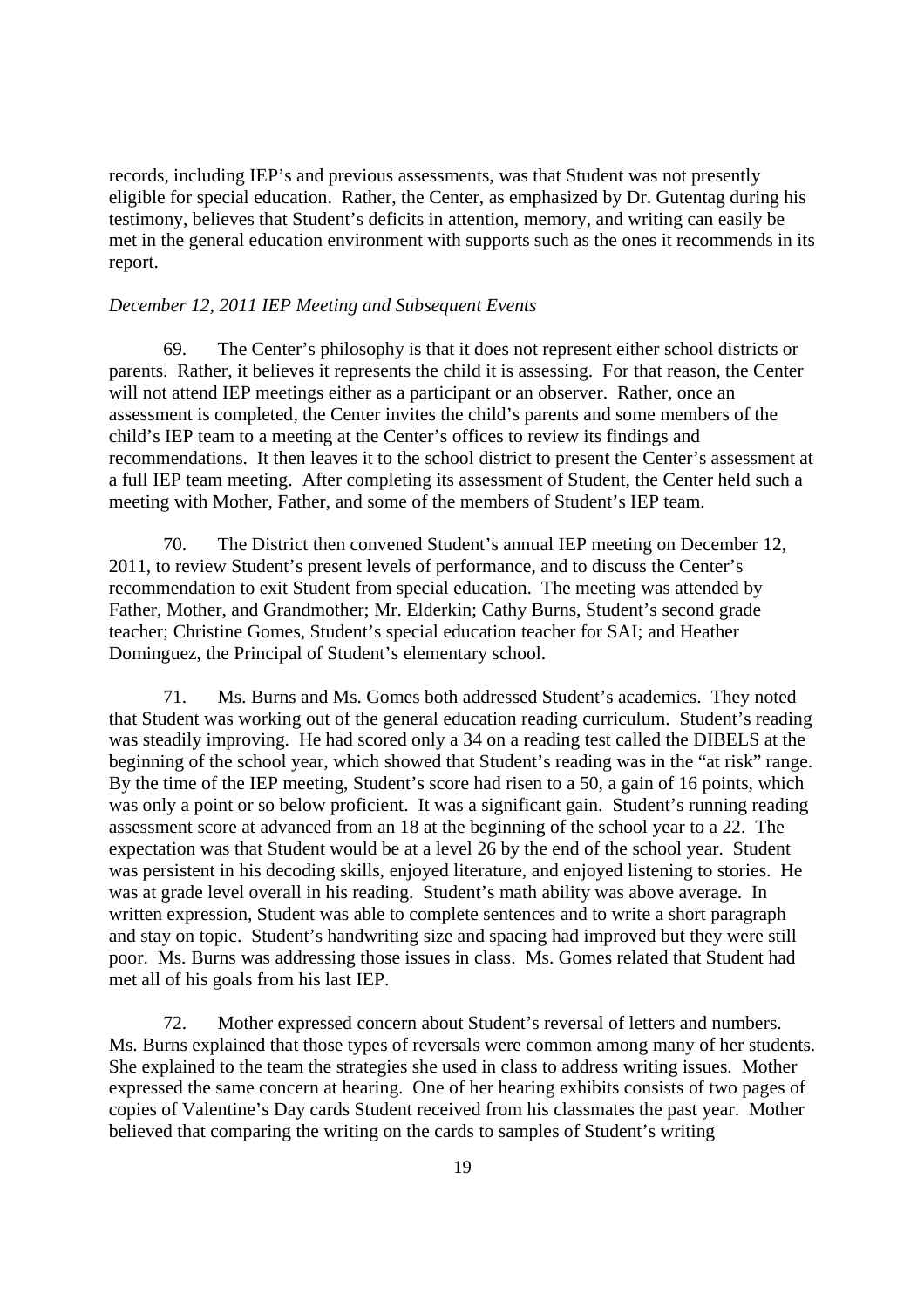records, including IEP's and previous assessments, was that Student was not presently eligible for special education. Rather, the Center, as emphasized by Dr. Gutentag during his testimony, believes that Student's deficits in attention, memory, and writing can easily be met in the general education environment with supports such as the ones it recommends in its report.

*December 12, 2011 IEP Meeting and Subsequent Events*

69. The Center's philosophy is that it does not represent either school districts or parents. Rather, it believes it represents the child it is assessing. For that reason, the Center will not attend IEP meetings either as a participant or an observer. Rather, once an assessment is completed, the Center invites the child's parents and some members of the child's IEP team to a meeting at the Center's offices to review its findings and recommendations. It then leaves it to the school district to present the Center's assessment at a full IEP team meeting. After completing its assessment of Student, the Center held such a meeting with Mother, Father, and some of the members of Student's IEP team.

70. The District then convened Student's annual IEP meeting on December 12, 2011, to review Student's present levels of performance, and to discuss the Center's recommendation to exit Student from special education. The meeting was attended by Father, Mother, and Grandmother; Mr. Elderkin; Cathy Burns, Student's second grade teacher; Christine Gomes, Student's special education teacher for SAI; and Heather Dominguez, the Principal of Student's elementary school.

71. Ms. Burns and Ms. Gomes both addressed Student's academics. They noted that Student was working out of the general education reading curriculum. Student's reading was steadily improving. He had scored only a 34 on a reading test called the DIBELS at the beginning of the school year, which showed that Student's reading was in the "at risk" range. By the time of the IEP meeting, Student's score had risen to a 50, a gain of 16 points, which was only a point or so below proficient. It was a significant gain. Student's running reading assessment score at advanced from an 18 at the beginning of the school year to a 22. The expectation was that Student would be at a level 26 by the end of the school year. Student was persistent in his decoding skills, enjoyed literature, and enjoyed listening to stories. He was at grade level overall in his reading. Student's math ability was above average. In written expression, Student was able to complete sentences and to write a short paragraph and stay on topic. Student's handwriting size and spacing had improved but they were still poor. Ms. Burns was addressing those issues in class. Ms. Gomes related that Student had met all of his goals from his last IEP.

72. Mother expressed concern about Student's reversal of letters and numbers. Ms. Burns explained that those types of reversals were common among many of her students. She explained to the team the strategies she used in class to address writing issues. Mother expressed the same concern at hearing. One of her hearing exhibits consists of two pages of copies of Valentine's Day cards Student received from his classmates the past year. Mother believed that comparing the writing on the cards to samples of Student's writing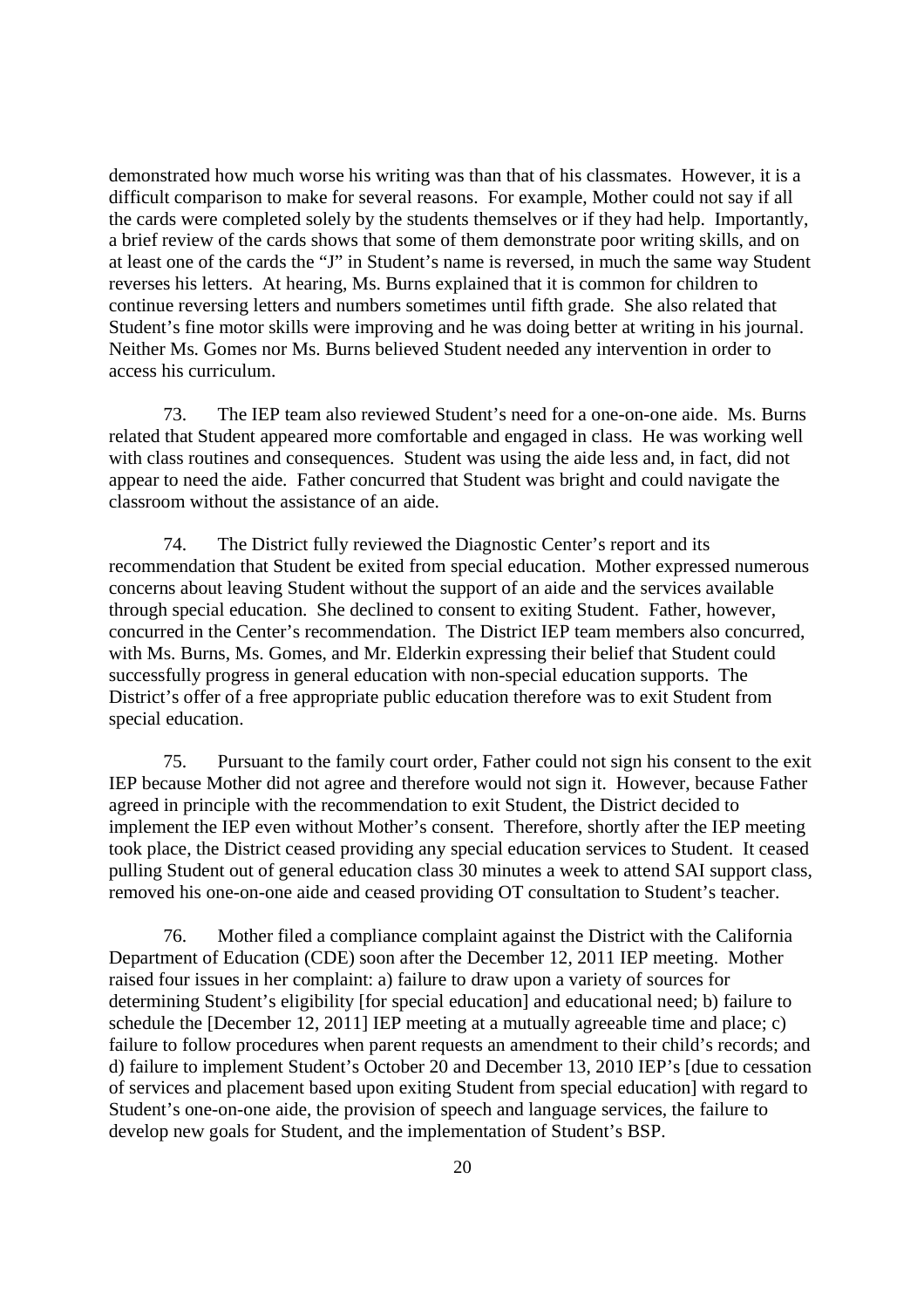demonstrated how much worse his writing was than that of his classmates. However, it is a difficult comparison to make for several reasons. For example, Mother could not say if all the cards were completed solely by the students themselves or if they had help. Importantly, a brief review of the cards shows that some of them demonstrate poor writing skills, and on at least one of the cards the "J" in Student's name is reversed, in much the same way Student reverses his letters. At hearing, Ms. Burns explained that it is common for children to continue reversing letters and numbers sometimes until fifth grade. She also related that Student's fine motor skills were improving and he was doing better at writing in his journal. Neither Ms. Gomes nor Ms. Burns believed Student needed any intervention in order to access his curriculum.

73. The IEP team also reviewed Student's need for a one-on-one aide. Ms. Burns related that Student appeared more comfortable and engaged in class. He was working well with class routines and consequences. Student was using the aide less and, in fact, did not appear to need the aide. Father concurred that Student was bright and could navigate the classroom without the assistance of an aide.

74. The District fully reviewed the Diagnostic Center's report and its recommendation that Student be exited from special education. Mother expressed numerous concerns about leaving Student without the support of an aide and the services available through special education. She declined to consent to exiting Student. Father, however, concurred in the Center's recommendation. The District IEP team members also concurred, with Ms. Burns, Ms. Gomes, and Mr. Elderkin expressing their belief that Student could successfully progress in general education with non-special education supports. The District's offer of a free appropriate public education therefore was to exit Student from special education.

75. Pursuant to the family court order, Father could not sign his consent to the exit IEP because Mother did not agree and therefore would not sign it. However, because Father agreed in principle with the recommendation to exit Student, the District decided to implement the IEP even without Mother's consent. Therefore, shortly after the IEP meeting took place, the District ceased providing any special education services to Student. It ceased pulling Student out of general education class 30 minutes a week to attend SAI support class, removed his one-on-one aide and ceased providing OT consultation to Student's teacher.

76. Mother filed a compliance complaint against the District with the California Department of Education (CDE) soon after the December 12, 2011 IEP meeting. Mother raised four issues in her complaint: a) failure to draw upon a variety of sources for determining Student's eligibility [for special education] and educational need; b) failure to schedule the [December 12, 2011] IEP meeting at a mutually agreeable time and place; c) failure to follow procedures when parent requests an amendment to their child's records; and d) failure to implement Student's October 20 and December 13, 2010 IEP's [due to cessation of services and placement based upon exiting Student from special education] with regard to Student's one-on-one aide, the provision of speech and language services, the failure to develop new goals for Student, and the implementation of Student's BSP.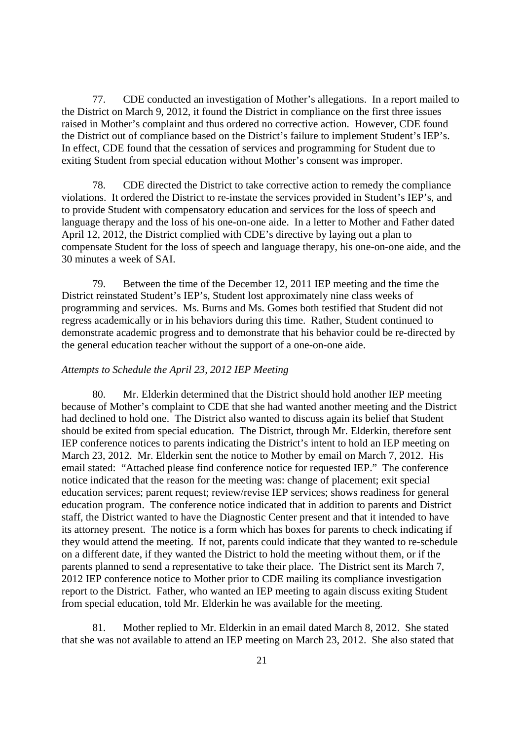77. CDE conducted an investigation of Mother's allegations. In a report mailed to the District on March 9, 2012, it found the District in compliance on the first three issues raised in Mother's complaint and thus ordered no corrective action. However, CDE found the District out of compliance based on the District's failure to implement Student's IEP's. In effect, CDE found that the cessation of services and programming for Student due to exiting Student from special education without Mother's consent was improper.

78. CDE directed the District to take corrective action to remedy the compliance violations. It ordered the District to re-instate the services provided in Student's IEP's, and to provide Student with compensatory education and services for the loss of speech and language therapy and the loss of his one-on-one aide. In a letter to Mother and Father dated April 12, 2012, the District complied with CDE's directive by laying out a plan to compensate Student for the loss of speech and language therapy, his one-on-one aide, and the 30 minutes a week of SAI.

79. Between the time of the December 12, 2011 IEP meeting and the time the District reinstated Student's IEP's, Student lost approximately nine class weeks of programming and services. Ms. Burns and Ms. Gomes both testified that Student did not regress academically or in his behaviors during this time. Rather, Student continued to demonstrate academic progress and to demonstrate that his behavior could be re-directed by the general education teacher without the support of a one-on-one aide.

*Attempts to Schedule the April 23, 2012 IEP Meeting*

80. Mr. Elderkin determined that the District should hold another IEP meeting because of Mother's complaint to CDE that she had wanted another meeting and the District had declined to hold one. The District also wanted to discuss again its belief that Student should be exited from special education. The District, through Mr. Elderkin, therefore sent IEP conference notices to parents indicating the District's intent to hold an IEP meeting on March 23, 2012. Mr. Elderkin sent the notice to Mother by email on March 7, 2012. His email stated: "Attached please find conference notice for requested IEP." The conference notice indicated that the reason for the meeting was: change of placement; exit special education services; parent request; review/revise IEP services; shows readiness for general education program. The conference notice indicated that in addition to parents and District staff, the District wanted to have the Diagnostic Center present and that it intended to have its attorney present. The notice is a form which has boxes for parents to check indicating if they would attend the meeting. If not, parents could indicate that they wanted to re-schedule on a different date, if they wanted the District to hold the meeting without them, or if the parents planned to send a representative to take their place. The District sent its March 7, 2012 IEP conference notice to Mother prior to CDE mailing its compliance investigation report to the District. Father, who wanted an IEP meeting to again discuss exiting Student from special education, told Mr. Elderkin he was available for the meeting.

81. Mother replied to Mr. Elderkin in an email dated March 8, 2012. She stated that she was not available to attend an IEP meeting on March 23, 2012. She also stated that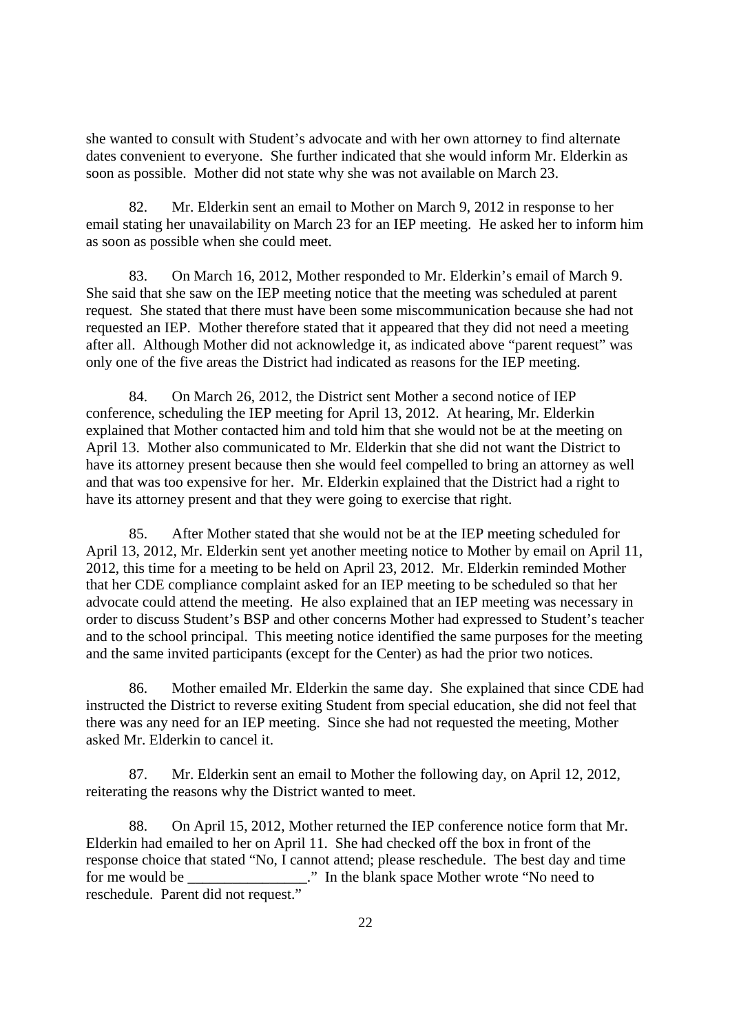she wanted to consult with Student's advocate and with her own attorney to find alternate dates convenient to everyone. She further indicated that she would inform Mr. Elderkin as soon as possible. Mother did not state why she was not available on March 23.

82. Mr. Elderkin sent an email to Mother on March 9, 2012 in response to her email stating her unavailability on March 23 for an IEP meeting. He asked her to inform him as soon as possible when she could meet.

83. On March 16, 2012, Mother responded to Mr. Elderkin's email of March 9. She said that she saw on the IEP meeting notice that the meeting was scheduled at parent request. She stated that there must have been some miscommunication because she had not requested an IEP. Mother therefore stated that it appeared that they did not need a meeting after all. Although Mother did not acknowledge it, as indicated above "parent request" was only one of the five areas the District had indicated as reasons for the IEP meeting.

84. On March 26, 2012, the District sent Mother a second notice of IEP conference, scheduling the IEP meeting for April 13, 2012. At hearing, Mr. Elderkin explained that Mother contacted him and told him that she would not be at the meeting on April 13. Mother also communicated to Mr. Elderkin that she did not want the District to have its attorney present because then she would feel compelled to bring an attorney as well and that was too expensive for her. Mr. Elderkin explained that the District had a right to have its attorney present and that they were going to exercise that right.

85. After Mother stated that she would not be at the IEP meeting scheduled for April 13, 2012, Mr. Elderkin sent yet another meeting notice to Mother by email on April 11, 2012, this time for a meeting to be held on April 23, 2012. Mr. Elderkin reminded Mother that her CDE compliance complaint asked for an IEP meeting to be scheduled so that her advocate could attend the meeting. He also explained that an IEP meeting was necessary in order to discuss Student's BSP and other concerns Mother had expressed to Student's teacher and to the school principal. This meeting notice identified the same purposes for the meeting and the same invited participants (except for the Center) as had the prior two notices.

86. Mother emailed Mr. Elderkin the same day. She explained that since CDE had instructed the District to reverse exiting Student from special education, she did not feel that there was any need for an IEP meeting. Since she had not requested the meeting, Mother asked Mr. Elderkin to cancel it.

87. Mr. Elderkin sent an email to Mother the following day, on April 12, 2012, reiterating the reasons why the District wanted to meet.

88. On April 15, 2012, Mother returned the IEP conference notice form that Mr. Elderkin had emailed to her on April 11. She had checked off the box in front of the response choice that stated "No, I cannot attend; please reschedule. The best day and time for me would be ________________." In the blank space Mother wrote "No need to reschedule. Parent did not request."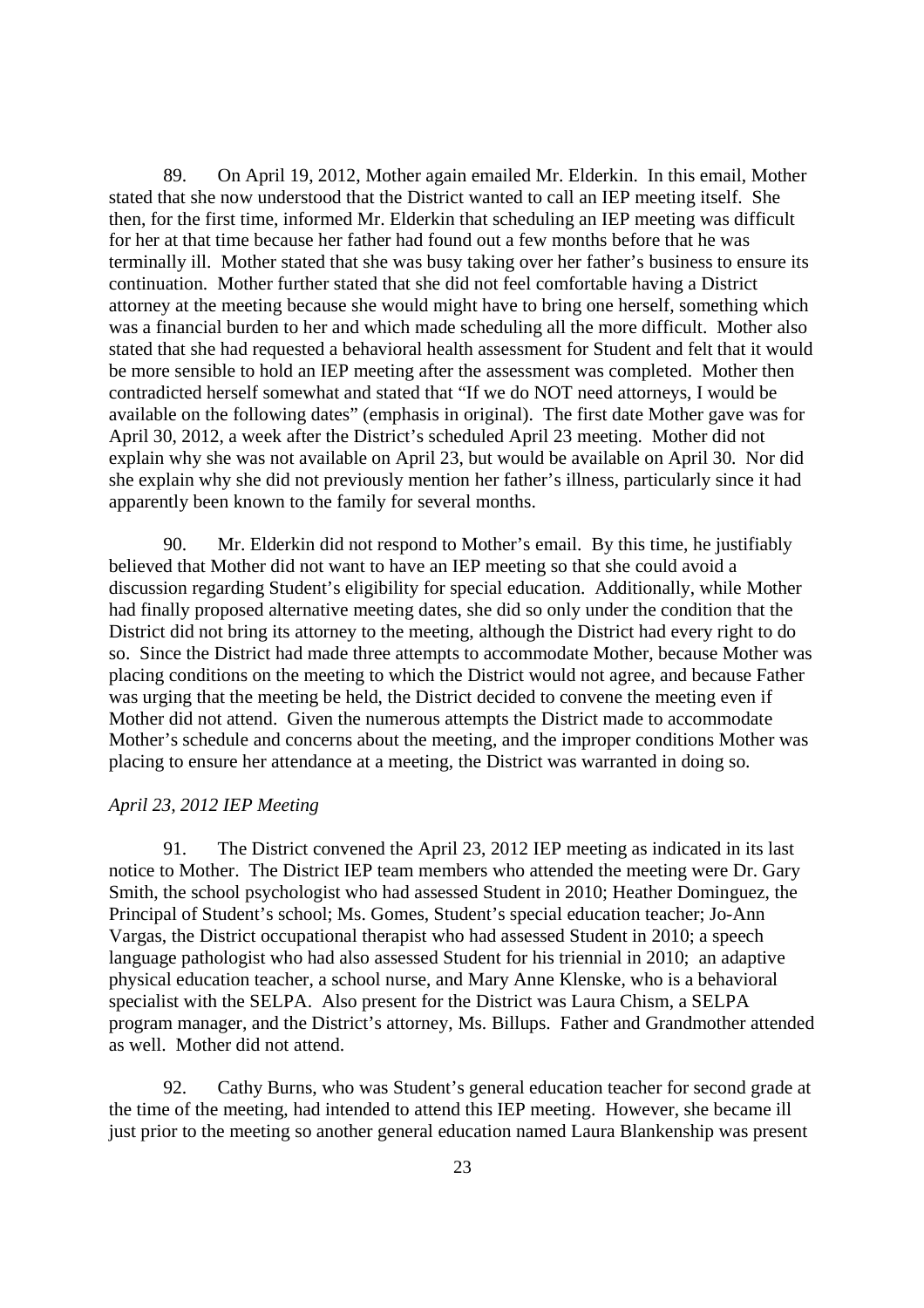89. On April 19, 2012, Mother again emailed Mr. Elderkin. In this email, Mother stated that she now understood that the District wanted to call an IEP meeting itself. She then, for the first time, informed Mr. Elderkin that scheduling an IEP meeting was difficult for her at that time because her father had found out a few months before that he was terminally ill. Mother stated that she was busy taking over her father's business to ensure its continuation. Mother further stated that she did not feel comfortable having a District attorney at the meeting because she would might have to bring one herself, something which was a financial burden to her and which made scheduling all the more difficult. Mother also stated that she had requested a behavioral health assessment for Student and felt that it would be more sensible to hold an IEP meeting after the assessment was completed. Mother then contradicted herself somewhat and stated that "If we do NOT need attorneys, I would be available on the following dates" (emphasis in original). The first date Mother gave was for April 30, 2012, a week after the District's scheduled April 23 meeting. Mother did not explain why she was not available on April 23, but would be available on April 30. Nor did she explain why she did not previously mention her father's illness, particularly since it had apparently been known to the family for several months.

90. Mr. Elderkin did not respond to Mother's email. By this time, he justifiably believed that Mother did not want to have an IEP meeting so that she could avoid a discussion regarding Student's eligibility for special education. Additionally, while Mother had finally proposed alternative meeting dates, she did so only under the condition that the District did not bring its attorney to the meeting, although the District had every right to do so. Since the District had made three attempts to accommodate Mother, because Mother was placing conditions on the meeting to which the District would not agree, and because Father was urging that the meeting be held, the District decided to convene the meeting even if Mother did not attend. Given the numerous attempts the District made to accommodate Mother's schedule and concerns about the meeting, and the improper conditions Mother was placing to ensure her attendance at a meeting, the District was warranted in doing so.

*April 23, 2012 IEP Meeting*

91. The District convened the April 23, 2012 IEP meeting as indicated in its last notice to Mother. The District IEP team members who attended the meeting were Dr. Gary Smith, the school psychologist who had assessed Student in 2010; Heather Dominguez, the Principal of Student's school; Ms. Gomes, Student's special education teacher; Jo-Ann Vargas, the District occupational therapist who had assessed Student in 2010; a speech language pathologist who had also assessed Student for his triennial in 2010; an adaptive physical education teacher, a school nurse, and Mary Anne Klenske, who is a behavioral specialist with the SELPA. Also present for the District was Laura Chism, a SELPA program manager, and the District's attorney, Ms. Billups. Father and Grandmother attended as well. Mother did not attend.

92. Cathy Burns, who was Student's general education teacher for second grade at the time of the meeting, had intended to attend this IEP meeting. However, she became ill just prior to the meeting so another general education named Laura Blankenship was present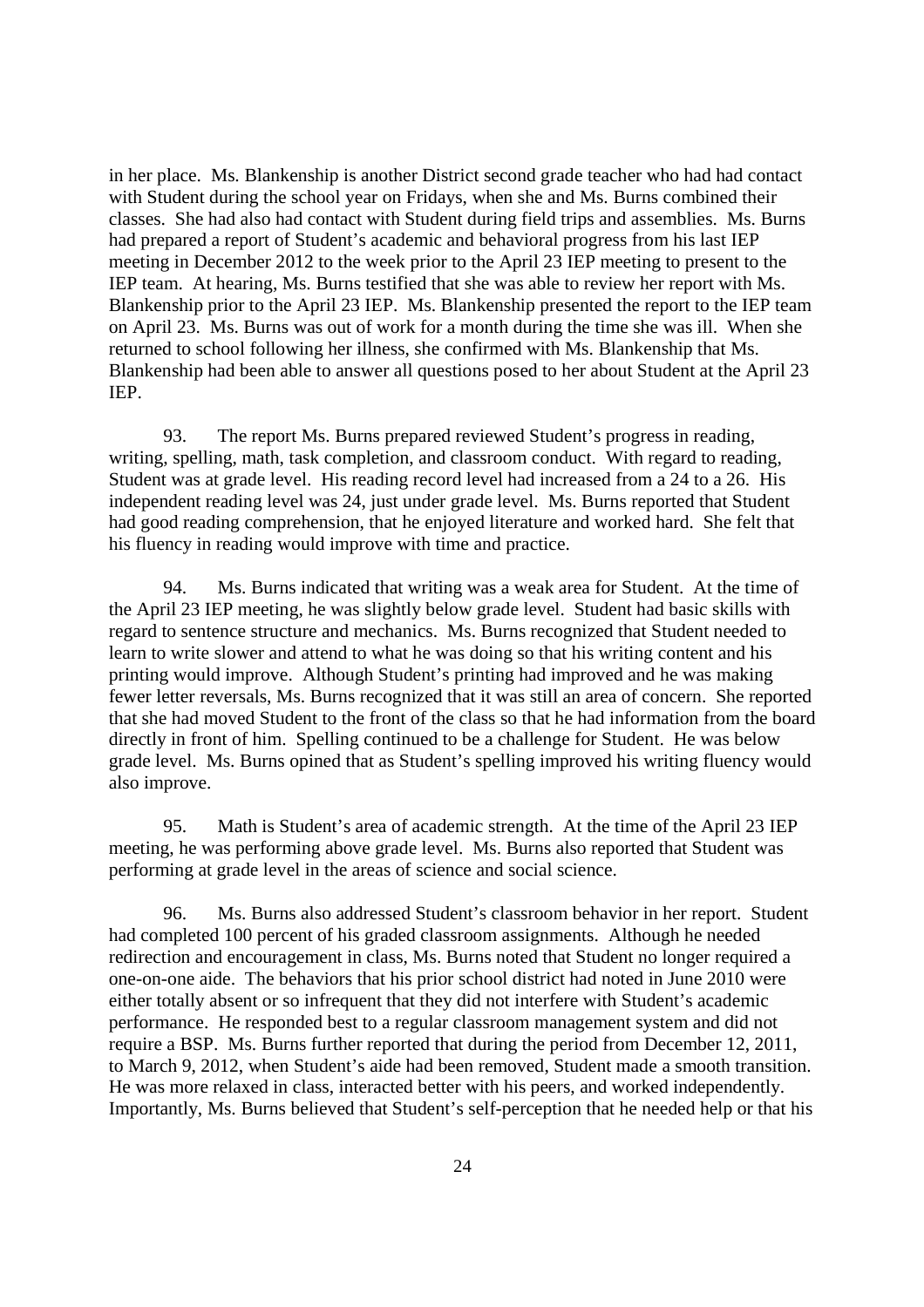in her place. Ms. Blankenship is another District second grade teacher who had had contact with Student during the school year on Fridays, when she and Ms. Burns combined their classes. She had also had contact with Student during field trips and assemblies. Ms. Burns had prepared a report of Student's academic and behavioral progress from his last IEP meeting in December 2012 to the week prior to the April 23 IEP meeting to present to the IEP team. At hearing, Ms. Burns testified that she was able to review her report with Ms. Blankenship prior to the April 23 IEP. Ms. Blankenship presented the report to the IEP team on April 23. Ms. Burns was out of work for a month during the time she was ill. When she returned to school following her illness, she confirmed with Ms. Blankenship that Ms. Blankenship had been able to answer all questions posed to her about Student at the April 23 IEP.

93. The report Ms. Burns prepared reviewed Student's progress in reading, writing, spelling, math, task completion, and classroom conduct. With regard to reading, Student was at grade level. His reading record level had increased from a 24 to a 26. His independent reading level was 24, just under grade level. Ms. Burns reported that Student had good reading comprehension, that he enjoyed literature and worked hard. She felt that his fluency in reading would improve with time and practice.

94. Ms. Burns indicated that writing was a weak area for Student. At the time of the April 23 IEP meeting, he was slightly below grade level. Student had basic skills with regard to sentence structure and mechanics. Ms. Burns recognized that Student needed to learn to write slower and attend to what he was doing so that his writing content and his printing would improve. Although Student's printing had improved and he was making fewer letter reversals, Ms. Burns recognized that it was still an area of concern. She reported that she had moved Student to the front of the class so that he had information from the board directly in front of him. Spelling continued to be a challenge for Student. He was below grade level. Ms. Burns opined that as Student's spelling improved his writing fluency would also improve.

95. Math is Student's area of academic strength. At the time of the April 23 IEP meeting, he was performing above grade level. Ms. Burns also reported that Student was performing at grade level in the areas of science and social science.

96. Ms. Burns also addressed Student's classroom behavior in her report. Student had completed 100 percent of his graded classroom assignments. Although he needed redirection and encouragement in class, Ms. Burns noted that Student no longer required a one-on-one aide. The behaviors that his prior school district had noted in June 2010 were either totally absent or so infrequent that they did not interfere with Student's academic performance. He responded best to a regular classroom management system and did not require a BSP. Ms. Burns further reported that during the period from December 12, 2011, to March 9, 2012, when Student's aide had been removed, Student made a smooth transition. He was more relaxed in class, interacted better with his peers, and worked independently. Importantly, Ms. Burns believed that Student's self-perception that he needed help or that his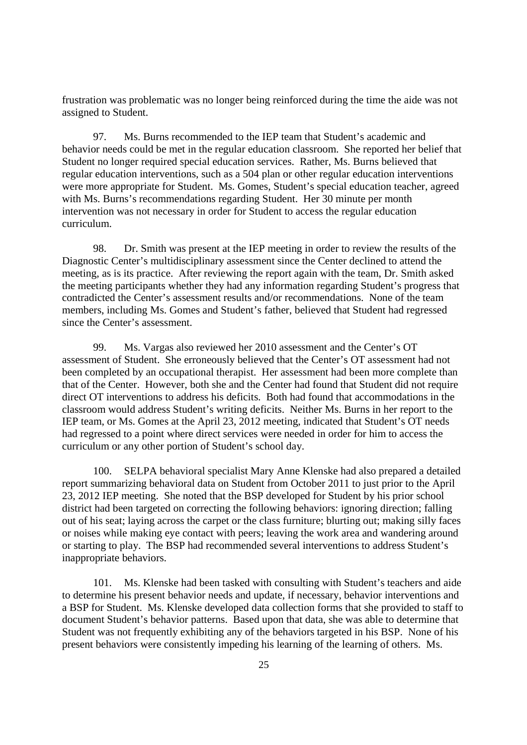frustration was problematic was no longer being reinforced during the time the aide was not assigned to Student.

97. Ms. Burns recommended to the IEP team that Student's academic and behavior needs could be met in the regular education classroom. She reported her belief that Student no longer required special education services. Rather, Ms. Burns believed that regular education interventions, such as a 504 plan or other regular education interventions were more appropriate for Student. Ms. Gomes, Student's special education teacher, agreed with Ms. Burns's recommendations regarding Student. Her 30 minute per month intervention was not necessary in order for Student to access the regular education curriculum.

98. Dr. Smith was present at the IEP meeting in order to review the results of the Diagnostic Center's multidisciplinary assessment since the Center declined to attend the meeting, as is its practice. After reviewing the report again with the team, Dr. Smith asked the meeting participants whether they had any information regarding Student's progress that contradicted the Center's assessment results and/or recommendations. None of the team members, including Ms. Gomes and Student's father, believed that Student had regressed since the Center's assessment.

99. Ms. Vargas also reviewed her 2010 assessment and the Center's OT assessment of Student. She erroneously believed that the Center's OT assessment had not been completed by an occupational therapist. Her assessment had been more complete than that of the Center. However, both she and the Center had found that Student did not require direct OT interventions to address his deficits. Both had found that accommodations in the classroom would address Student's writing deficits. Neither Ms. Burns in her report to the IEP team, or Ms. Gomes at the April 23, 2012 meeting, indicated that Student's OT needs had regressed to a point where direct services were needed in order for him to access the curriculum or any other portion of Student's school day.

100. SELPA behavioral specialist Mary Anne Klenske had also prepared a detailed report summarizing behavioral data on Student from October 2011 to just prior to the April 23, 2012 IEP meeting. She noted that the BSP developed for Student by his prior school district had been targeted on correcting the following behaviors: ignoring direction; falling out of his seat; laying across the carpet or the class furniture; blurting out; making silly faces or noises while making eye contact with peers; leaving the work area and wandering around or starting to play. The BSP had recommended several interventions to address Student's inappropriate behaviors.

101. Ms. Klenske had been tasked with consulting with Student's teachers and aide to determine his present behavior needs and update, if necessary, behavior interventions and a BSP for Student. Ms. Klenske developed data collection forms that she provided to staff to document Student's behavior patterns. Based upon that data, she was able to determine that Student was not frequently exhibiting any of the behaviors targeted in his BSP. None of his present behaviors were consistently impeding his learning of the learning of others. Ms.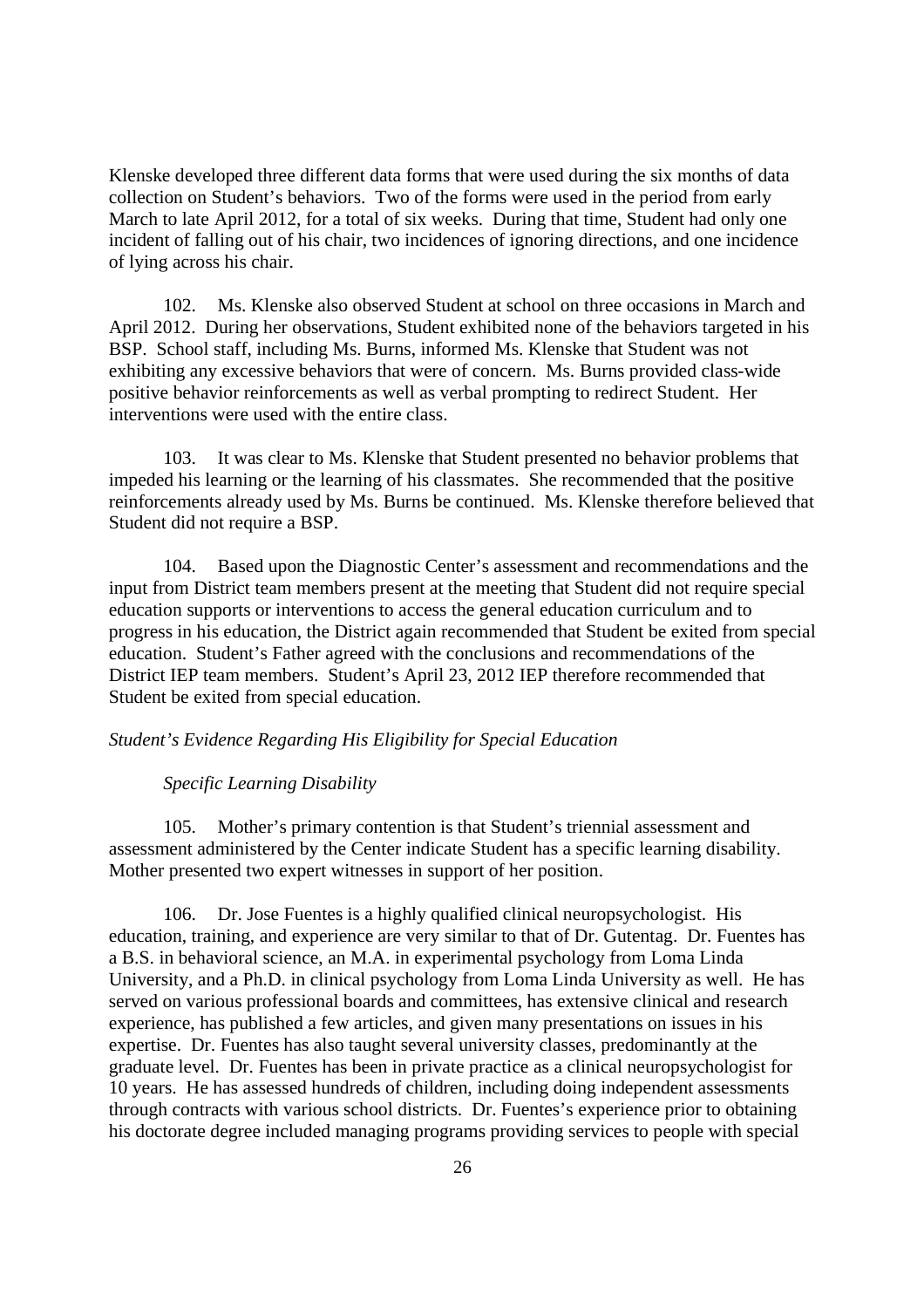Klenske developed three different data forms that were used during the six months of data collection on Student's behaviors. Two of the forms were used in the period from early March to late April 2012, for a total of six weeks. During that time, Student had only one incident of falling out of his chair, two incidences of ignoring directions, and one incidence of lying across his chair.

102. Ms. Klenske also observed Student at school on three occasions in March and April 2012. During her observations, Student exhibited none of the behaviors targeted in his BSP. School staff, including Ms. Burns, informed Ms. Klenske that Student was not exhibiting any excessive behaviors that were of concern. Ms. Burns provided class-wide positive behavior reinforcements as well as verbal prompting to redirect Student. Her interventions were used with the entire class.

103. It was clear to Ms. Klenske that Student presented no behavior problems that impeded his learning or the learning of his classmates. She recommended that the positive reinforcements already used by Ms. Burns be continued. Ms. Klenske therefore believed that Student did not require a BSP.

104. Based upon the Diagnostic Center's assessment and recommendations and the input from District team members present at the meeting that Student did not require special education supports or interventions to access the general education curriculum and to progress in his education, the District again recommended that Student be exited from special education. Student's Father agreed with the conclusions and recommendations of the District IEP team members. Student's April 23, 2012 IEP therefore recommended that Student be exited from special education.

*Student's Evidence Regarding His Eligibility for Special Education*

*Specific Learning Disability*

105. Mother's primary contention is that Student's triennial assessment and assessment administered by the Center indicate Student has a specific learning disability. Mother presented two expert witnesses in support of her position.

106. Dr. Jose Fuentes is a highly qualified clinical neuropsychologist. His education, training, and experience are very similar to that of Dr. Gutentag. Dr. Fuentes has a B.S. in behavioral science, an M.A. in experimental psychology from Loma Linda University, and a Ph.D. in clinical psychology from Loma Linda University as well. He has served on various professional boards and committees, has extensive clinical and research experience, has published a few articles, and given many presentations on issues in his expertise. Dr. Fuentes has also taught several university classes, predominantly at the graduate level. Dr. Fuentes has been in private practice as a clinical neuropsychologist for 10 years. He has assessed hundreds of children, including doing independent assessments through contracts with various school districts. Dr. Fuentes's experience prior to obtaining his doctorate degree included managing programs providing services to people with special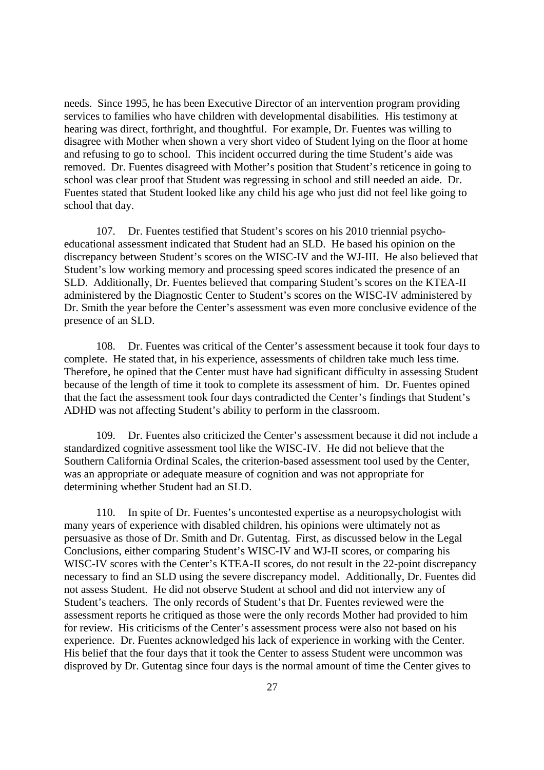needs. Since 1995, he has been Executive Director of an intervention program providing services to families who have children with developmental disabilities. His testimony at hearing was direct, forthright, and thoughtful. For example, Dr. Fuentes was willing to disagree with Mother when shown a very short video of Student lying on the floor at home and refusing to go to school. This incident occurred during the time Student's aide was removed. Dr. Fuentes disagreed with Mother's position that Student's reticence in going to school was clear proof that Student was regressing in school and still needed an aide. Dr. Fuentes stated that Student looked like any child his age who just did not feel like going to school that day.

107. Dr. Fuentes testified that Student's scores on his 2010 triennial psycho-educational assessment indicated that Student had an SLD. He based his opinion on the discrepancy between Student's scores on the WISC-IV and the WJ-III. He also believed that Student's low working memory and processing speed scores indicated the presence of an SLD. Additionally, Dr. Fuentes believed that comparing Student's scores on the KTEA-II administered by the Diagnostic Center to Student's scores on the WISC-IV administered by Dr. Smith the year before the Center's assessment was even more conclusive evidence of the presence of an SLD.

108. Dr. Fuentes was critical of the Center's assessment because it took four days to complete. He stated that, in his experience, assessments of children take much less time. Therefore, he opined that the Center must have had significant difficulty in assessing Student because of the length of time it took to complete its assessment of him. Dr. Fuentes opined that the fact the assessment took four days contradicted the Center's findings that Student's ADHD was not affecting Student's ability to perform in the classroom.

109. Dr. Fuentes also criticized the Center's assessment because it did not include a standardized cognitive assessment tool like the WISC-IV. He did not believe that the Southern California Ordinal Scales, the criterion-based assessment tool used by the Center, was an appropriate or adequate measure of cognition and was not appropriate for determining whether Student had an SLD.

110. In spite of Dr. Fuentes's uncontested expertise as a neuropsychologist with many years of experience with disabled children, his opinions were ultimately not as persuasive as those of Dr. Smith and Dr. Gutentag. First, as discussed below in the Legal Conclusions, either comparing Student's WISC-IV and WJ-II scores, or comparing his WISC-IV scores with the Center's KTEA-II scores, do not result in the 22-point discrepancy necessary to find an SLD using the severe discrepancy model. Additionally, Dr. Fuentes did not assess Student. He did not observe Student at school and did not interview any of Student's teachers. The only records of Student's that Dr. Fuentes reviewed were the assessment reports he critiqued as those were the only records Mother had provided to him for review. His criticisms of the Center's assessment process were also not based on his experience. Dr. Fuentes acknowledged his lack of experience in working with the Center. His belief that the four days that it took the Center to assess Student were uncommon was disproved by Dr. Gutentag since four days is the normal amount of time the Center gives to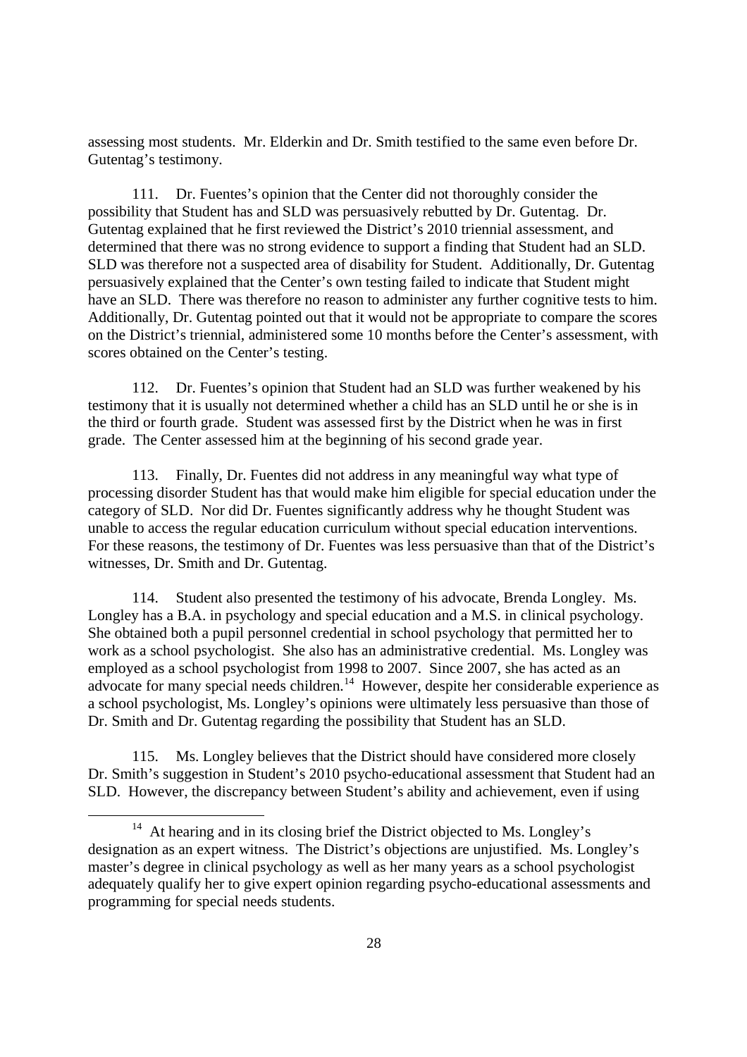assessing most students. Mr. Elderkin and Dr. Smith testified to the same even before Dr. Gutentag's testimony.

111. Dr. Fuentes's opinion that the Center did not thoroughly consider the possibility that Student has and SLD was persuasively rebutted by Dr. Gutentag. Dr. Gutentag explained that he first reviewed the District's 2010 triennial assessment, and determined that there was no strong evidence to support a finding that Student had an SLD. SLD was therefore not a suspected area of disability for Student. Additionally, Dr. Gutentag persuasively explained that the Center's own testing failed to indicate that Student might have an SLD. There was therefore no reason to administer any further cognitive tests to him. Additionally, Dr. Gutentag pointed out that it would not be appropriate to compare the scores on the District's triennial, administered some 10 months before the Center's assessment, with scores obtained on the Center's testing.

112. Dr. Fuentes's opinion that Student had an SLD was further weakened by his testimony that it is usually not determined whether a child has an SLD until he or she is in the third or fourth grade. Student was assessed first by the District when he was in first grade. The Center assessed him at the beginning of his second grade year.

113. Finally, Dr. Fuentes did not address in any meaningful way what type of processing disorder Student has that would make him eligible for special education under the category of SLD. Nor did Dr. Fuentes significantly address why he thought Student was unable to access the regular education curriculum without special education interventions. For these reasons, the testimony of Dr. Fuentes was less persuasive than that of the District's witnesses, Dr. Smith and Dr. Gutentag.

114. Student also presented the testimony of his advocate, Brenda Longley. Ms. Longley has a B.A. in psychology and special education and a M.S. in clinical psychology. She obtained both a pupil personnel credential in school psychology that permitted her to work as a school psychologist. She also has an administrative credential. Ms. Longley was employed as a school psychologist from 1998 to 2007. Since 2007, she has acted as an advocate for many special needs children.[14] However, despite her considerable experience as a school psychologist, Ms. Longley's opinions were ultimately less persuasive than those of Dr. Smith and Dr. Gutentag regarding the possibility that Student has an SLD.

115. Ms. Longley believes that the District should have considered more closely Dr. Smith's suggestion in Student's 2010 psycho-educational assessment that Student had an SLD. However, the discrepancy between Student's ability and achievement, even if using

[14] At hearing and in its closing brief the District objected to Ms. Longley's designation as an expert witness. The District's objections are unjustified. Ms. Longley's master's degree in clinical psychology as well as her many years as a school psychologist adequately qualify her to give expert opinion regarding psycho-educational assessments and programming for special needs students.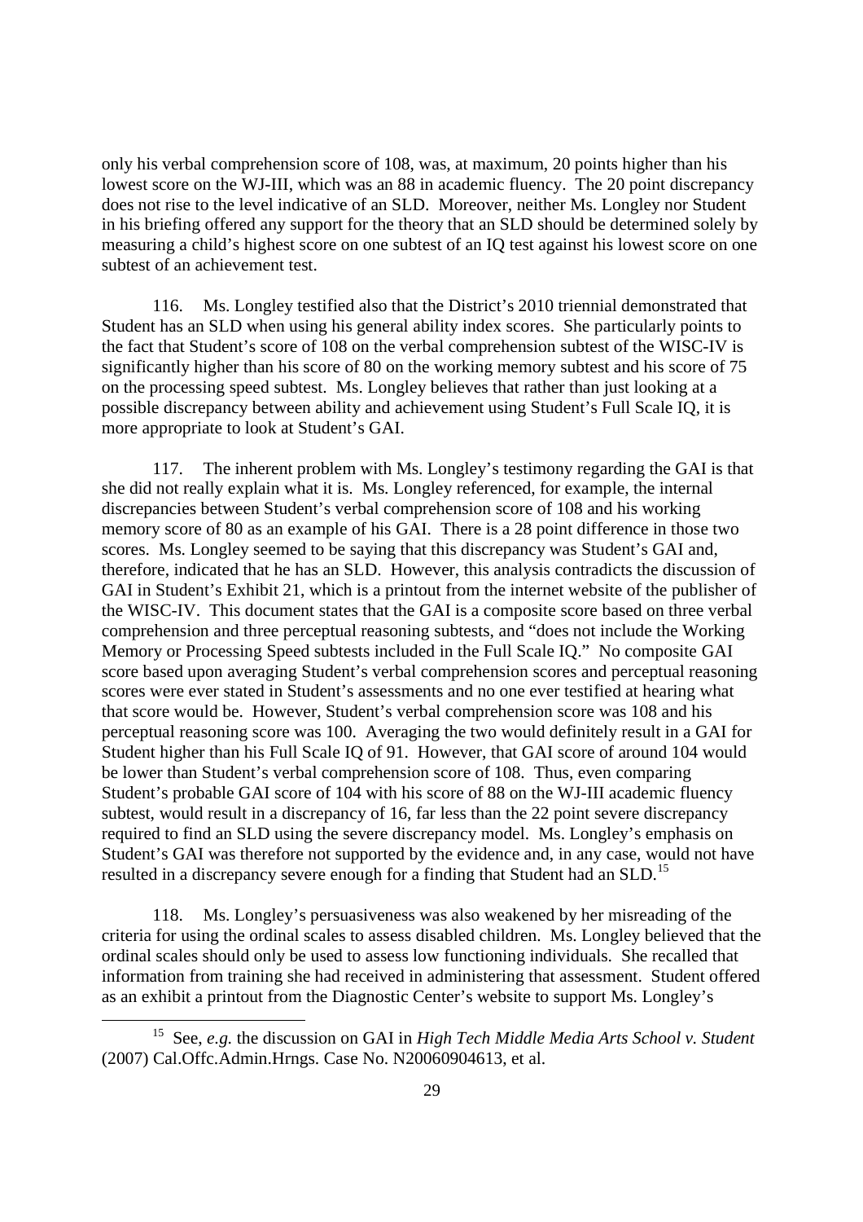only his verbal comprehension score of 108, was, at maximum, 20 points higher than his lowest score on the WJ-III, which was an 88 in academic fluency. The 20 point discrepancy does not rise to the level indicative of an SLD. Moreover, neither Ms. Longley nor Student in his briefing offered any support for the theory that an SLD should be determined solely by measuring a child's highest score on one subtest of an IQ test against his lowest score on one subtest of an achievement test.

116. Ms. Longley testified also that the District's 2010 triennial demonstrated that Student has an SLD when using his general ability index scores. She particularly points to the fact that Student's score of 108 on the verbal comprehension subtest of the WISC-IV is significantly higher than his score of 80 on the working memory subtest and his score of 75 on the processing speed subtest. Ms. Longley believes that rather than just looking at a possible discrepancy between ability and achievement using Student's Full Scale IQ, it is more appropriate to look at Student's GAI.

117. The inherent problem with Ms. Longley's testimony regarding the GAI is that she did not really explain what it is. Ms. Longley referenced, for example, the internal discrepancies between Student's verbal comprehension score of 108 and his working memory score of 80 as an example of his GAI. There is a 28 point difference in those two scores. Ms. Longley seemed to be saying that this discrepancy was Student's GAI and, therefore, indicated that he has an SLD. However, this analysis contradicts the discussion of GAI in Student's Exhibit 21, which is a printout from the internet website of the publisher of the WISC-IV. This document states that the GAI is a composite score based on three verbal comprehension and three perceptual reasoning subtests, and "does not include the Working Memory or Processing Speed subtests included in the Full Scale IQ." No composite GAI score based upon averaging Student's verbal comprehension scores and perceptual reasoning scores were ever stated in Student's assessments and no one ever testified at hearing what that score would be. However, Student's verbal comprehension score was 108 and his perceptual reasoning score was 100. Averaging the two would definitely result in a GAI for Student higher than his Full Scale IQ of 91. However, that GAI score of around 104 would be lower than Student's verbal comprehension score of 108. Thus, even comparing Student's probable GAI score of 104 with his score of 88 on the WJ-III academic fluency subtest, would result in a discrepancy of 16, far less than the 22 point severe discrepancy required to find an SLD using the severe discrepancy model. Ms. Longley's emphasis on Student's GAI was therefore not supported by the evidence and, in any case, would not have resulted in a discrepancy severe enough for a finding that Student had an SLD.[15]

118. Ms. Longley's persuasiveness was also weakened by her misreading of the criteria for using the ordinal scales to assess disabled children. Ms. Longley believed that the ordinal scales should only be used to assess low functioning individuals. She recalled that information from training she had received in administering that assessment. Student offered as an exhibit a printout from the Diagnostic Center's website to support Ms. Longley's

---

[15] See, *e.g.* the discussion on GAI in *High Tech Middle Media Arts School v. Student* (2007) Cal.Offc.Admin.Hrngs. Case No. N20060904613, et al.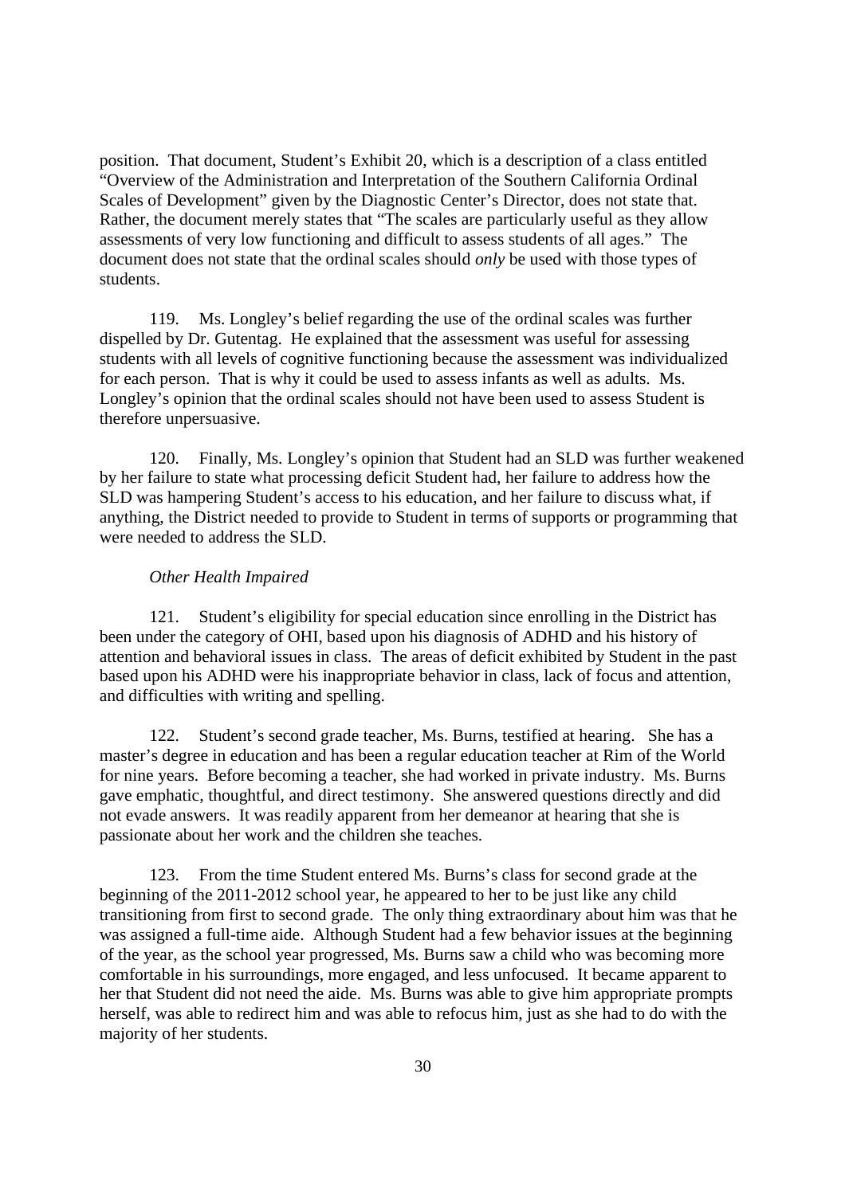position. That document, Student's Exhibit 20, which is a description of a class entitled "Overview of the Administration and Interpretation of the Southern California Ordinal Scales of Development" given by the Diagnostic Center's Director, does not state that. Rather, the document merely states that "The scales are particularly useful as they allow assessments of very low functioning and difficult to assess students of all ages." The document does not state that the ordinal scales should *only* be used with those types of students.

119. Ms. Longley's belief regarding the use of the ordinal scales was further dispelled by Dr. Gutentag. He explained that the assessment was useful for assessing students with all levels of cognitive functioning because the assessment was individualized for each person. That is why it could be used to assess infants as well as adults. Ms. Longley's opinion that the ordinal scales should not have been used to assess Student is therefore unpersuasive.

120. Finally, Ms. Longley's opinion that Student had an SLD was further weakened by her failure to state what processing deficit Student had, her failure to address how the SLD was hampering Student's access to his education, and her failure to discuss what, if anything, the District needed to provide to Student in terms of supports or programming that were needed to address the SLD.

*Other Health Impaired*

121. Student's eligibility for special education since enrolling in the District has been under the category of OHI, based upon his diagnosis of ADHD and his history of attention and behavioral issues in class. The areas of deficit exhibited by Student in the past based upon his ADHD were his inappropriate behavior in class, lack of focus and attention, and difficulties with writing and spelling.

122. Student's second grade teacher, Ms. Burns, testified at hearing. She has a master's degree in education and has been a regular education teacher at Rim of the World for nine years. Before becoming a teacher, she had worked in private industry. Ms. Burns gave emphatic, thoughtful, and direct testimony. She answered questions directly and did not evade answers. It was readily apparent from her demeanor at hearing that she is passionate about her work and the children she teaches.

123. From the time Student entered Ms. Burns's class for second grade at the beginning of the 2011-2012 school year, he appeared to her to be just like any child transitioning from first to second grade. The only thing extraordinary about him was that he was assigned a full-time aide. Although Student had a few behavior issues at the beginning of the year, as the school year progressed, Ms. Burns saw a child who was becoming more comfortable in his surroundings, more engaged, and less unfocused. It became apparent to her that Student did not need the aide. Ms. Burns was able to give him appropriate prompts herself, was able to redirect him and was able to refocus him, just as she had to do with the majority of her students.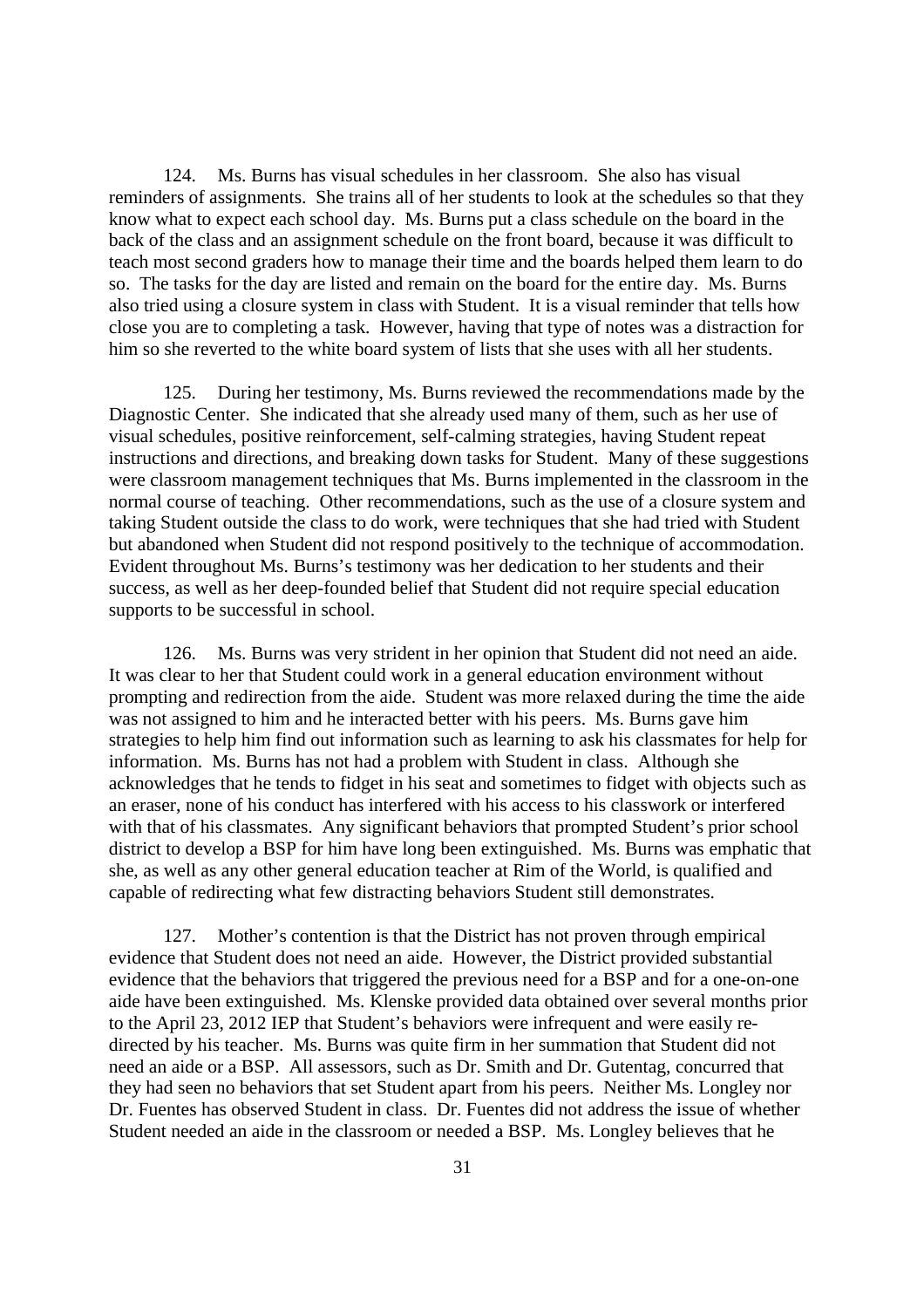124. Ms. Burns has visual schedules in her classroom. She also has visual reminders of assignments. She trains all of her students to look at the schedules so that they know what to expect each school day. Ms. Burns put a class schedule on the board in the back of the class and an assignment schedule on the front board, because it was difficult to teach most second graders how to manage their time and the boards helped them learn to do so. The tasks for the day are listed and remain on the board for the entire day. Ms. Burns also tried using a closure system in class with Student. It is a visual reminder that tells how close you are to completing a task. However, having that type of notes was a distraction for him so she reverted to the white board system of lists that she uses with all her students.

125. During her testimony, Ms. Burns reviewed the recommendations made by the Diagnostic Center. She indicated that she already used many of them, such as her use of visual schedules, positive reinforcement, self-calming strategies, having Student repeat instructions and directions, and breaking down tasks for Student. Many of these suggestions were classroom management techniques that Ms. Burns implemented in the classroom in the normal course of teaching. Other recommendations, such as the use of a closure system and taking Student outside the class to do work, were techniques that she had tried with Student but abandoned when Student did not respond positively to the technique of accommodation. Evident throughout Ms. Burns's testimony was her dedication to her students and their success, as well as her deep-founded belief that Student did not require special education supports to be successful in school.

126. Ms. Burns was very strident in her opinion that Student did not need an aide. It was clear to her that Student could work in a general education environment without prompting and redirection from the aide. Student was more relaxed during the time the aide was not assigned to him and he interacted better with his peers. Ms. Burns gave him strategies to help him find out information such as learning to ask his classmates for help for information. Ms. Burns has not had a problem with Student in class. Although she acknowledges that he tends to fidget in his seat and sometimes to fidget with objects such as an eraser, none of his conduct has interfered with his access to his classwork or interfered with that of his classmates. Any significant behaviors that prompted Student's prior school district to develop a BSP for him have long been extinguished. Ms. Burns was emphatic that she, as well as any other general education teacher at Rim of the World, is qualified and capable of redirecting what few distracting behaviors Student still demonstrates.

127. Mother's contention is that the District has not proven through empirical evidence that Student does not need an aide. However, the District provided substantial evidence that the behaviors that triggered the previous need for a BSP and for a one-on-one aide have been extinguished. Ms. Klenske provided data obtained over several months prior to the April 23, 2012 IEP that Student's behaviors were infrequent and were easily re-directed by his teacher. Ms. Burns was quite firm in her summation that Student did not need an aide or a BSP. All assessors, such as Dr. Smith and Dr. Gutentag, concurred that they had seen no behaviors that set Student apart from his peers. Neither Ms. Longley nor Dr. Fuentes has observed Student in class. Dr. Fuentes did not address the issue of whether Student needed an aide in the classroom or needed a BSP. Ms. Longley believes that he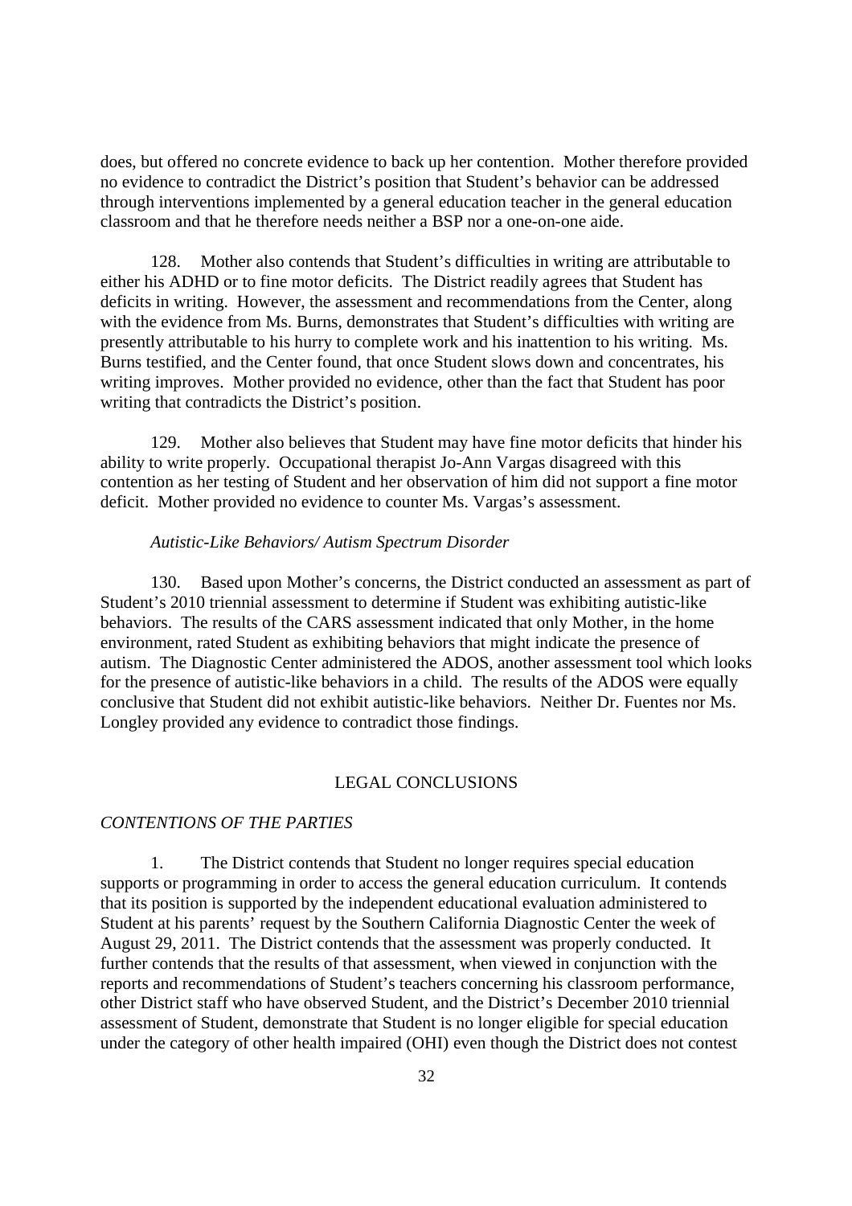does, but offered no concrete evidence to back up her contention. Mother therefore provided no evidence to contradict the District's position that Student's behavior can be addressed through interventions implemented by a general education teacher in the general education classroom and that he therefore needs neither a BSP nor a one-on-one aide.

128. Mother also contends that Student's difficulties in writing are attributable to either his ADHD or to fine motor deficits. The District readily agrees that Student has deficits in writing. However, the assessment and recommendations from the Center, along with the evidence from Ms. Burns, demonstrates that Student's difficulties with writing are presently attributable to his hurry to complete work and his inattention to his writing. Ms. Burns testified, and the Center found, that once Student slows down and concentrates, his writing improves. Mother provided no evidence, other than the fact that Student has poor writing that contradicts the District's position.

129. Mother also believes that Student may have fine motor deficits that hinder his ability to write properly. Occupational therapist Jo-Ann Vargas disagreed with this contention as her testing of Student and her observation of him did not support a fine motor deficit. Mother provided no evidence to counter Ms. Vargas's assessment.

*Autistic-Like Behaviors/ Autism Spectrum Disorder*

130. Based upon Mother's concerns, the District conducted an assessment as part of Student's 2010 triennial assessment to determine if Student was exhibiting autistic-like behaviors. The results of the CARS assessment indicated that only Mother, in the home environment, rated Student as exhibiting behaviors that might indicate the presence of autism. The Diagnostic Center administered the ADOS, another assessment tool which looks for the presence of autistic-like behaviors in a child. The results of the ADOS were equally conclusive that Student did not exhibit autistic-like behaviors. Neither Dr. Fuentes nor Ms. Longley provided any evidence to contradict those findings.

## LEGAL CONCLUSIONS

*CONTENTIONS OF THE PARTIES*

1. The District contends that Student no longer requires special education supports or programming in order to access the general education curriculum. It contends that its position is supported by the independent educational evaluation administered to Student at his parents' request by the Southern California Diagnostic Center the week of August 29, 2011. The District contends that the assessment was properly conducted. It further contends that the results of that assessment, when viewed in conjunction with the reports and recommendations of Student's teachers concerning his classroom performance, other District staff who have observed Student, and the District's December 2010 triennial assessment of Student, demonstrate that Student is no longer eligible for special education under the category of other health impaired (OHI) even though the District does not contest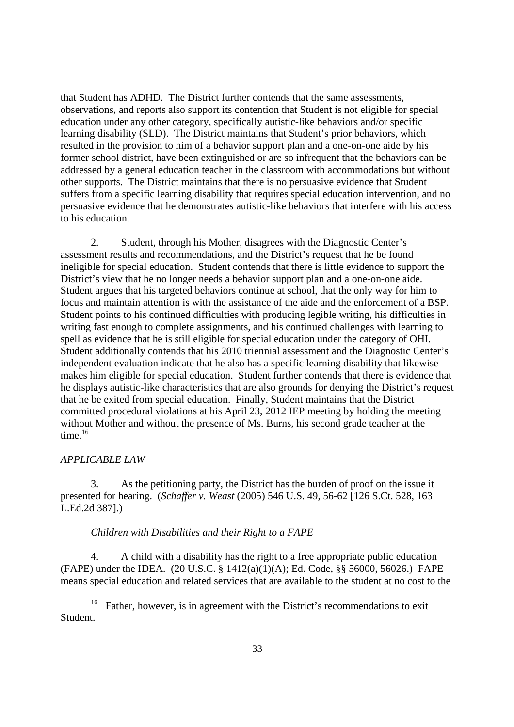that Student has ADHD. The District further contends that the same assessments, observations, and reports also support its contention that Student is not eligible for special education under any other category, specifically autistic-like behaviors and/or specific learning disability (SLD). The District maintains that Student's prior behaviors, which resulted in the provision to him of a behavior support plan and a one-on-one aide by his former school district, have been extinguished or are so infrequent that the behaviors can be addressed by a general education teacher in the classroom with accommodations but without other supports. The District maintains that there is no persuasive evidence that Student suffers from a specific learning disability that requires special education intervention, and no persuasive evidence that he demonstrates autistic-like behaviors that interfere with his access to his education.

2. Student, through his Mother, disagrees with the Diagnostic Center's assessment results and recommendations, and the District's request that he be found ineligible for special education. Student contends that there is little evidence to support the District's view that he no longer needs a behavior support plan and a one-on-one aide. Student argues that his targeted behaviors continue at school, that the only way for him to focus and maintain attention is with the assistance of the aide and the enforcement of a BSP. Student points to his continued difficulties with producing legible writing, his difficulties in writing fast enough to complete assignments, and his continued challenges with learning to spell as evidence that he is still eligible for special education under the category of OHI. Student additionally contends that his 2010 triennial assessment and the Diagnostic Center's independent evaluation indicate that he also has a specific learning disability that likewise makes him eligible for special education. Student further contends that there is evidence that he displays autistic-like characteristics that are also grounds for denying the District's request that he be exited from special education. Finally, Student maintains that the District committed procedural violations at his April 23, 2012 IEP meeting by holding the meeting without Mother and without the presence of Ms. Burns, his second grade teacher at the time.[16]

*APPLICABLE LAW*

3. As the petitioning party, the District has the burden of proof on the issue it presented for hearing. (*Schaffer v. Weast* (2005) 546 U.S. 49, 56-62 [126 S.Ct. 528, 163 L.Ed.2d 387].)

*Children with Disabilities and their Right to a FAPE*

4. A child with a disability has the right to a free appropriate public education (FAPE) under the IDEA. (20 U.S.C. § 1412(a)(1)(A); Ed. Code, §§ 56000, 56026.) FAPE means special education and related services that are available to the student at no cost to the

[16] Father, however, is in agreement with the District's recommendations to exit Student.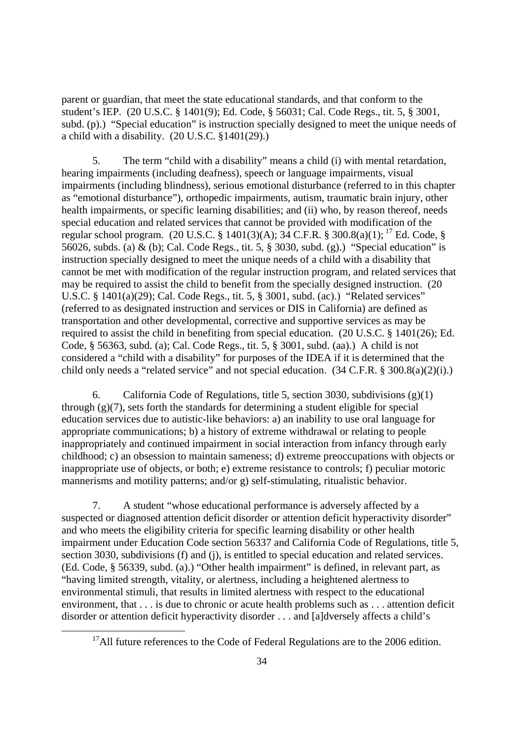parent or guardian, that meet the state educational standards, and that conform to the student's IEP. (20 U.S.C. § 1401(9); Ed. Code, § 56031; Cal. Code Regs., tit. 5, § 3001, subd. (p).) "Special education" is instruction specially designed to meet the unique needs of a child with a disability. (20 U.S.C. §1401(29).)

5. The term "child with a disability" means a child (i) with mental retardation, hearing impairments (including deafness), speech or language impairments, visual impairments (including blindness), serious emotional disturbance (referred to in this chapter as "emotional disturbance"), orthopedic impairments, autism, traumatic brain injury, other health impairments, or specific learning disabilities; and (ii) who, by reason thereof, needs special education and related services that cannot be provided with modification of the regular school program. (20 U.S.C. § 1401(3)(A); 34 C.F.R. § 300.8(a)(1); [17] Ed. Code, § 56026, subds. (a) & (b); Cal. Code Regs., tit. 5, § 3030, subd. (g).) "Special education" is instruction specially designed to meet the unique needs of a child with a disability that cannot be met with modification of the regular instruction program, and related services that may be required to assist the child to benefit from the specially designed instruction. (20 U.S.C. § 1401(a)(29); Cal. Code Regs., tit. 5, § 3001, subd. (ac).) "Related services" (referred to as designated instruction and services or DIS in California) are defined as transportation and other developmental, corrective and supportive services as may be required to assist the child in benefiting from special education. (20 U.S.C. § 1401(26); Ed. Code, § 56363, subd. (a); Cal. Code Regs., tit. 5, § 3001, subd. (aa).) A child is not considered a "child with a disability" for purposes of the IDEA if it is determined that the child only needs a "related service" and not special education. (34 C.F.R. § 300.8(a)(2)(i).)

6. California Code of Regulations, title 5, section 3030, subdivisions (g)(1) through (g)(7), sets forth the standards for determining a student eligible for special education services due to autistic-like behaviors: a) an inability to use oral language for appropriate communications; b) a history of extreme withdrawal or relating to people inappropriately and continued impairment in social interaction from infancy through early childhood; c) an obsession to maintain sameness; d) extreme preoccupations with objects or inappropriate use of objects, or both; e) extreme resistance to controls; f) peculiar motoric mannerisms and motility patterns; and/or g) self-stimulating, ritualistic behavior.

7. A student "whose educational performance is adversely affected by a suspected or diagnosed attention deficit disorder or attention deficit hyperactivity disorder" and who meets the eligibility criteria for specific learning disability or other health impairment under Education Code section 56337 and California Code of Regulations, title 5, section 3030, subdivisions (f) and (j), is entitled to special education and related services. (Ed. Code, § 56339, subd. (a).) "Other health impairment" is defined, in relevant part, as "having limited strength, vitality, or alertness, including a heightened alertness to environmental stimuli, that results in limited alertness with respect to the educational environment, that . . . is due to chronic or acute health problems such as . . . attention deficit disorder or attention deficit hyperactivity disorder . . . and [a]dversely affects a child's

[17] All future references to the Code of Federal Regulations are to the 2006 edition.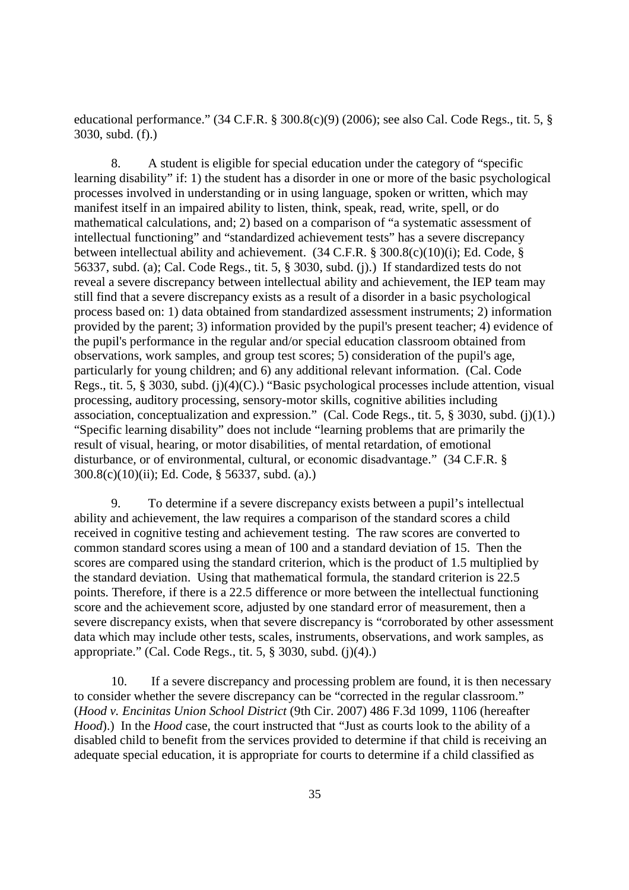educational performance." (34 C.F.R. § 300.8(c)(9) (2006); see also Cal. Code Regs., tit. 5, § 3030, subd. (f).)

8. A student is eligible for special education under the category of "specific learning disability" if: 1) the student has a disorder in one or more of the basic psychological processes involved in understanding or in using language, spoken or written, which may manifest itself in an impaired ability to listen, think, speak, read, write, spell, or do mathematical calculations, and; 2) based on a comparison of "a systematic assessment of intellectual functioning" and "standardized achievement tests" has a severe discrepancy between intellectual ability and achievement. (34 C.F.R. § 300.8(c)(10)(i); Ed. Code, § 56337, subd. (a); Cal. Code Regs., tit. 5, § 3030, subd. (j).) If standardized tests do not reveal a severe discrepancy between intellectual ability and achievement, the IEP team may still find that a severe discrepancy exists as a result of a disorder in a basic psychological process based on: 1) data obtained from standardized assessment instruments; 2) information provided by the parent; 3) information provided by the pupil's present teacher; 4) evidence of the pupil's performance in the regular and/or special education classroom obtained from observations, work samples, and group test scores; 5) consideration of the pupil's age, particularly for young children; and 6) any additional relevant information. (Cal. Code Regs., tit. 5, § 3030, subd. (j)(4)(C).) "Basic psychological processes include attention, visual processing, auditory processing, sensory-motor skills, cognitive abilities including association, conceptualization and expression." (Cal. Code Regs., tit. 5, § 3030, subd. (j)(1).) "Specific learning disability" does not include "learning problems that are primarily the result of visual, hearing, or motor disabilities, of mental retardation, of emotional disturbance, or of environmental, cultural, or economic disadvantage." (34 C.F.R. § 300.8(c)(10)(ii); Ed. Code, § 56337, subd. (a).)

9. To determine if a severe discrepancy exists between a pupil's intellectual ability and achievement, the law requires a comparison of the standard scores a child received in cognitive testing and achievement testing. The raw scores are converted to common standard scores using a mean of 100 and a standard deviation of 15. Then the scores are compared using the standard criterion, which is the product of 1.5 multiplied by the standard deviation. Using that mathematical formula, the standard criterion is 22.5 points. Therefore, if there is a 22.5 difference or more between the intellectual functioning score and the achievement score, adjusted by one standard error of measurement, then a severe discrepancy exists, when that severe discrepancy is "corroborated by other assessment data which may include other tests, scales, instruments, observations, and work samples, as appropriate." (Cal. Code Regs., tit. 5, § 3030, subd. (j)(4).)

10. If a severe discrepancy and processing problem are found, it is then necessary to consider whether the severe discrepancy can be "corrected in the regular classroom." (*Hood v. Encinitas Union School District* (9th Cir. 2007) 486 F.3d 1099, 1106 (hereafter *Hood*).) In the *Hood* case, the court instructed that "Just as courts look to the ability of a disabled child to benefit from the services provided to determine if that child is receiving an adequate special education, it is appropriate for courts to determine if a child classified as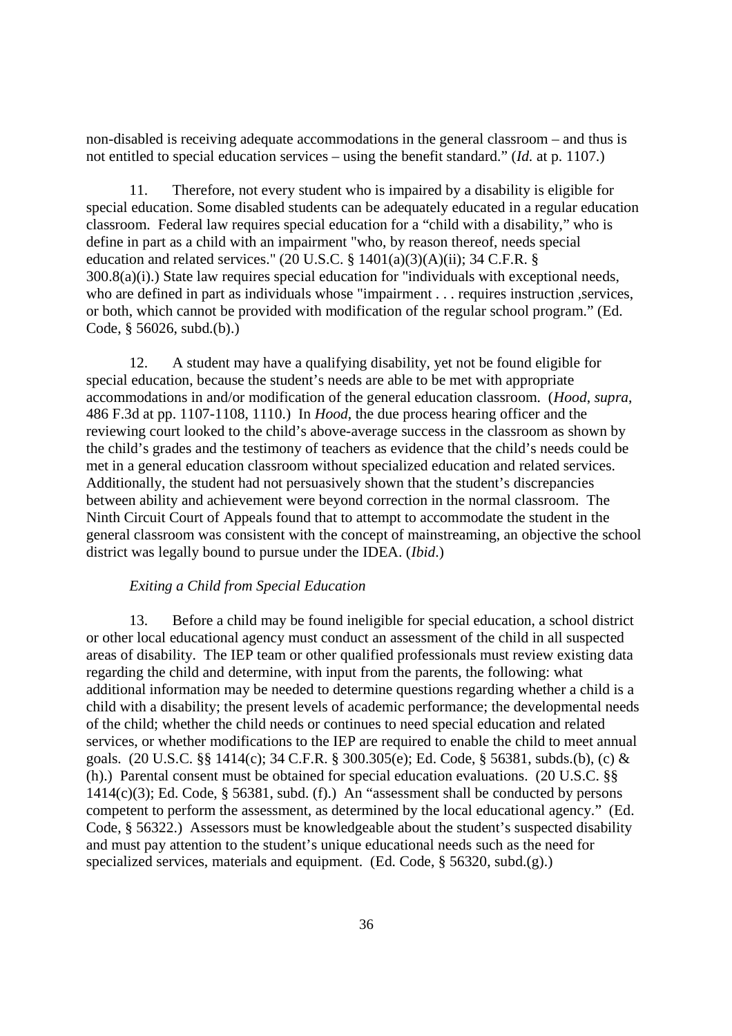non-disabled is receiving adequate accommodations in the general classroom – and thus is not entitled to special education services – using the benefit standard." (*Id.* at p. 1107.)

11. Therefore, not every student who is impaired by a disability is eligible for special education. Some disabled students can be adequately educated in a regular education classroom. Federal law requires special education for a "child with a disability," who is define in part as a child with an impairment "who, by reason thereof, needs special education and related services." (20 U.S.C. § 1401(a)(3)(A)(ii); 34 C.F.R. § 300.8(a)(i).) State law requires special education for "individuals with exceptional needs, who are defined in part as individuals whose "impairment . . . requires instruction ,services, or both, which cannot be provided with modification of the regular school program." (Ed. Code, § 56026, subd.(b).)

12. A student may have a qualifying disability, yet not be found eligible for special education, because the student's needs are able to be met with appropriate accommodations in and/or modification of the general education classroom. (*Hood*, *supra*, 486 F.3d at pp. 1107-1108, 1110.) In *Hood*, the due process hearing officer and the reviewing court looked to the child's above-average success in the classroom as shown by the child's grades and the testimony of teachers as evidence that the child's needs could be met in a general education classroom without specialized education and related services. Additionally, the student had not persuasively shown that the student's discrepancies between ability and achievement were beyond correction in the normal classroom. The Ninth Circuit Court of Appeals found that to attempt to accommodate the student in the general classroom was consistent with the concept of mainstreaming, an objective the school district was legally bound to pursue under the IDEA. (*Ibid*.)

*Exiting a Child from Special Education*

13. Before a child may be found ineligible for special education, a school district or other local educational agency must conduct an assessment of the child in all suspected areas of disability. The IEP team or other qualified professionals must review existing data regarding the child and determine, with input from the parents, the following: what additional information may be needed to determine questions regarding whether a child is a child with a disability; the present levels of academic performance; the developmental needs of the child; whether the child needs or continues to need special education and related services, or whether modifications to the IEP are required to enable the child to meet annual goals. (20 U.S.C. §§ 1414(c); 34 C.F.R. § 300.305(e); Ed. Code, § 56381, subds.(b), (c) & (h).) Parental consent must be obtained for special education evaluations. (20 U.S.C. §§ 1414(c)(3); Ed. Code, § 56381, subd. (f).) An "assessment shall be conducted by persons competent to perform the assessment, as determined by the local educational agency." (Ed. Code, § 56322.) Assessors must be knowledgeable about the student's suspected disability and must pay attention to the student's unique educational needs such as the need for specialized services, materials and equipment. (Ed. Code, § 56320, subd.(g).)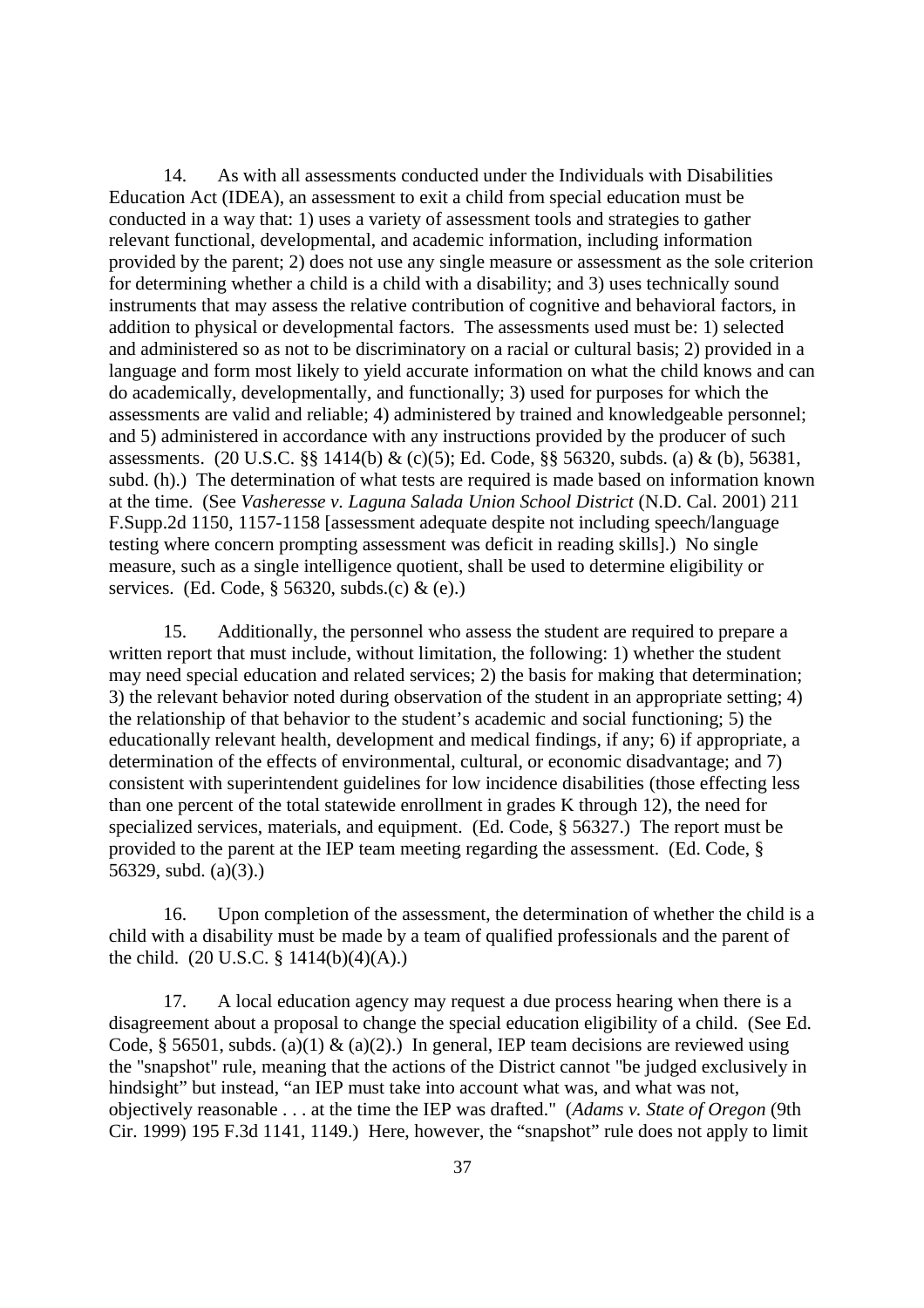14. As with all assessments conducted under the Individuals with Disabilities Education Act (IDEA), an assessment to exit a child from special education must be conducted in a way that: 1) uses a variety of assessment tools and strategies to gather relevant functional, developmental, and academic information, including information provided by the parent; 2) does not use any single measure or assessment as the sole criterion for determining whether a child is a child with a disability; and 3) uses technically sound instruments that may assess the relative contribution of cognitive and behavioral factors, in addition to physical or developmental factors. The assessments used must be: 1) selected and administered so as not to be discriminatory on a racial or cultural basis; 2) provided in a language and form most likely to yield accurate information on what the child knows and can do academically, developmentally, and functionally; 3) used for purposes for which the assessments are valid and reliable; 4) administered by trained and knowledgeable personnel; and 5) administered in accordance with any instructions provided by the producer of such assessments. (20 U.S.C. §§ 1414(b) & (c)(5); Ed. Code, §§ 56320, subds. (a) & (b), 56381, subd. (h).) The determination of what tests are required is made based on information known at the time. (See *Vasheresse v. Laguna Salada Union School District* (N.D. Cal. 2001) 211 F.Supp.2d 1150, 1157-1158 [assessment adequate despite not including speech/language testing where concern prompting assessment was deficit in reading skills].) No single measure, such as a single intelligence quotient, shall be used to determine eligibility or services. (Ed. Code, § 56320, subds.(c) & (e).)

15. Additionally, the personnel who assess the student are required to prepare a written report that must include, without limitation, the following: 1) whether the student may need special education and related services; 2) the basis for making that determination; 3) the relevant behavior noted during observation of the student in an appropriate setting; 4) the relationship of that behavior to the student's academic and social functioning; 5) the educationally relevant health, development and medical findings, if any; 6) if appropriate, a determination of the effects of environmental, cultural, or economic disadvantage; and 7) consistent with superintendent guidelines for low incidence disabilities (those effecting less than one percent of the total statewide enrollment in grades K through 12), the need for specialized services, materials, and equipment. (Ed. Code, § 56327.) The report must be provided to the parent at the IEP team meeting regarding the assessment. (Ed. Code, § 56329, subd. (a)(3).)

16. Upon completion of the assessment, the determination of whether the child is a child with a disability must be made by a team of qualified professionals and the parent of the child. (20 U.S.C. § 1414(b)(4)(A).)

17. A local education agency may request a due process hearing when there is a disagreement about a proposal to change the special education eligibility of a child. (See Ed. Code, § 56501, subds. (a)(1) & (a)(2).) In general, IEP team decisions are reviewed using the "snapshot" rule, meaning that the actions of the District cannot "be judged exclusively in hindsight" but instead, "an IEP must take into account what was, and what was not, objectively reasonable . . . at the time the IEP was drafted." (*Adams v. State of Oregon* (9th Cir. 1999) 195 F.3d 1141, 1149.) Here, however, the "snapshot" rule does not apply to limit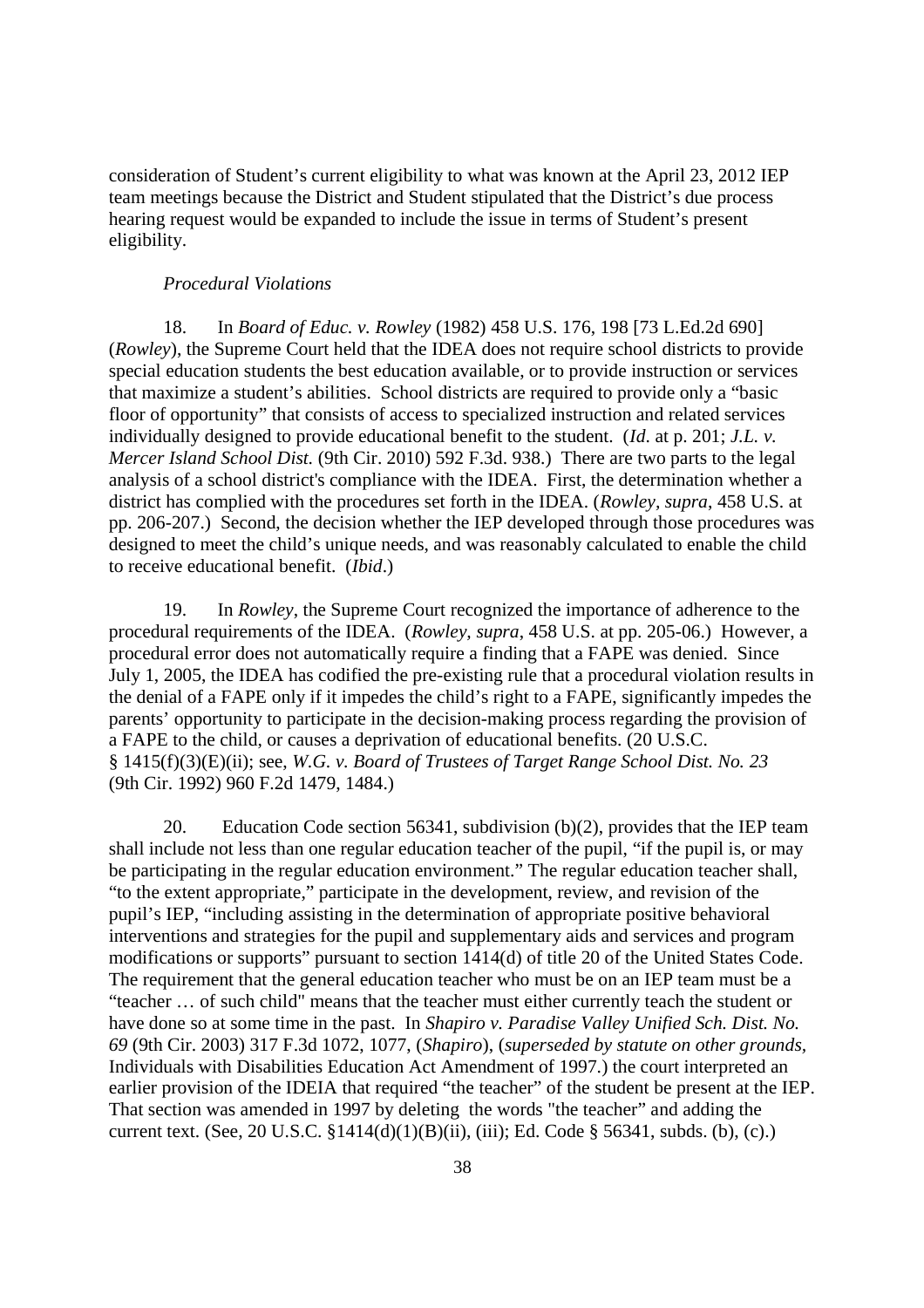consideration of Student's current eligibility to what was known at the April 23, 2012 IEP team meetings because the District and Student stipulated that the District's due process hearing request would be expanded to include the issue in terms of Student's present eligibility.

*Procedural Violations*

18. In *Board of Educ. v. Rowley* (1982) 458 U.S. 176, 198 [73 L.Ed.2d 690] (*Rowley*), the Supreme Court held that the IDEA does not require school districts to provide special education students the best education available, or to provide instruction or services that maximize a student's abilities. School districts are required to provide only a "basic floor of opportunity" that consists of access to specialized instruction and related services individually designed to provide educational benefit to the student. (*Id*. at p. 201; *J.L. v. Mercer Island School Dist.* (9th Cir. 2010) 592 F.3d. 938.) There are two parts to the legal analysis of a school district's compliance with the IDEA. First, the determination whether a district has complied with the procedures set forth in the IDEA. (*Rowley, supra*, 458 U.S. at pp. 206-207.) Second, the decision whether the IEP developed through those procedures was designed to meet the child's unique needs, and was reasonably calculated to enable the child to receive educational benefit. (*Ibid*.)

19. In *Rowley*, the Supreme Court recognized the importance of adherence to the procedural requirements of the IDEA. (*Rowley, supra*, 458 U.S. at pp. 205-06.) However, a procedural error does not automatically require a finding that a FAPE was denied. Since July 1, 2005, the IDEA has codified the pre-existing rule that a procedural violation results in the denial of a FAPE only if it impedes the child's right to a FAPE, significantly impedes the parents' opportunity to participate in the decision-making process regarding the provision of a FAPE to the child, or causes a deprivation of educational benefits. (20 U.S.C. § 1415(f)(3)(E)(ii); see, *W.G. v. Board of Trustees of Target Range School Dist. No. 23* (9th Cir. 1992) 960 F.2d 1479, 1484.)

20. Education Code section 56341, subdivision (b)(2), provides that the IEP team shall include not less than one regular education teacher of the pupil, "if the pupil is, or may be participating in the regular education environment." The regular education teacher shall, "to the extent appropriate," participate in the development, review, and revision of the pupil's IEP, "including assisting in the determination of appropriate positive behavioral interventions and strategies for the pupil and supplementary aids and services and program modifications or supports" pursuant to section 1414(d) of title 20 of the United States Code. The requirement that the general education teacher who must be on an IEP team must be a "teacher … of such child" means that the teacher must either currently teach the student or have done so at some time in the past. In *Shapiro v. Paradise Valley Unified Sch. Dist. No. 69* (9th Cir. 2003) 317 F.3d 1072, 1077, (*Shapiro*), (*superseded by statute on other grounds*, Individuals with Disabilities Education Act Amendment of 1997.) the court interpreted an earlier provision of the IDEIA that required "the teacher" of the student be present at the IEP. That section was amended in 1997 by deleting the words "the teacher" and adding the current text. (See, 20 U.S.C. §1414(d)(1)(B)(ii), (iii); Ed. Code § 56341, subds. (b), (c).)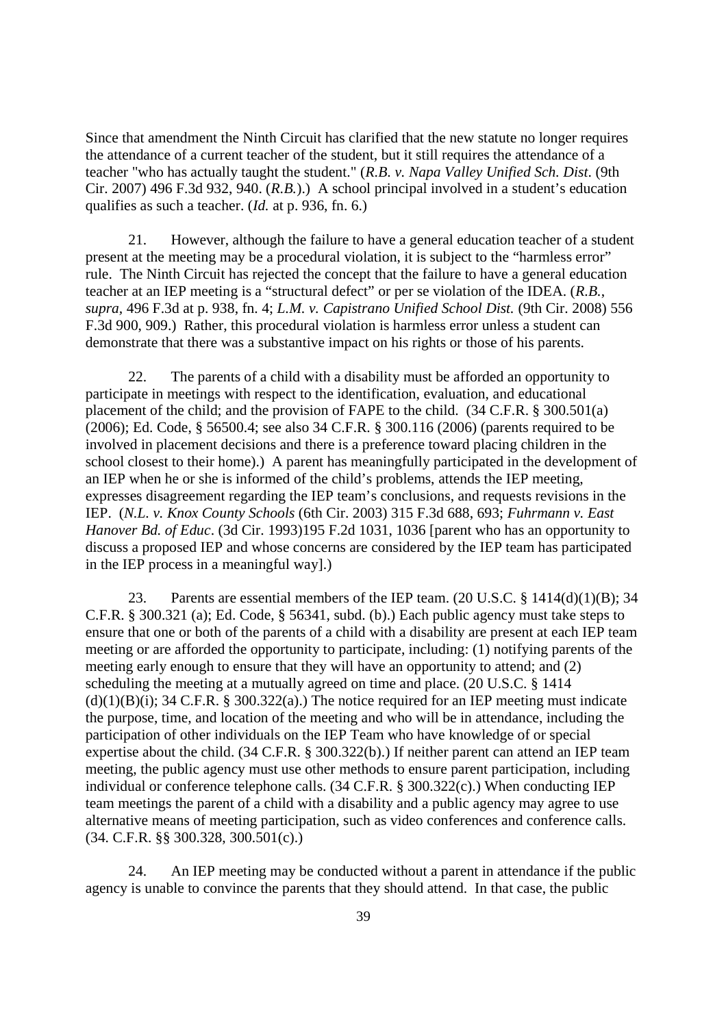Since that amendment the Ninth Circuit has clarified that the new statute no longer requires the attendance of a current teacher of the student, but it still requires the attendance of a teacher "who has actually taught the student." (*R.B. v. Napa Valley Unified Sch. Dist*. (9th Cir. 2007) 496 F.3d 932, 940. (*R.B.*).) A school principal involved in a student's education qualifies as such a teacher. (*Id.* at p. 936, fn. 6.)

21. However, although the failure to have a general education teacher of a student present at the meeting may be a procedural violation, it is subject to the "harmless error" rule. The Ninth Circuit has rejected the concept that the failure to have a general education teacher at an IEP meeting is a "structural defect" or per se violation of the IDEA. (*R.B.*, *supra*, 496 F.3d at p. 938, fn. 4; *L.M. v. Capistrano Unified School Dist.* (9th Cir. 2008) 556 F.3d 900, 909.) Rather, this procedural violation is harmless error unless a student can demonstrate that there was a substantive impact on his rights or those of his parents.

22. The parents of a child with a disability must be afforded an opportunity to participate in meetings with respect to the identification, evaluation, and educational placement of the child; and the provision of FAPE to the child. (34 C.F.R. § 300.501(a) (2006); Ed. Code, § 56500.4; see also 34 C.F.R. § 300.116 (2006) (parents required to be involved in placement decisions and there is a preference toward placing children in the school closest to their home).) A parent has meaningfully participated in the development of an IEP when he or she is informed of the child's problems, attends the IEP meeting, expresses disagreement regarding the IEP team's conclusions, and requests revisions in the IEP. (*N.L. v. Knox County Schools* (6th Cir. 2003) 315 F.3d 688, 693; *Fuhrmann v. East Hanover Bd. of Educ*. (3d Cir. 1993)195 F.2d 1031, 1036 [parent who has an opportunity to discuss a proposed IEP and whose concerns are considered by the IEP team has participated in the IEP process in a meaningful way].)

23. Parents are essential members of the IEP team. (20 U.S.C. § 1414(d)(1)(B); 34 C.F.R. § 300.321 (a); Ed. Code, § 56341, subd. (b).) Each public agency must take steps to ensure that one or both of the parents of a child with a disability are present at each IEP team meeting or are afforded the opportunity to participate, including: (1) notifying parents of the meeting early enough to ensure that they will have an opportunity to attend; and (2) scheduling the meeting at a mutually agreed on time and place. (20 U.S.C. § 1414 (d)(1)(B)(i); 34 C.F.R. § 300.322(a).) The notice required for an IEP meeting must indicate the purpose, time, and location of the meeting and who will be in attendance, including the participation of other individuals on the IEP Team who have knowledge of or special expertise about the child. (34 C.F.R. § 300.322(b).) If neither parent can attend an IEP team meeting, the public agency must use other methods to ensure parent participation, including individual or conference telephone calls. (34 C.F.R. § 300.322(c).) When conducting IEP team meetings the parent of a child with a disability and a public agency may agree to use alternative means of meeting participation, such as video conferences and conference calls. (34. C.F.R. §§ 300.328, 300.501(c).)

24. An IEP meeting may be conducted without a parent in attendance if the public agency is unable to convince the parents that they should attend. In that case, the public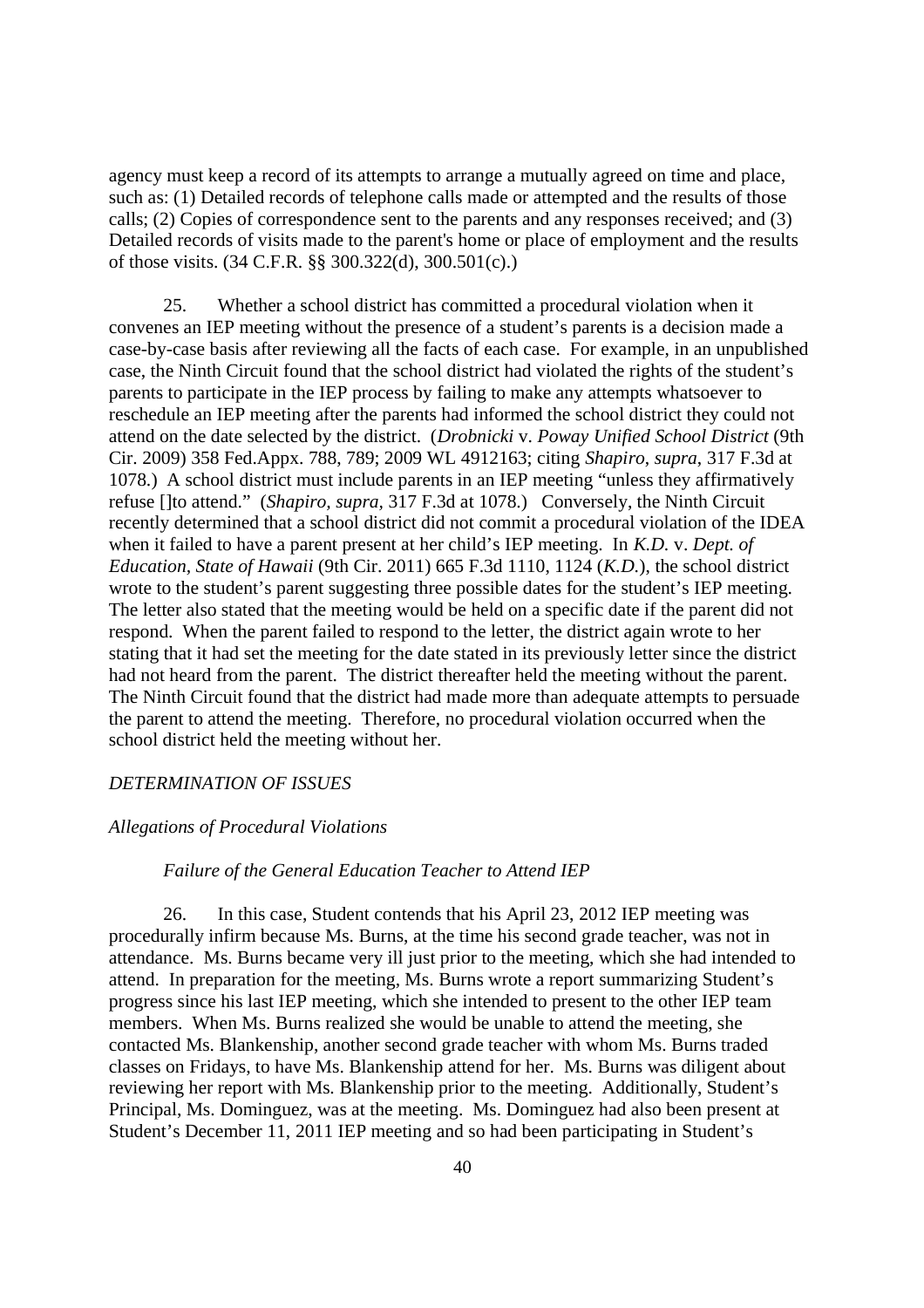agency must keep a record of its attempts to arrange a mutually agreed on time and place, such as: (1) Detailed records of telephone calls made or attempted and the results of those calls; (2) Copies of correspondence sent to the parents and any responses received; and (3) Detailed records of visits made to the parent's home or place of employment and the results of those visits. (34 C.F.R. §§ 300.322(d), 300.501(c).)

25. Whether a school district has committed a procedural violation when it convenes an IEP meeting without the presence of a student's parents is a decision made a case-by-case basis after reviewing all the facts of each case. For example, in an unpublished case, the Ninth Circuit found that the school district had violated the rights of the student's parents to participate in the IEP process by failing to make any attempts whatsoever to reschedule an IEP meeting after the parents had informed the school district they could not attend on the date selected by the district. (*Drobnicki* v. *Poway Unified School District* (9th Cir. 2009) 358 Fed.Appx. 788, 789; 2009 WL 4912163; citing *Shapiro*, *supra*, 317 F.3d at 1078.) A school district must include parents in an IEP meeting "unless they affirmatively refuse []to attend." (*Shapiro, supra*, 317 F.3d at 1078.) Conversely, the Ninth Circuit recently determined that a school district did not commit a procedural violation of the IDEA when it failed to have a parent present at her child's IEP meeting. In *K.D.* v. *Dept. of Education, State of Hawaii* (9th Cir. 2011) 665 F.3d 1110, 1124 (*K.D.*), the school district wrote to the student's parent suggesting three possible dates for the student's IEP meeting. The letter also stated that the meeting would be held on a specific date if the parent did not respond. When the parent failed to respond to the letter, the district again wrote to her stating that it had set the meeting for the date stated in its previously letter since the district had not heard from the parent. The district thereafter held the meeting without the parent. The Ninth Circuit found that the district had made more than adequate attempts to persuade the parent to attend the meeting. Therefore, no procedural violation occurred when the school district held the meeting without her.

*DETERMINATION OF ISSUES*

*Allegations of Procedural Violations*

*Failure of the General Education Teacher to Attend IEP*

26. In this case, Student contends that his April 23, 2012 IEP meeting was procedurally infirm because Ms. Burns, at the time his second grade teacher, was not in attendance. Ms. Burns became very ill just prior to the meeting, which she had intended to attend. In preparation for the meeting, Ms. Burns wrote a report summarizing Student's progress since his last IEP meeting, which she intended to present to the other IEP team members. When Ms. Burns realized she would be unable to attend the meeting, she contacted Ms. Blankenship, another second grade teacher with whom Ms. Burns traded classes on Fridays, to have Ms. Blankenship attend for her. Ms. Burns was diligent about reviewing her report with Ms. Blankenship prior to the meeting. Additionally, Student's Principal, Ms. Dominguez, was at the meeting. Ms. Dominguez had also been present at Student's December 11, 2011 IEP meeting and so had been participating in Student's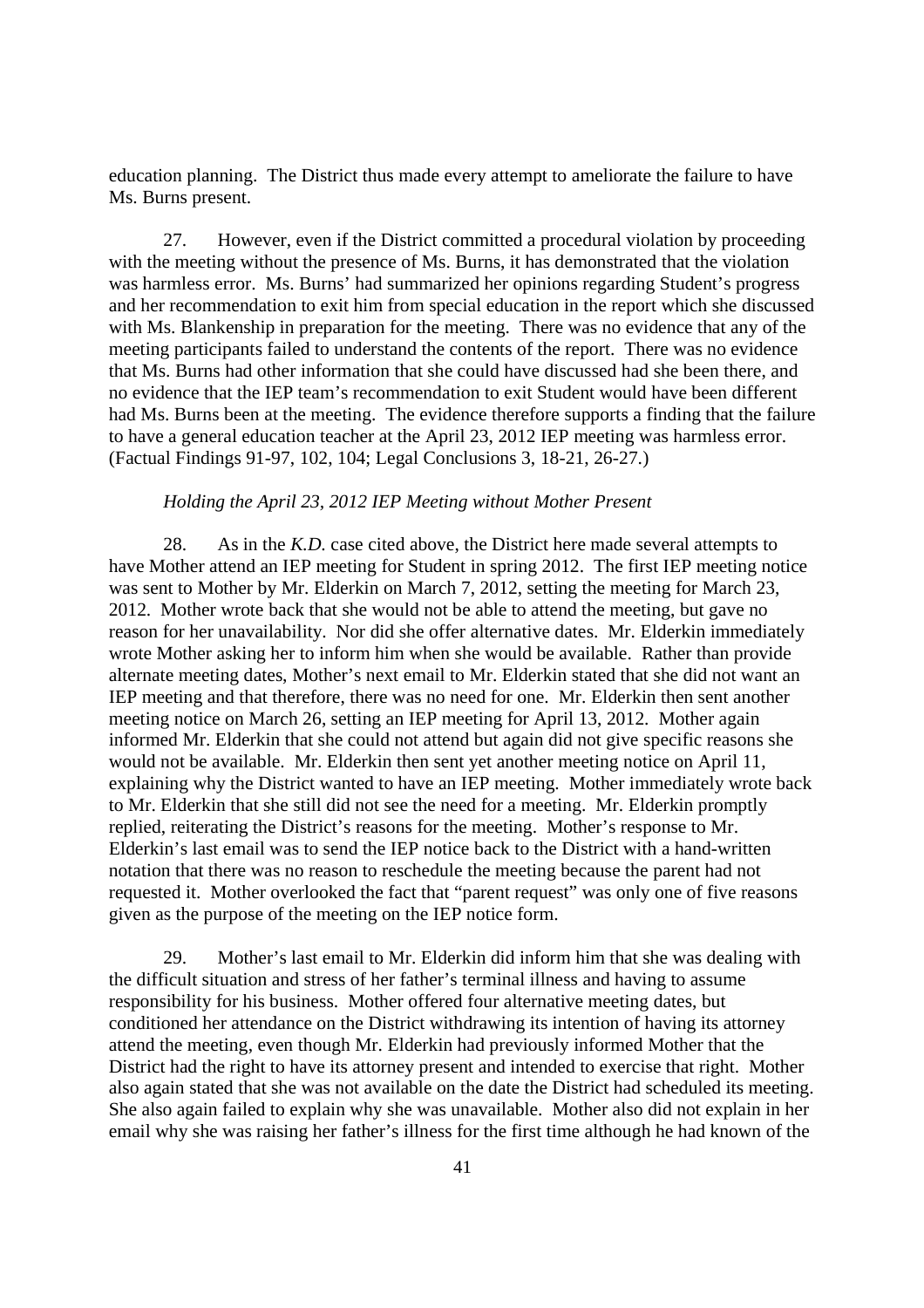education planning. The District thus made every attempt to ameliorate the failure to have Ms. Burns present.

27. However, even if the District committed a procedural violation by proceeding with the meeting without the presence of Ms. Burns, it has demonstrated that the violation was harmless error. Ms. Burns' had summarized her opinions regarding Student's progress and her recommendation to exit him from special education in the report which she discussed with Ms. Blankenship in preparation for the meeting. There was no evidence that any of the meeting participants failed to understand the contents of the report. There was no evidence that Ms. Burns had other information that she could have discussed had she been there, and no evidence that the IEP team's recommendation to exit Student would have been different had Ms. Burns been at the meeting. The evidence therefore supports a finding that the failure to have a general education teacher at the April 23, 2012 IEP meeting was harmless error. (Factual Findings 91-97, 102, 104; Legal Conclusions 3, 18-21, 26-27.)

*Holding the April 23, 2012 IEP Meeting without Mother Present*

28. As in the *K.D.* case cited above, the District here made several attempts to have Mother attend an IEP meeting for Student in spring 2012. The first IEP meeting notice was sent to Mother by Mr. Elderkin on March 7, 2012, setting the meeting for March 23, 2012. Mother wrote back that she would not be able to attend the meeting, but gave no reason for her unavailability. Nor did she offer alternative dates. Mr. Elderkin immediately wrote Mother asking her to inform him when she would be available. Rather than provide alternate meeting dates, Mother's next email to Mr. Elderkin stated that she did not want an IEP meeting and that therefore, there was no need for one. Mr. Elderkin then sent another meeting notice on March 26, setting an IEP meeting for April 13, 2012. Mother again informed Mr. Elderkin that she could not attend but again did not give specific reasons she would not be available. Mr. Elderkin then sent yet another meeting notice on April 11, explaining why the District wanted to have an IEP meeting. Mother immediately wrote back to Mr. Elderkin that she still did not see the need for a meeting. Mr. Elderkin promptly replied, reiterating the District's reasons for the meeting. Mother's response to Mr. Elderkin's last email was to send the IEP notice back to the District with a hand-written notation that there was no reason to reschedule the meeting because the parent had not requested it. Mother overlooked the fact that "parent request" was only one of five reasons given as the purpose of the meeting on the IEP notice form.

29. Mother's last email to Mr. Elderkin did inform him that she was dealing with the difficult situation and stress of her father's terminal illness and having to assume responsibility for his business. Mother offered four alternative meeting dates, but conditioned her attendance on the District withdrawing its intention of having its attorney attend the meeting, even though Mr. Elderkin had previously informed Mother that the District had the right to have its attorney present and intended to exercise that right. Mother also again stated that she was not available on the date the District had scheduled its meeting. She also again failed to explain why she was unavailable. Mother also did not explain in her email why she was raising her father's illness for the first time although he had known of the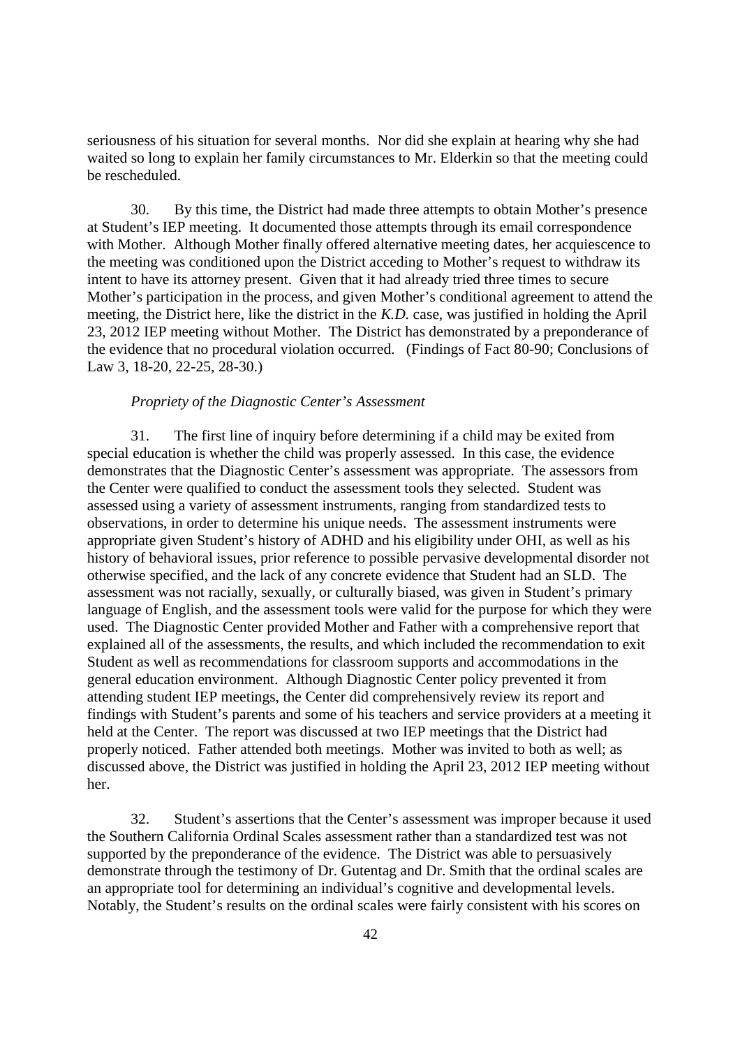seriousness of his situation for several months. Nor did she explain at hearing why she had waited so long to explain her family circumstances to Mr. Elderkin so that the meeting could be rescheduled.

30. By this time, the District had made three attempts to obtain Mother's presence at Student's IEP meeting. It documented those attempts through its email correspondence with Mother. Although Mother finally offered alternative meeting dates, her acquiescence to the meeting was conditioned upon the District acceding to Mother's request to withdraw its intent to have its attorney present. Given that it had already tried three times to secure Mother's participation in the process, and given Mother's conditional agreement to attend the meeting, the District here, like the district in the *K.D.* case, was justified in holding the April 23, 2012 IEP meeting without Mother. The District has demonstrated by a preponderance of the evidence that no procedural violation occurred. (Findings of Fact 80-90; Conclusions of Law 3, 18-20, 22-25, 28-30.)

*Propriety of the Diagnostic Center's Assessment*

31. The first line of inquiry before determining if a child may be exited from special education is whether the child was properly assessed. In this case, the evidence demonstrates that the Diagnostic Center's assessment was appropriate. The assessors from the Center were qualified to conduct the assessment tools they selected. Student was assessed using a variety of assessment instruments, ranging from standardized tests to observations, in order to determine his unique needs. The assessment instruments were appropriate given Student's history of ADHD and his eligibility under OHI, as well as his history of behavioral issues, prior reference to possible pervasive developmental disorder not otherwise specified, and the lack of any concrete evidence that Student had an SLD. The assessment was not racially, sexually, or culturally biased, was given in Student's primary language of English, and the assessment tools were valid for the purpose for which they were used. The Diagnostic Center provided Mother and Father with a comprehensive report that explained all of the assessments, the results, and which included the recommendation to exit Student as well as recommendations for classroom supports and accommodations in the general education environment. Although Diagnostic Center policy prevented it from attending student IEP meetings, the Center did comprehensively review its report and findings with Student's parents and some of his teachers and service providers at a meeting it held at the Center. The report was discussed at two IEP meetings that the District had properly noticed. Father attended both meetings. Mother was invited to both as well; as discussed above, the District was justified in holding the April 23, 2012 IEP meeting without her.

32. Student's assertions that the Center's assessment was improper because it used the Southern California Ordinal Scales assessment rather than a standardized test was not supported by the preponderance of the evidence. The District was able to persuasively demonstrate through the testimony of Dr. Gutentag and Dr. Smith that the ordinal scales are an appropriate tool for determining an individual's cognitive and developmental levels. Notably, the Student's results on the ordinal scales were fairly consistent with his scores on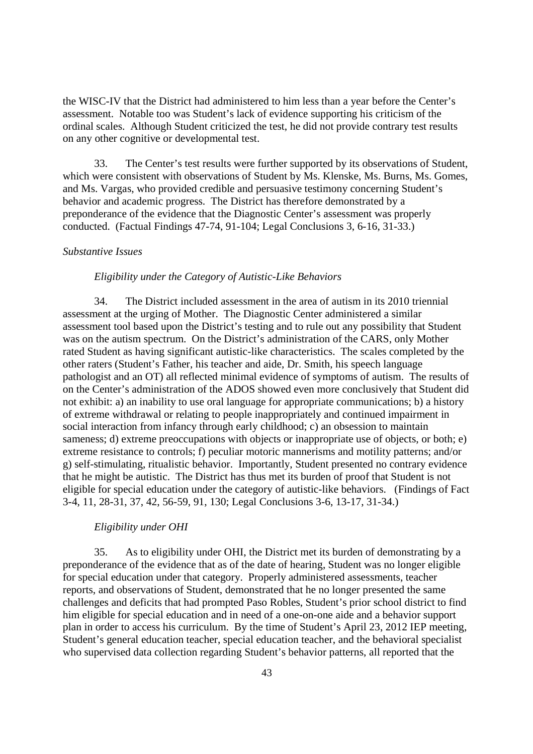the WISC-IV that the District had administered to him less than a year before the Center's assessment. Notable too was Student's lack of evidence supporting his criticism of the ordinal scales. Although Student criticized the test, he did not provide contrary test results on any other cognitive or developmental test.

33. The Center's test results were further supported by its observations of Student, which were consistent with observations of Student by Ms. Klenske, Ms. Burns, Ms. Gomes, and Ms. Vargas, who provided credible and persuasive testimony concerning Student's behavior and academic progress. The District has therefore demonstrated by a preponderance of the evidence that the Diagnostic Center's assessment was properly conducted. (Factual Findings 47-74, 91-104; Legal Conclusions 3, 6-16, 31-33.)

*Substantive Issues*

*Eligibility under the Category of Autistic-Like Behaviors*

34. The District included assessment in the area of autism in its 2010 triennial assessment at the urging of Mother. The Diagnostic Center administered a similar assessment tool based upon the District's testing and to rule out any possibility that Student was on the autism spectrum. On the District's administration of the CARS, only Mother rated Student as having significant autistic-like characteristics. The scales completed by the other raters (Student's Father, his teacher and aide, Dr. Smith, his speech language pathologist and an OT) all reflected minimal evidence of symptoms of autism. The results of on the Center's administration of the ADOS showed even more conclusively that Student did not exhibit: a) an inability to use oral language for appropriate communications; b) a history of extreme withdrawal or relating to people inappropriately and continued impairment in social interaction from infancy through early childhood; c) an obsession to maintain sameness; d) extreme preoccupations with objects or inappropriate use of objects, or both; e) extreme resistance to controls; f) peculiar motoric mannerisms and motility patterns; and/or g) self-stimulating, ritualistic behavior. Importantly, Student presented no contrary evidence that he might be autistic. The District has thus met its burden of proof that Student is not eligible for special education under the category of autistic-like behaviors. (Findings of Fact 3-4, 11, 28-31, 37, 42, 56-59, 91, 130; Legal Conclusions 3-6, 13-17, 31-34.)

*Eligibility under OHI*

35. As to eligibility under OHI, the District met its burden of demonstrating by a preponderance of the evidence that as of the date of hearing, Student was no longer eligible for special education under that category. Properly administered assessments, teacher reports, and observations of Student, demonstrated that he no longer presented the same challenges and deficits that had prompted Paso Robles, Student's prior school district to find him eligible for special education and in need of a one-on-one aide and a behavior support plan in order to access his curriculum. By the time of Student's April 23, 2012 IEP meeting, Student's general education teacher, special education teacher, and the behavioral specialist who supervised data collection regarding Student's behavior patterns, all reported that the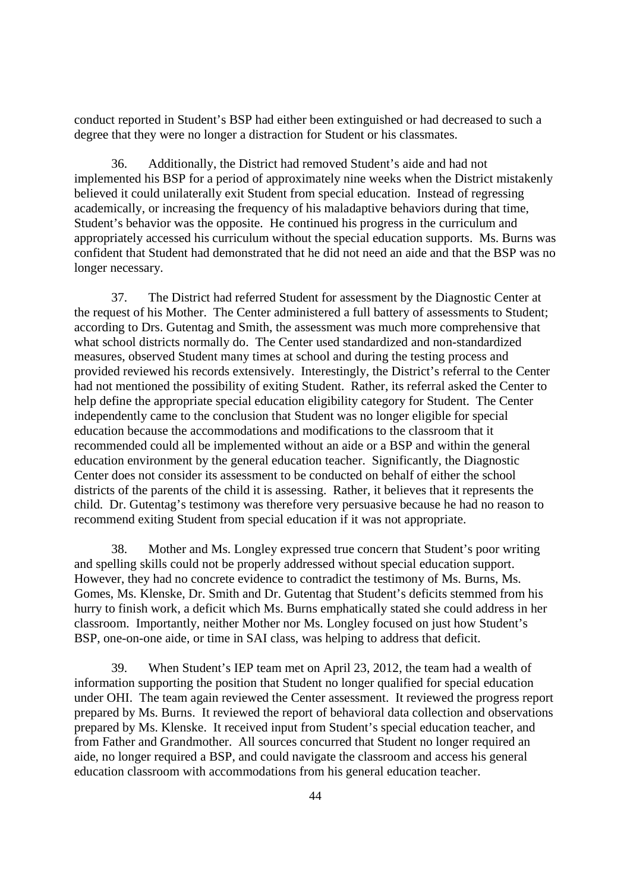conduct reported in Student's BSP had either been extinguished or had decreased to such a degree that they were no longer a distraction for Student or his classmates.

36. Additionally, the District had removed Student's aide and had not implemented his BSP for a period of approximately nine weeks when the District mistakenly believed it could unilaterally exit Student from special education. Instead of regressing academically, or increasing the frequency of his maladaptive behaviors during that time, Student's behavior was the opposite. He continued his progress in the curriculum and appropriately accessed his curriculum without the special education supports. Ms. Burns was confident that Student had demonstrated that he did not need an aide and that the BSP was no longer necessary.

37. The District had referred Student for assessment by the Diagnostic Center at the request of his Mother. The Center administered a full battery of assessments to Student; according to Drs. Gutentag and Smith, the assessment was much more comprehensive that what school districts normally do. The Center used standardized and non-standardized measures, observed Student many times at school and during the testing process and provided reviewed his records extensively. Interestingly, the District's referral to the Center had not mentioned the possibility of exiting Student. Rather, its referral asked the Center to help define the appropriate special education eligibility category for Student. The Center independently came to the conclusion that Student was no longer eligible for special education because the accommodations and modifications to the classroom that it recommended could all be implemented without an aide or a BSP and within the general education environment by the general education teacher. Significantly, the Diagnostic Center does not consider its assessment to be conducted on behalf of either the school districts of the parents of the child it is assessing. Rather, it believes that it represents the child. Dr. Gutentag's testimony was therefore very persuasive because he had no reason to recommend exiting Student from special education if it was not appropriate.

38. Mother and Ms. Longley expressed true concern that Student's poor writing and spelling skills could not be properly addressed without special education support. However, they had no concrete evidence to contradict the testimony of Ms. Burns, Ms. Gomes, Ms. Klenske, Dr. Smith and Dr. Gutentag that Student's deficits stemmed from his hurry to finish work, a deficit which Ms. Burns emphatically stated she could address in her classroom. Importantly, neither Mother nor Ms. Longley focused on just how Student's BSP, one-on-one aide, or time in SAI class, was helping to address that deficit.

39. When Student's IEP team met on April 23, 2012, the team had a wealth of information supporting the position that Student no longer qualified for special education under OHI. The team again reviewed the Center assessment. It reviewed the progress report prepared by Ms. Burns. It reviewed the report of behavioral data collection and observations prepared by Ms. Klenske. It received input from Student's special education teacher, and from Father and Grandmother. All sources concurred that Student no longer required an aide, no longer required a BSP, and could navigate the classroom and access his general education classroom with accommodations from his general education teacher.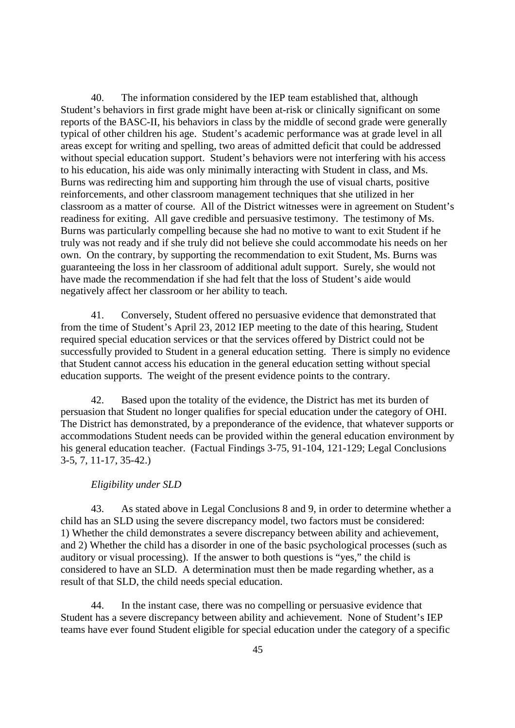40. The information considered by the IEP team established that, although Student's behaviors in first grade might have been at-risk or clinically significant on some reports of the BASC-II, his behaviors in class by the middle of second grade were generally typical of other children his age. Student's academic performance was at grade level in all areas except for writing and spelling, two areas of admitted deficit that could be addressed without special education support. Student's behaviors were not interfering with his access to his education, his aide was only minimally interacting with Student in class, and Ms. Burns was redirecting him and supporting him through the use of visual charts, positive reinforcements, and other classroom management techniques that she utilized in her classroom as a matter of course. All of the District witnesses were in agreement on Student's readiness for exiting. All gave credible and persuasive testimony. The testimony of Ms. Burns was particularly compelling because she had no motive to want to exit Student if he truly was not ready and if she truly did not believe she could accommodate his needs on her own. On the contrary, by supporting the recommendation to exit Student, Ms. Burns was guaranteeing the loss in her classroom of additional adult support. Surely, she would not have made the recommendation if she had felt that the loss of Student's aide would negatively affect her classroom or her ability to teach.

41. Conversely, Student offered no persuasive evidence that demonstrated that from the time of Student's April 23, 2012 IEP meeting to the date of this hearing, Student required special education services or that the services offered by District could not be successfully provided to Student in a general education setting. There is simply no evidence that Student cannot access his education in the general education setting without special education supports. The weight of the present evidence points to the contrary.

42. Based upon the totality of the evidence, the District has met its burden of persuasion that Student no longer qualifies for special education under the category of OHI. The District has demonstrated, by a preponderance of the evidence, that whatever supports or accommodations Student needs can be provided within the general education environment by his general education teacher. (Factual Findings 3-75, 91-104, 121-129; Legal Conclusions 3-5, 7, 11-17, 35-42.)

*Eligibility under SLD*

43. As stated above in Legal Conclusions 8 and 9, in order to determine whether a child has an SLD using the severe discrepancy model, two factors must be considered: 1) Whether the child demonstrates a severe discrepancy between ability and achievement, and 2) Whether the child has a disorder in one of the basic psychological processes (such as auditory or visual processing). If the answer to both questions is "yes," the child is considered to have an SLD. A determination must then be made regarding whether, as a result of that SLD, the child needs special education.

44. In the instant case, there was no compelling or persuasive evidence that Student has a severe discrepancy between ability and achievement. None of Student's IEP teams have ever found Student eligible for special education under the category of a specific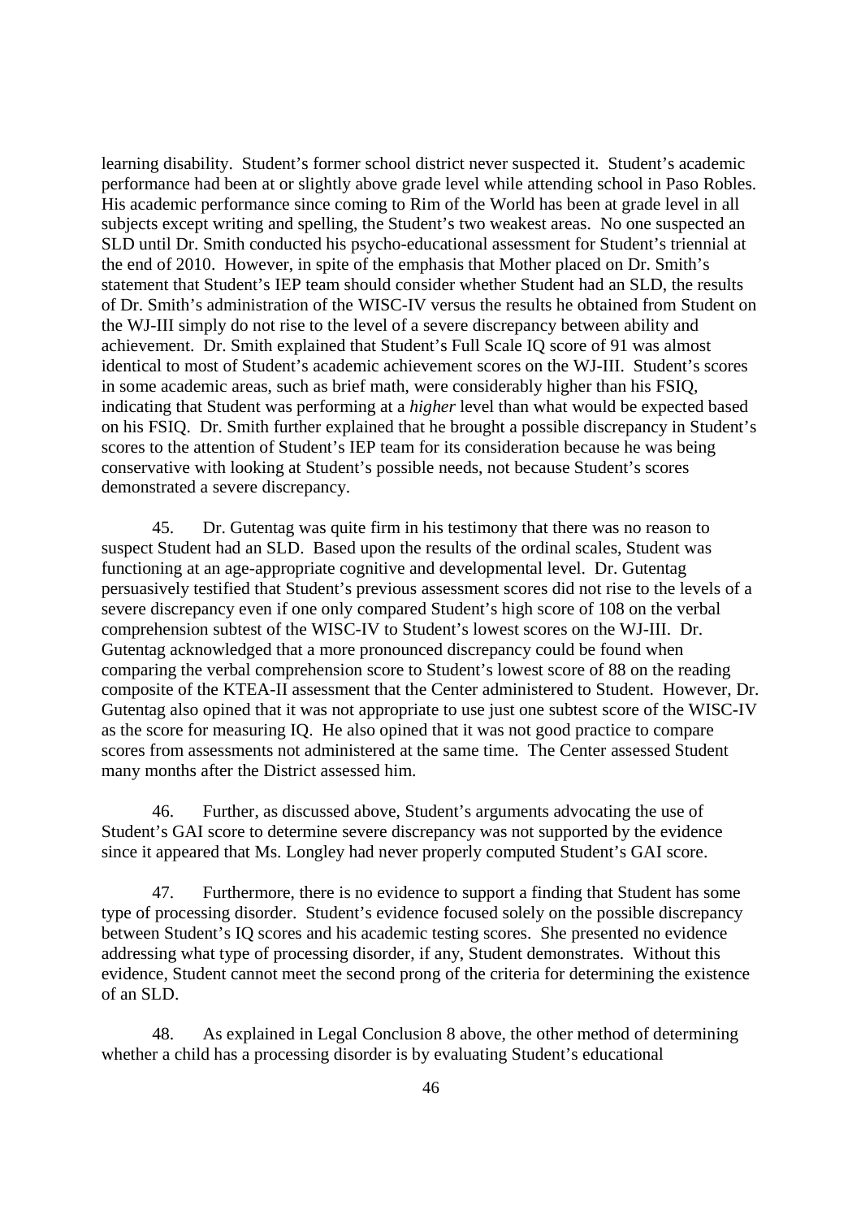learning disability. Student's former school district never suspected it. Student's academic performance had been at or slightly above grade level while attending school in Paso Robles. His academic performance since coming to Rim of the World has been at grade level in all subjects except writing and spelling, the Student's two weakest areas. No one suspected an SLD until Dr. Smith conducted his psycho-educational assessment for Student's triennial at the end of 2010. However, in spite of the emphasis that Mother placed on Dr. Smith's statement that Student's IEP team should consider whether Student had an SLD, the results of Dr. Smith's administration of the WISC-IV versus the results he obtained from Student on the WJ-III simply do not rise to the level of a severe discrepancy between ability and achievement. Dr. Smith explained that Student's Full Scale IQ score of 91 was almost identical to most of Student's academic achievement scores on the WJ-III. Student's scores in some academic areas, such as brief math, were considerably higher than his FSIQ, indicating that Student was performing at a *higher* level than what would be expected based on his FSIQ. Dr. Smith further explained that he brought a possible discrepancy in Student's scores to the attention of Student's IEP team for its consideration because he was being conservative with looking at Student's possible needs, not because Student's scores demonstrated a severe discrepancy.

45. Dr. Gutentag was quite firm in his testimony that there was no reason to suspect Student had an SLD. Based upon the results of the ordinal scales, Student was functioning at an age-appropriate cognitive and developmental level. Dr. Gutentag persuasively testified that Student's previous assessment scores did not rise to the levels of a severe discrepancy even if one only compared Student's high score of 108 on the verbal comprehension subtest of the WISC-IV to Student's lowest scores on the WJ-III. Dr. Gutentag acknowledged that a more pronounced discrepancy could be found when comparing the verbal comprehension score to Student's lowest score of 88 on the reading composite of the KTEA-II assessment that the Center administered to Student. However, Dr. Gutentag also opined that it was not appropriate to use just one subtest score of the WISC-IV as the score for measuring IQ. He also opined that it was not good practice to compare scores from assessments not administered at the same time. The Center assessed Student many months after the District assessed him.

46. Further, as discussed above, Student's arguments advocating the use of Student's GAI score to determine severe discrepancy was not supported by the evidence since it appeared that Ms. Longley had never properly computed Student's GAI score.

47. Furthermore, there is no evidence to support a finding that Student has some type of processing disorder. Student's evidence focused solely on the possible discrepancy between Student's IQ scores and his academic testing scores. She presented no evidence addressing what type of processing disorder, if any, Student demonstrates. Without this evidence, Student cannot meet the second prong of the criteria for determining the existence of an SLD.

48. As explained in Legal Conclusion 8 above, the other method of determining whether a child has a processing disorder is by evaluating Student's educational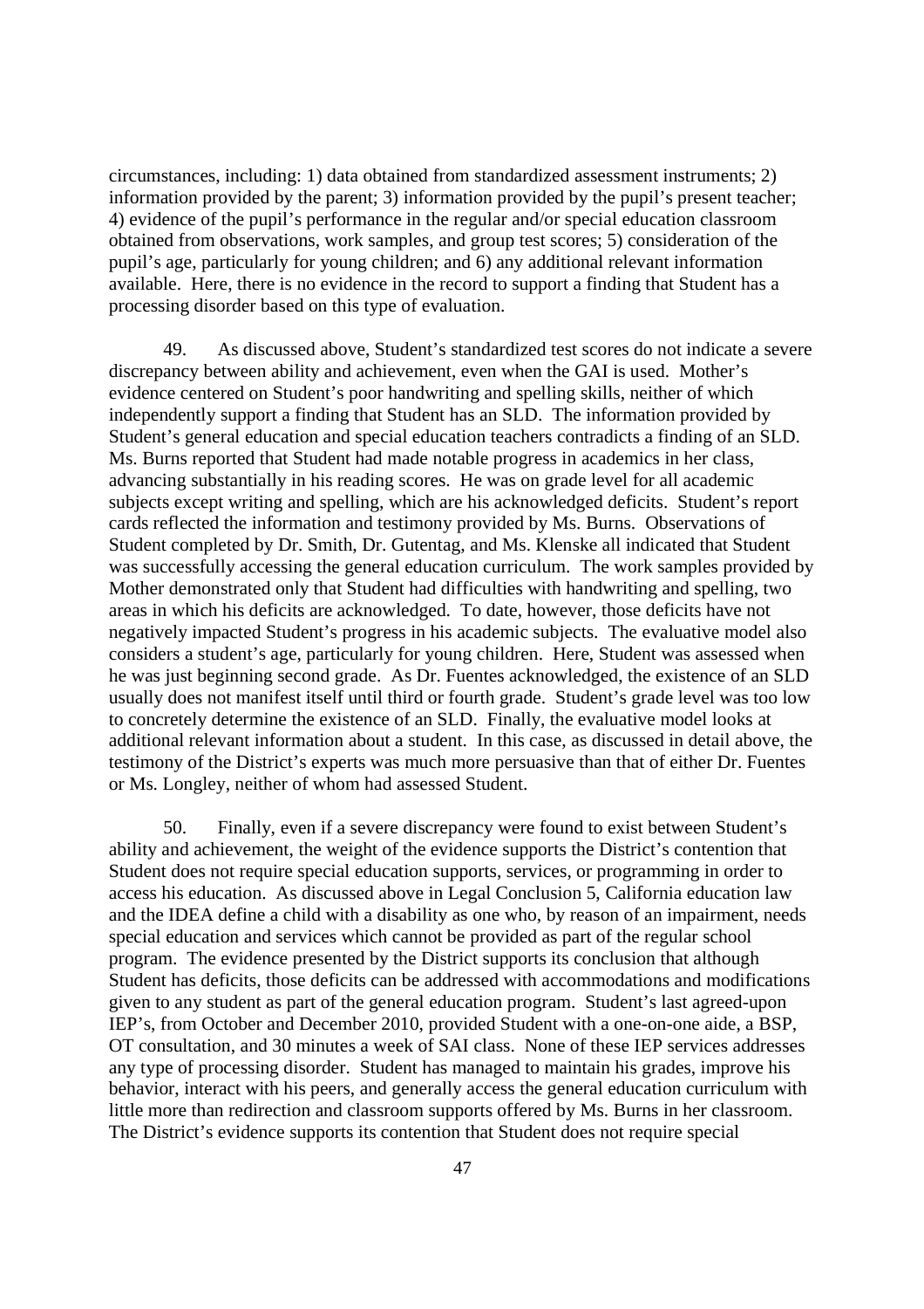circumstances, including: 1) data obtained from standardized assessment instruments; 2) information provided by the parent; 3) information provided by the pupil's present teacher; 4) evidence of the pupil's performance in the regular and/or special education classroom obtained from observations, work samples, and group test scores; 5) consideration of the pupil's age, particularly for young children; and 6) any additional relevant information available. Here, there is no evidence in the record to support a finding that Student has a processing disorder based on this type of evaluation.

49. As discussed above, Student's standardized test scores do not indicate a severe discrepancy between ability and achievement, even when the GAI is used. Mother's evidence centered on Student's poor handwriting and spelling skills, neither of which independently support a finding that Student has an SLD. The information provided by Student's general education and special education teachers contradicts a finding of an SLD. Ms. Burns reported that Student had made notable progress in academics in her class, advancing substantially in his reading scores. He was on grade level for all academic subjects except writing and spelling, which are his acknowledged deficits. Student's report cards reflected the information and testimony provided by Ms. Burns. Observations of Student completed by Dr. Smith, Dr. Gutentag, and Ms. Klenske all indicated that Student was successfully accessing the general education curriculum. The work samples provided by Mother demonstrated only that Student had difficulties with handwriting and spelling, two areas in which his deficits are acknowledged. To date, however, those deficits have not negatively impacted Student's progress in his academic subjects. The evaluative model also considers a student's age, particularly for young children. Here, Student was assessed when he was just beginning second grade. As Dr. Fuentes acknowledged, the existence of an SLD usually does not manifest itself until third or fourth grade. Student's grade level was too low to concretely determine the existence of an SLD. Finally, the evaluative model looks at additional relevant information about a student. In this case, as discussed in detail above, the testimony of the District's experts was much more persuasive than that of either Dr. Fuentes or Ms. Longley, neither of whom had assessed Student.

50. Finally, even if a severe discrepancy were found to exist between Student's ability and achievement, the weight of the evidence supports the District's contention that Student does not require special education supports, services, or programming in order to access his education. As discussed above in Legal Conclusion 5, California education law and the IDEA define a child with a disability as one who, by reason of an impairment, needs special education and services which cannot be provided as part of the regular school program. The evidence presented by the District supports its conclusion that although Student has deficits, those deficits can be addressed with accommodations and modifications given to any student as part of the general education program. Student's last agreed-upon IEP's, from October and December 2010, provided Student with a one-on-one aide, a BSP, OT consultation, and 30 minutes a week of SAI class. None of these IEP services addresses any type of processing disorder. Student has managed to maintain his grades, improve his behavior, interact with his peers, and generally access the general education curriculum with little more than redirection and classroom supports offered by Ms. Burns in her classroom. The District's evidence supports its contention that Student does not require special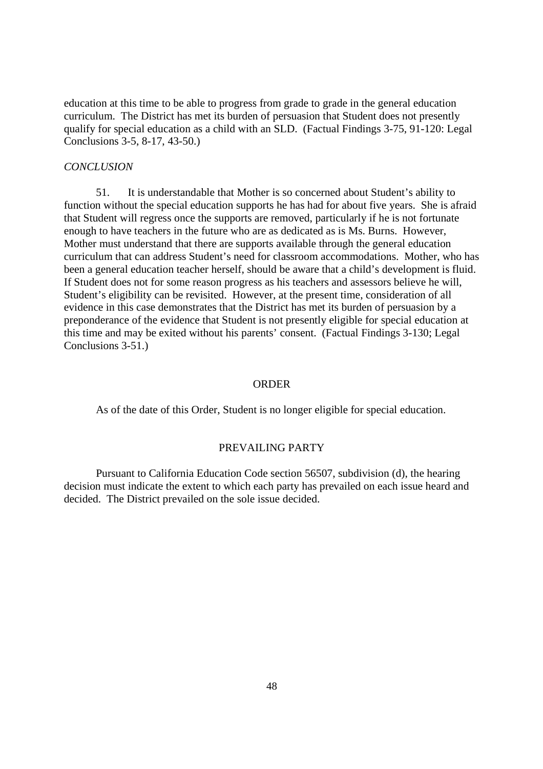education at this time to be able to progress from grade to grade in the general education curriculum. The District has met its burden of persuasion that Student does not presently qualify for special education as a child with an SLD. (Factual Findings 3-75, 91-120: Legal Conclusions 3-5, 8-17, 43-50.)

*CONCLUSION*

51. It is understandable that Mother is so concerned about Student's ability to function without the special education supports he has had for about five years. She is afraid that Student will regress once the supports are removed, particularly if he is not fortunate enough to have teachers in the future who are as dedicated as is Ms. Burns. However, Mother must understand that there are supports available through the general education curriculum that can address Student's need for classroom accommodations. Mother, who has been a general education teacher herself, should be aware that a child's development is fluid. If Student does not for some reason progress as his teachers and assessors believe he will, Student's eligibility can be revisited. However, at the present time, consideration of all evidence in this case demonstrates that the District has met its burden of persuasion by a preponderance of the evidence that Student is not presently eligible for special education at this time and may be exited without his parents' consent. (Factual Findings 3-130; Legal Conclusions 3-51.)

## ORDER

As of the date of this Order, Student is no longer eligible for special education.

## PREVAILING PARTY

Pursuant to California Education Code section 56507, subdivision (d), the hearing decision must indicate the extent to which each party has prevailed on each issue heard and decided. The District prevailed on the sole issue decided.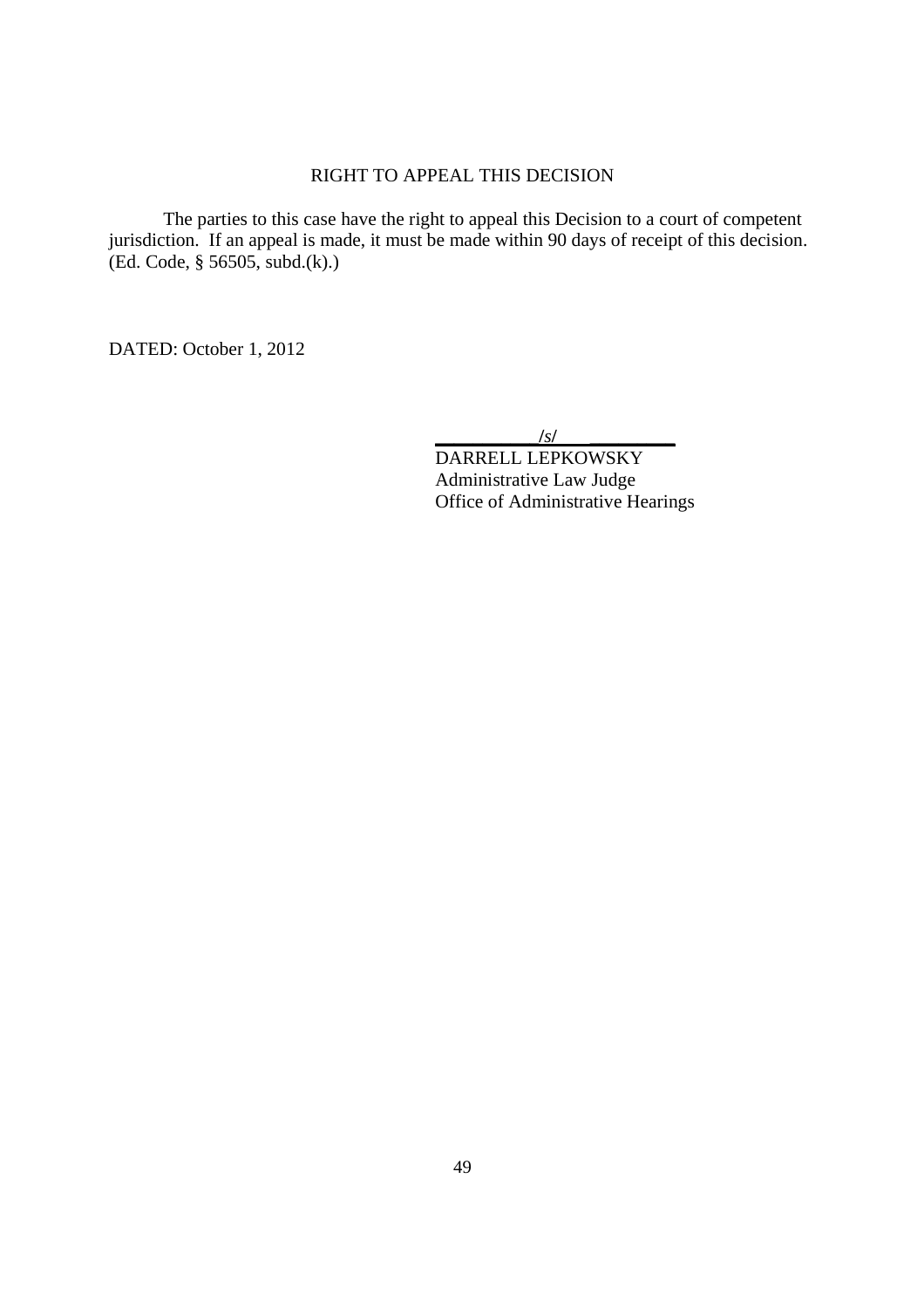## RIGHT TO APPEAL THIS DECISION

The parties to this case have the right to appeal this Decision to a court of competent jurisdiction. If an appeal is made, it must be made within 90 days of receipt of this decision. (Ed. Code, § 56505, subd.(k).)

DATED: October 1, 2012

/s/

DARRELL LEPKOWSKY
Administrative Law Judge
Office of Administrative Hearings